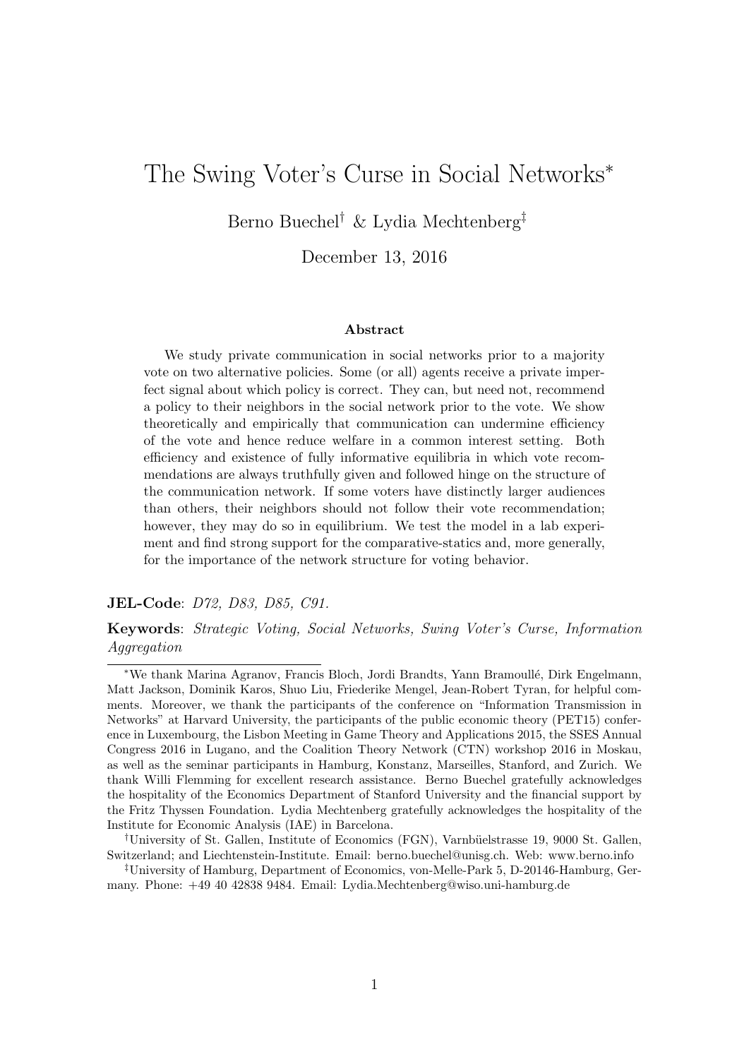# The Swing Voter's Curse in Social Networks*

Berno Buechel† & Lydia Mechtenberg‡

December 13, 2016

### Abstract

We study private communication in social networks prior to a majority vote on two alternative policies. Some (or all) agents receive a private imperfect signal about which policy is correct. They can, but need not, recommend a policy to their neighbors in the social network prior to the vote. We show theoretically and empirically that communication can undermine efficiency of the vote and hence reduce welfare in a common interest setting. Both efficiency and existence of fully informative equilibria in which vote recommendations are always truthfully given and followed hinge on the structure of the communication network. If some voters have distinctly larger audiences than others, their neighbors should not follow their vote recommendation; however, they may do so in equilibrium. We test the model in a lab experiment and find strong support for the comparative-statics and, more generally, for the importance of the network structure for voting behavior.

**JEL-Code**: *D72, D83, D85, C91.*

**Keywords**: *Strategic Voting, Social Networks, Swing Voter's Curse, Information Aggregation*

---

*We thank Marina Agranov, Francis Bloch, Jordi Brandts, Yann Bramoullé, Dirk Engelmann, Matt Jackson, Dominik Karos, Shuo Liu, Friederike Mengel, Jean-Robert Tyran, for helpful comments. Moreover, we thank the participants of the conference on "Information Transmission in Networks" at Harvard University, the participants of the public economic theory (PET15) conference in Luxembourg, the Lisbon Meeting in Game Theory and Applications 2015, the SSES Annual Congress 2016 in Lugano, and the Coalition Theory Network (CTN) workshop 2016 in Moskau, as well as the seminar participants in Hamburg, Konstanz, Marseilles, Stanford, and Zurich. We thank Willi Flemming for excellent research assistance. Berno Buechel gratefully acknowledges the hospitality of the Economics Department of Stanford University and the financial support by the Fritz Thyssen Foundation. Lydia Mechtenberg gratefully acknowledges the hospitality of the Institute for Economic Analysis (IAE) in Barcelona.

†University of St. Gallen, Institute of Economics (FGN), Varnbüelstrasse 19, 9000 St. Gallen, Switzerland; and Liechtenstein-Institute. Email: berno.buechel@unisg.ch. Web: www.berno.info

‡University of Hamburg, Department of Economics, von-Melle-Park 5, D-20146-Hamburg, Germany. Phone: +49 40 42838 9484. Email: Lydia.Mechtenberg@wiso.uni-hamburg.de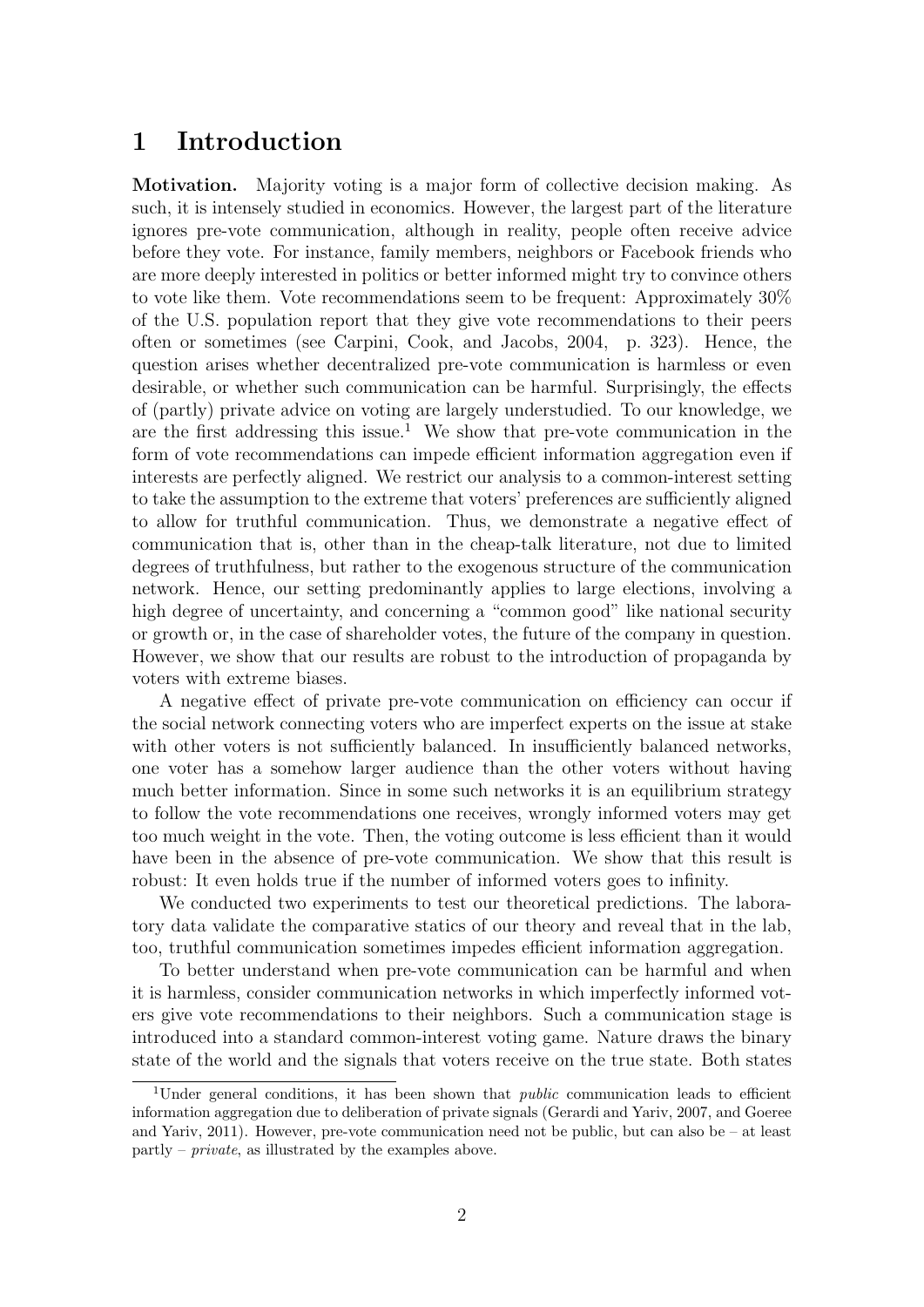# 1 Introduction

**Motivation.** Majority voting is a major form of collective decision making. As such, it is intensely studied in economics. However, the largest part of the literature ignores pre-vote communication, although in reality, people often receive advice before they vote. For instance, family members, neighbors or Facebook friends who are more deeply interested in politics or better informed might try to convince others to vote like them. Vote recommendations seem to be frequent: Approximately 30% of the U.S. population report that they give vote recommendations to their peers often or sometimes (see Carpini, Cook, and Jacobs, 2004, p. 323). Hence, the question arises whether decentralized pre-vote communication is harmless or even desirable, or whether such communication can be harmful. Surprisingly, the effects of (partly) private advice on voting are largely understudied. To our knowledge, we are the first addressing this issue.[1] We show that pre-vote communication in the form of vote recommendations can impede efficient information aggregation even if interests are perfectly aligned. We restrict our analysis to a common-interest setting to take the assumption to the extreme that voters' preferences are sufficiently aligned to allow for truthful communication. Thus, we demonstrate a negative effect of communication that is, other than in the cheap-talk literature, not due to limited degrees of truthfulness, but rather to the exogenous structure of the communication network. Hence, our setting predominantly applies to large elections, involving a high degree of uncertainty, and concerning a "common good" like national security or growth or, in the case of shareholder votes, the future of the company in question. However, we show that our results are robust to the introduction of propaganda by voters with extreme biases.

A negative effect of private pre-vote communication on efficiency can occur if the social network connecting voters who are imperfect experts on the issue at stake with other voters is not sufficiently balanced. In insufficiently balanced networks, one voter has a somehow larger audience than the other voters without having much better information. Since in some such networks it is an equilibrium strategy to follow the vote recommendations one receives, wrongly informed voters may get too much weight in the vote. Then, the voting outcome is less efficient than it would have been in the absence of pre-vote communication. We show that this result is robust: It even holds true if the number of informed voters goes to infinity.

We conducted two experiments to test our theoretical predictions. The laboratory data validate the comparative statics of our theory and reveal that in the lab, too, truthful communication sometimes impedes efficient information aggregation.

To better understand when pre-vote communication can be harmful and when it is harmless, consider communication networks in which imperfectly informed voters give vote recommendations to their neighbors. Such a communication stage is introduced into a standard common-interest voting game. Nature draws the binary state of the world and the signals that voters receive on the true state. Both states

[1] Under general conditions, it has been shown that *public* communication leads to efficient information aggregation due to deliberation of private signals (Gerardi and Yariv, 2007, and Goeree and Yariv, 2011). However, pre-vote communication need not be public, but can also be – at least partly – *private*, as illustrated by the examples above.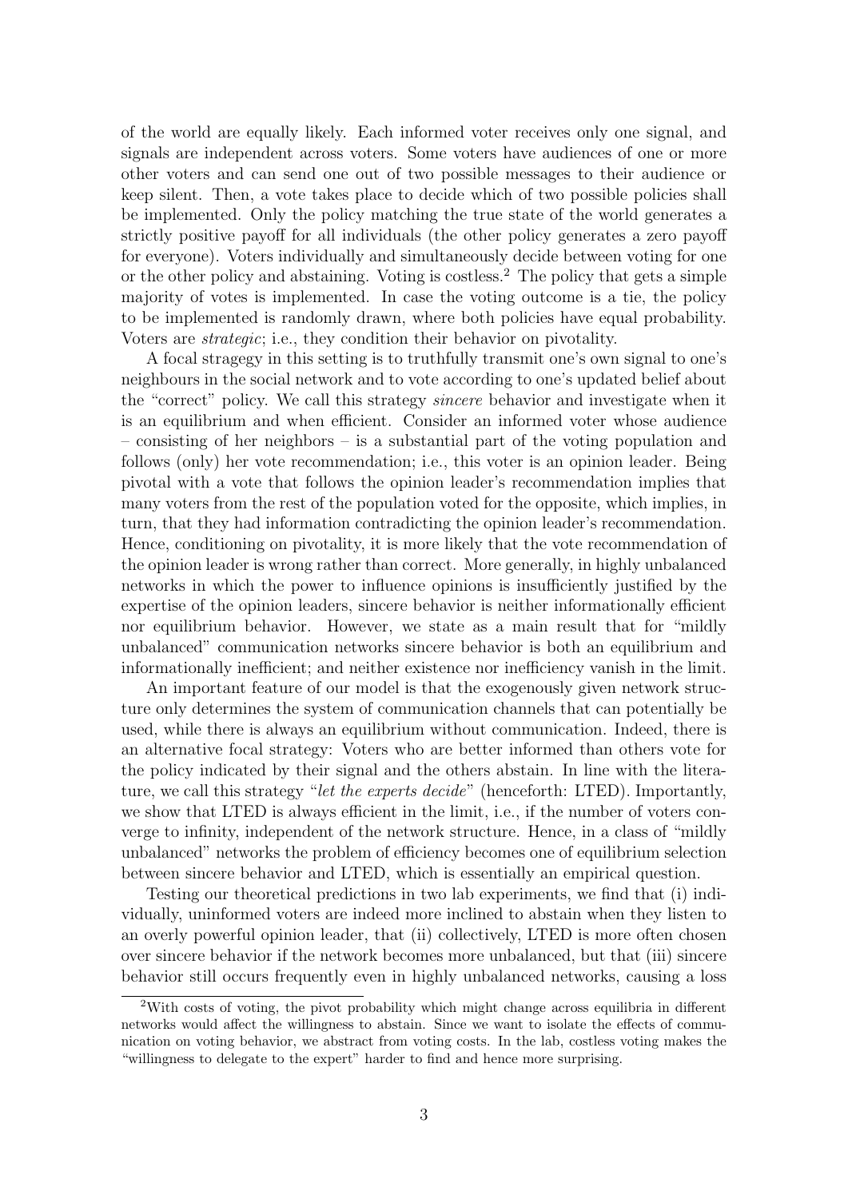of the world are equally likely. Each informed voter receives only one signal, and signals are independent across voters. Some voters have audiences of one or more other voters and can send one out of two possible messages to their audience or keep silent. Then, a vote takes place to decide which of two possible policies shall be implemented. Only the policy matching the true state of the world generates a strictly positive payoff for all individuals (the other policy generates a zero payoff for everyone). Voters individually and simultaneously decide between voting for one or the other policy and abstaining. Voting is costless.[2] The policy that gets a simple majority of votes is implemented. In case the voting outcome is a tie, the policy to be implemented is randomly drawn, where both policies have equal probability. Voters are *strategic*; i.e., they condition their behavior on pivotality.

A focal stragegy in this setting is to truthfully transmit one's own signal to one's neighbours in the social network and to vote according to one's updated belief about the "correct" policy. We call this strategy *sincere* behavior and investigate when it is an equilibrium and when efficient. Consider an informed voter whose audience – consisting of her neighbors – is a substantial part of the voting population and follows (only) her vote recommendation; i.e., this voter is an opinion leader. Being pivotal with a vote that follows the opinion leader's recommendation implies that many voters from the rest of the population voted for the opposite, which implies, in turn, that they had information contradicting the opinion leader's recommendation. Hence, conditioning on pivotality, it is more likely that the vote recommendation of the opinion leader is wrong rather than correct. More generally, in highly unbalanced networks in which the power to influence opinions is insufficiently justified by the expertise of the opinion leaders, sincere behavior is neither informationally efficient nor equilibrium behavior. However, we state as a main result that for "mildly unbalanced" communication networks sincere behavior is both an equilibrium and informationally inefficient; and neither existence nor inefficiency vanish in the limit.

An important feature of our model is that the exogenously given network structure only determines the system of communication channels that can potentially be used, while there is always an equilibrium without communication. Indeed, there is an alternative focal strategy: Voters who are better informed than others vote for the policy indicated by their signal and the others abstain. In line with the literature, we call this strategy "*let the experts decide*" (henceforth: LTED). Importantly, we show that LTED is always efficient in the limit, i.e., if the number of voters converge to infinity, independent of the network structure. Hence, in a class of "mildly unbalanced" networks the problem of efficiency becomes one of equilibrium selection between sincere behavior and LTED, which is essentially an empirical question.

Testing our theoretical predictions in two lab experiments, we find that (i) individually, uninformed voters are indeed more inclined to abstain when they listen to an overly powerful opinion leader, that (ii) collectively, LTED is more often chosen over sincere behavior if the network becomes more unbalanced, but that (iii) sincere behavior still occurs frequently even in highly unbalanced networks, causing a loss

[2] With costs of voting, the pivot probability which might change across equilibria in different networks would affect the willingness to abstain. Since we want to isolate the effects of communication on voting behavior, we abstract from voting costs. In the lab, costless voting makes the "willingness to delegate to the expert" harder to find and hence more surprising.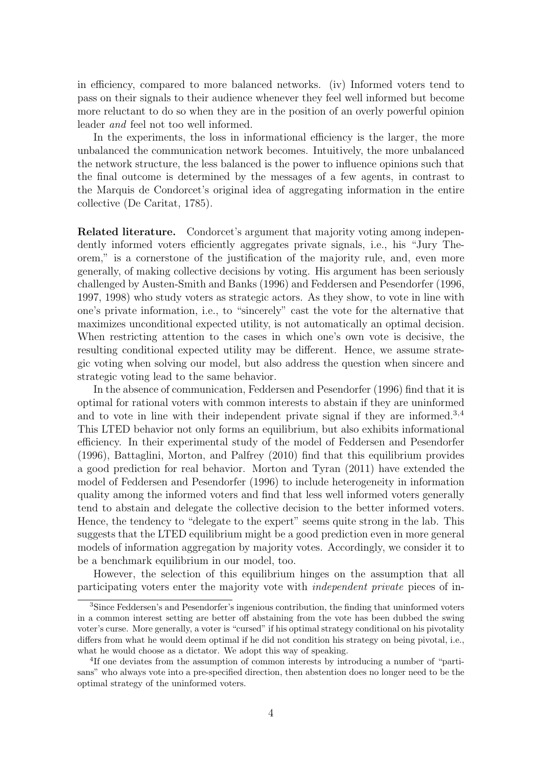in efficiency, compared to more balanced networks. (iv) Informed voters tend to pass on their signals to their audience whenever they feel well informed but become more reluctant to do so when they are in the position of an overly powerful opinion leader *and* feel not too well informed.

In the experiments, the loss in informational efficiency is the larger, the more unbalanced the communication network becomes. Intuitively, the more unbalanced the network structure, the less balanced is the power to influence opinions such that the final outcome is determined by the messages of a few agents, in contrast to the Marquis de Condorcet's original idea of aggregating information in the entire collective (De Caritat, 1785).

**Related literature.** Condorcet's argument that majority voting among independently informed voters efficiently aggregates private signals, i.e., his "Jury Theorem," is a cornerstone of the justification of the majority rule, and, even more generally, of making collective decisions by voting. His argument has been seriously challenged by Austen-Smith and Banks (1996) and Feddersen and Pesendorfer (1996, 1997, 1998) who study voters as strategic actors. As they show, to vote in line with one's private information, i.e., to "sincerely" cast the vote for the alternative that maximizes unconditional expected utility, is not automatically an optimal decision. When restricting attention to the cases in which one's own vote is decisive, the resulting conditional expected utility may be different. Hence, we assume strategic voting when solving our model, but also address the question when sincere and strategic voting lead to the same behavior.

In the absence of communication, Feddersen and Pesendorfer (1996) find that it is optimal for rational voters with common interests to abstain if they are uninformed and to vote in line with their independent private signal if they are informed.[3,4] This LTED behavior not only forms an equilibrium, but also exhibits informational efficiency. In their experimental study of the model of Feddersen and Pesendorfer (1996), Battaglini, Morton, and Palfrey (2010) find that this equilibrium provides a good prediction for real behavior. Morton and Tyran (2011) have extended the model of Feddersen and Pesendorfer (1996) to include heterogeneity in information quality among the informed voters and find that less well informed voters generally tend to abstain and delegate the collective decision to the better informed voters. Hence, the tendency to "delegate to the expert" seems quite strong in the lab. This suggests that the LTED equilibrium might be a good prediction even in more general models of information aggregation by majority votes. Accordingly, we consider it to be a benchmark equilibrium in our model, too.

However, the selection of this equilibrium hinges on the assumption that all participating voters enter the majority vote with *independent private* pieces of in-

[3] Since Feddersen's and Pesendorfer's ingenious contribution, the finding that uninformed voters in a common interest setting are better off abstaining from the vote has been dubbed the swing voter's curse. More generally, a voter is "cursed" if his optimal strategy conditional on his pivotality differs from what he would deem optimal if he did not condition his strategy on being pivotal, i.e., what he would choose as a dictator. We adopt this way of speaking.

[4] If one deviates from the assumption of common interests by introducing a number of "partisans" who always vote into a pre-specified direction, then abstention does no longer need to be the optimal strategy of the uninformed voters.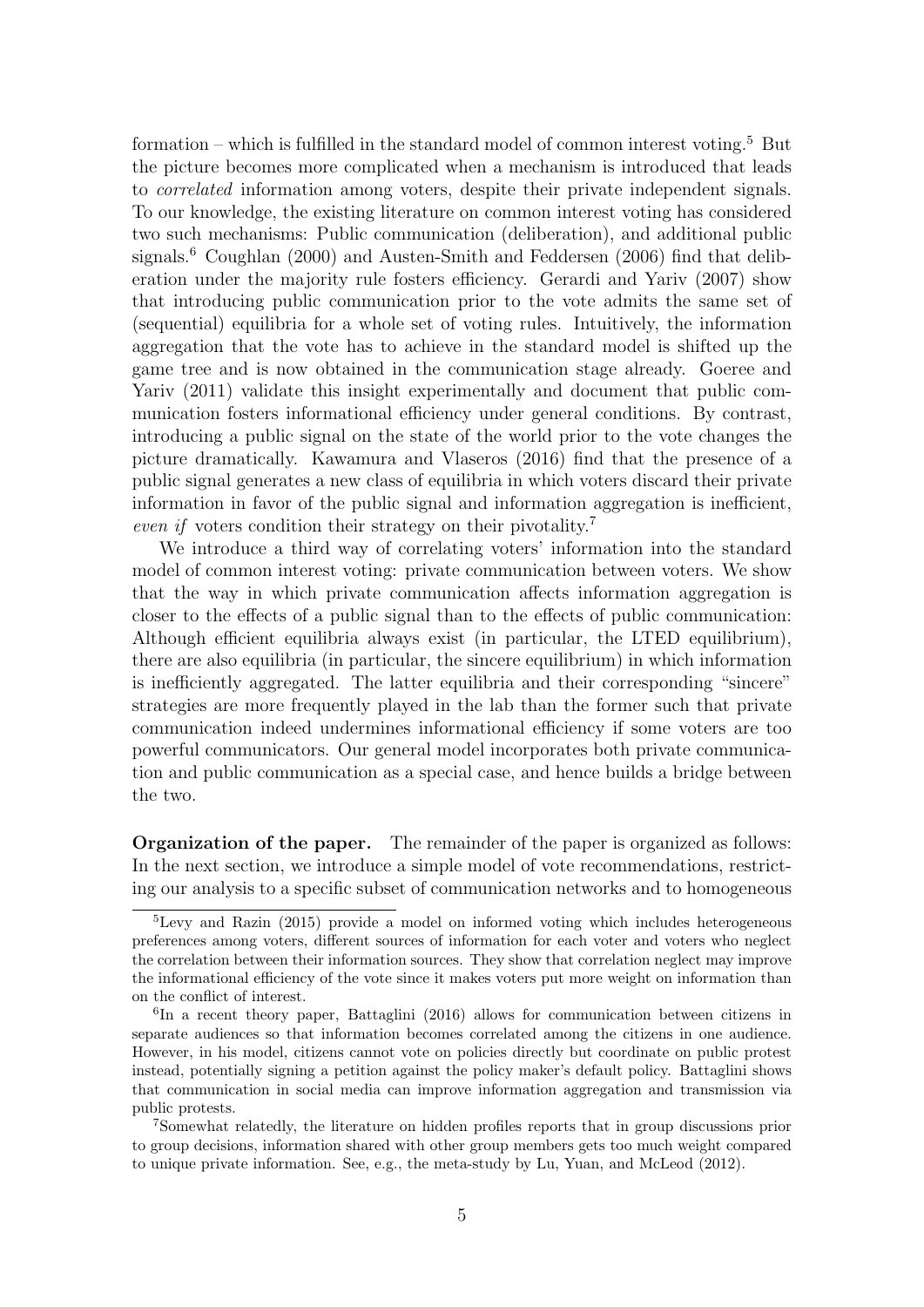formation – which is fulfilled in the standard model of common interest voting.[5] But the picture becomes more complicated when a mechanism is introduced that leads to *correlated* information among voters, despite their private independent signals. To our knowledge, the existing literature on common interest voting has considered two such mechanisms: Public communication (deliberation), and additional public signals.[6] Coughlan (2000) and Austen-Smith and Feddersen (2006) find that deliberation under the majority rule fosters efficiency. Gerardi and Yariv (2007) show that introducing public communication prior to the vote admits the same set of (sequential) equilibria for a whole set of voting rules. Intuitively, the information aggregation that the vote has to achieve in the standard model is shifted up the game tree and is now obtained in the communication stage already. Goeree and Yariv (2011) validate this insight experimentally and document that public communication fosters informational efficiency under general conditions. By contrast, introducing a public signal on the state of the world prior to the vote changes the picture dramatically. Kawamura and Vlaseros (2016) find that the presence of a public signal generates a new class of equilibria in which voters discard their private information in favor of the public signal and information aggregation is inefficient, *even if* voters condition their strategy on their pivotality.[7]

We introduce a third way of correlating voters' information into the standard model of common interest voting: private communication between voters. We show that the way in which private communication affects information aggregation is closer to the effects of a public signal than to the effects of public communication: Although efficient equilibria always exist (in particular, the LTED equilibrium), there are also equilibria (in particular, the sincere equilibrium) in which information is inefficiently aggregated. The latter equilibria and their corresponding "sincere" strategies are more frequently played in the lab than the former such that private communication indeed undermines informational efficiency if some voters are too powerful communicators. Our general model incorporates both private communication and public communication as a special case, and hence builds a bridge between the two.

**Organization of the paper.** The remainder of the paper is organized as follows: In the next section, we introduce a simple model of vote recommendations, restricting our analysis to a specific subset of communication networks and to homogeneous

---

[5] Levy and Razin (2015) provide a model on informed voting which includes heterogeneous preferences among voters, different sources of information for each voter and voters who neglect the correlation between their information sources. They show that correlation neglect may improve the informational efficiency of the vote since it makes voters put more weight on information than on the conflict of interest.

[6] In a recent theory paper, Battaglini (2016) allows for communication between citizens in separate audiences so that information becomes correlated among the citizens in one audience. However, in his model, citizens cannot vote on policies directly but coordinate on public protest instead, potentially signing a petition against the policy maker's default policy. Battaglini shows that communication in social media can improve information aggregation and transmission via public protests.

[7] Somewhat relatedly, the literature on hidden profiles reports that in group discussions prior to group decisions, information shared with other group members gets too much weight compared to unique private information. See, e.g., the meta-study by Lu, Yuan, and McLeod (2012).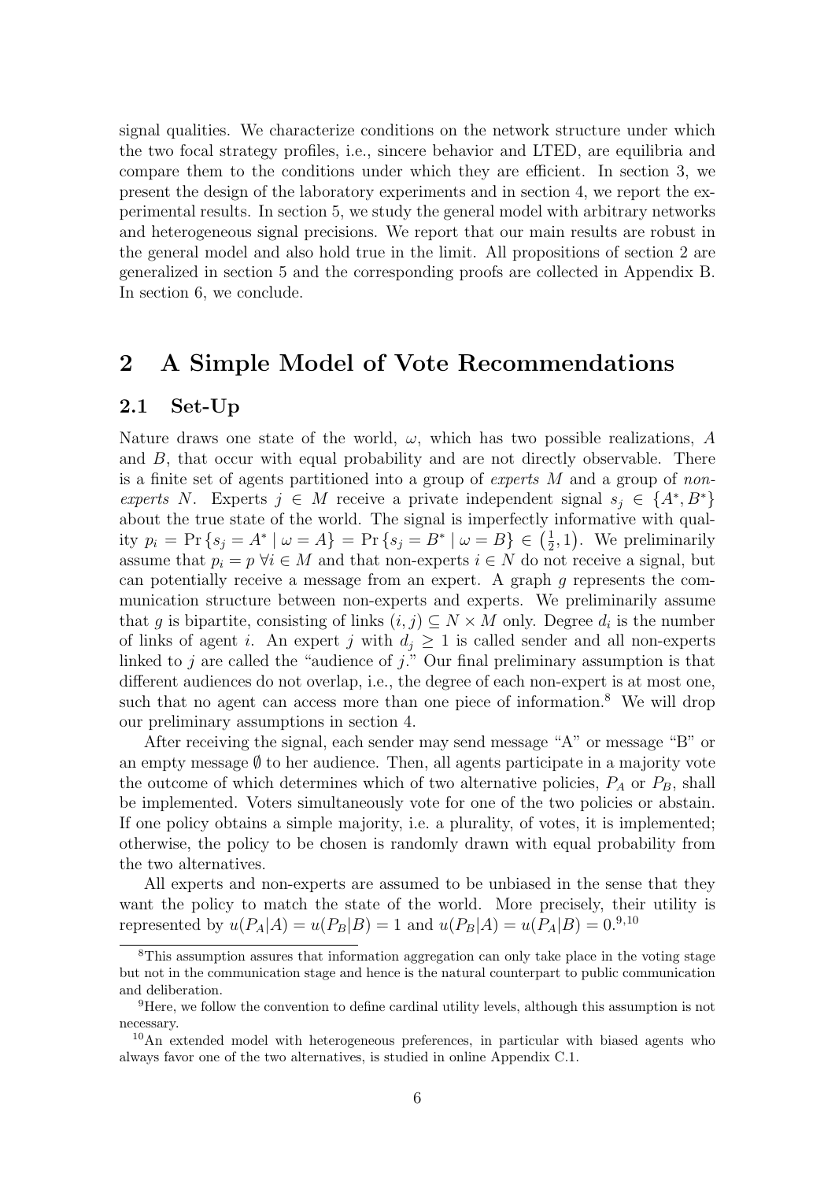signal qualities. We characterize conditions on the network structure under which the two focal strategy profiles, i.e., sincere behavior and LTED, are equilibria and compare them to the conditions under which they are efficient. In section 3, we present the design of the laboratory experiments and in section 4, we report the experimental results. In section 5, we study the general model with arbitrary networks and heterogeneous signal precisions. We report that our main results are robust in the general model and also hold true in the limit. All propositions of section 2 are generalized in section 5 and the corresponding proofs are collected in Appendix B. In section 6, we conclude.

## 2 A Simple Model of Vote Recommendations

### 2.1 Set-Up

Nature draws one state of the world, $\omega$, which has two possible realizations, $A$ and $B$, that occur with equal probability and are not directly observable. There is a finite set of agents partitioned into a group of *experts* $M$ and a group of *non-experts* $N$. Experts $j \in M$ receive a private independent signal $s_j \in \{A^*, B^*\}$ about the true state of the world. The signal is imperfectly informative with quality $p_i = \Pr\{s_j = A^* \mid \omega = A\} = \Pr\{s_j = B^* \mid \omega = B\} \in \left(\frac{1}{2}, 1\right)$. We preliminarily assume that $p_i = p \; \forall i \in M$ and that non-experts $i \in N$ do not receive a signal, but can potentially receive a message from an expert. A graph $g$ represents the communication structure between non-experts and experts. We preliminarily assume that $g$ is bipartite, consisting of links $(i, j) \subseteq N \times M$ only. Degree $d_i$ is the number of links of agent $i$. An expert $j$ with $d_j \geq 1$ is called sender and all non-experts linked to $j$ are called the "audience of $j$." Our final preliminary assumption is that different audiences do not overlap, i.e., the degree of each non-expert is at most one, such that no agent can access more than one piece of information.[8] We will drop our preliminary assumptions in section 4.

After receiving the signal, each sender may send message "A" or message "B" or an empty message $\emptyset$ to her audience. Then, all agents participate in a majority vote the outcome of which determines which of two alternative policies, $P_A$ or $P_B$, shall be implemented. Voters simultaneously vote for one of the two policies or abstain. If one policy obtains a simple majority, i.e. a plurality, of votes, it is implemented; otherwise, the policy to be chosen is randomly drawn with equal probability from the two alternatives.

All experts and non-experts are assumed to be unbiased in the sense that they want the policy to match the state of the world. More precisely, their utility is represented by $u(P_A|A) = u(P_B|B) = 1$ and $u(P_B|A) = u(P_A|B) = 0$.[9,10]

[8] This assumption assures that information aggregation can only take place in the voting stage but not in the communication stage and hence is the natural counterpart to public communication and deliberation.

[9] Here, we follow the convention to define cardinal utility levels, although this assumption is not necessary.

[10] An extended model with heterogeneous preferences, in particular with biased agents who always favor one of the two alternatives, is studied in online Appendix C.1.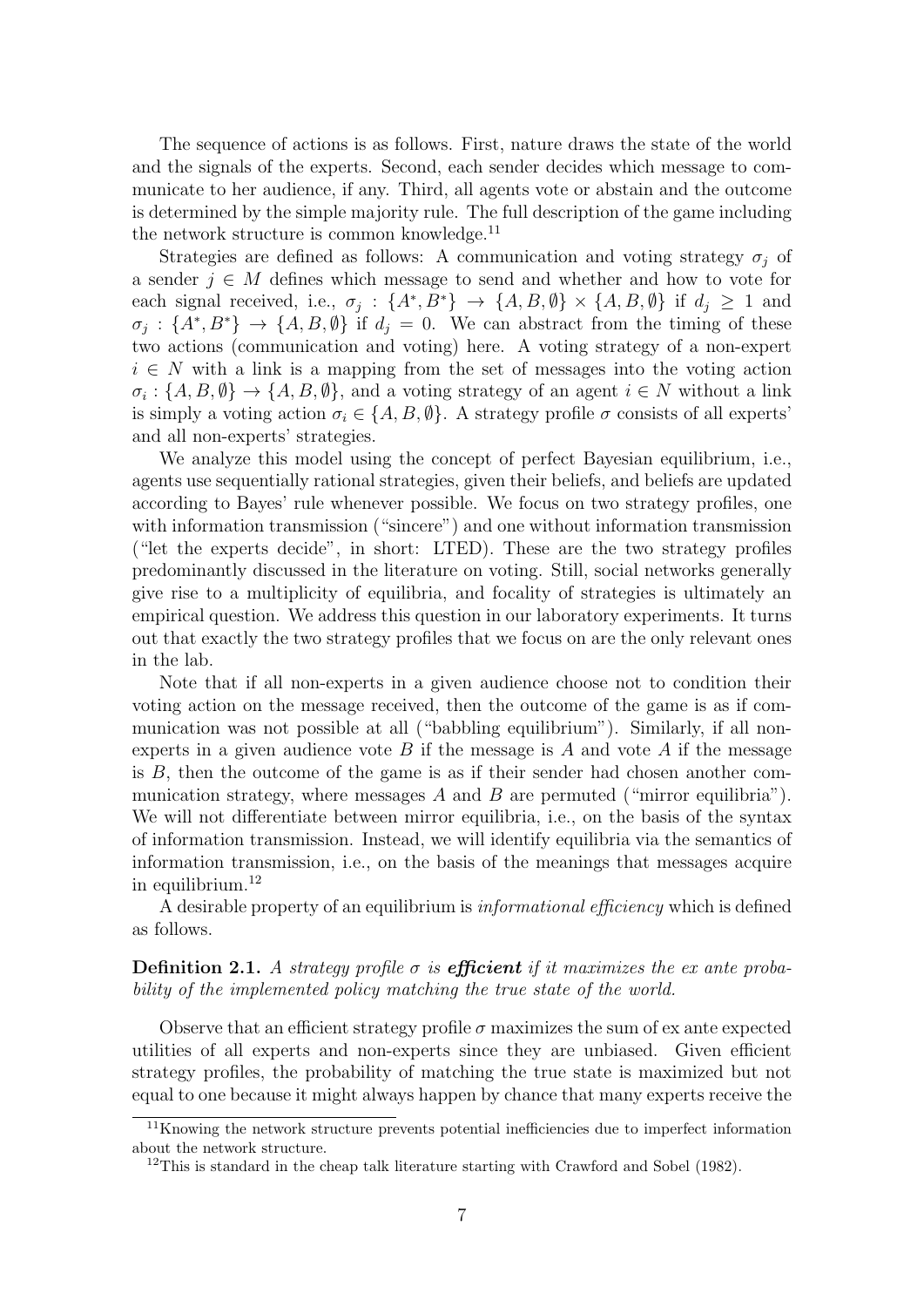The sequence of actions is as follows. First, nature draws the state of the world and the signals of the experts. Second, each sender decides which message to communicate to her audience, if any. Third, all agents vote or abstain and the outcome is determined by the simple majority rule. The full description of the game including the network structure is common knowledge.[11]

Strategies are defined as follows: A communication and voting strategy $\sigma_j$ of a sender $j \in M$ defines which message to send and whether and how to vote for each signal received, i.e., $\sigma_j : \{A^*, B^*\} \rightarrow \{A, B, \emptyset\} \times \{A, B, \emptyset\}$ if $d_j \geq 1$ and $\sigma_j : \{A^*, B^*\} \rightarrow \{A, B, \emptyset\}$ if $d_j = 0$. We can abstract from the timing of these two actions (communication and voting) here. A voting strategy of a non-expert $i \in N$ with a link is a mapping from the set of messages into the voting action $\sigma_i : \{A, B, \emptyset\} \rightarrow \{A, B, \emptyset\}$, and a voting strategy of an agent $i \in N$ without a link is simply a voting action $\sigma_i \in \{A, B, \emptyset\}$. A strategy profile $\sigma$ consists of all experts' and all non-experts' strategies.

We analyze this model using the concept of perfect Bayesian equilibrium, i.e., agents use sequentially rational strategies, given their beliefs, and beliefs are updated according to Bayes' rule whenever possible. We focus on two strategy profiles, one with information transmission ("sincere") and one without information transmission ("let the experts decide", in short: LTED). These are the two strategy profiles predominantly discussed in the literature on voting. Still, social networks generally give rise to a multiplicity of equilibria, and focality of strategies is ultimately an empirical question. We address this question in our laboratory experiments. It turns out that exactly the two strategy profiles that we focus on are the only relevant ones in the lab.

Note that if all non-experts in a given audience choose not to condition their voting action on the message received, then the outcome of the game is as if communication was not possible at all ("babbling equilibrium"). Similarly, if all non-experts in a given audience vote $B$ if the message is $A$ and vote $A$ if the message is $B$, then the outcome of the game is as if their sender had chosen another communication strategy, where messages $A$ and $B$ are permuted ("mirror equilibria"). We will not differentiate between mirror equilibria, i.e., on the basis of the syntax of information transmission. Instead, we will identify equilibria via the semantics of information transmission, i.e., on the basis of the meanings that messages acquire in equilibrium.[12]

A desirable property of an equilibrium is *informational efficiency* which is defined as follows.

**Definition 2.1.** *A strategy profile $\sigma$ is* ***efficient*** *if it maximizes the ex ante probability of the implemented policy matching the true state of the world.*

Observe that an efficient strategy profile $\sigma$ maximizes the sum of ex ante expected utilities of all experts and non-experts since they are unbiased. Given efficient strategy profiles, the probability of matching the true state is maximized but not equal to one because it might always happen by chance that many experts receive the

[11] Knowing the network structure prevents potential inefficiencies due to imperfect information about the network structure.

[12] This is standard in the cheap talk literature starting with Crawford and Sobel (1982).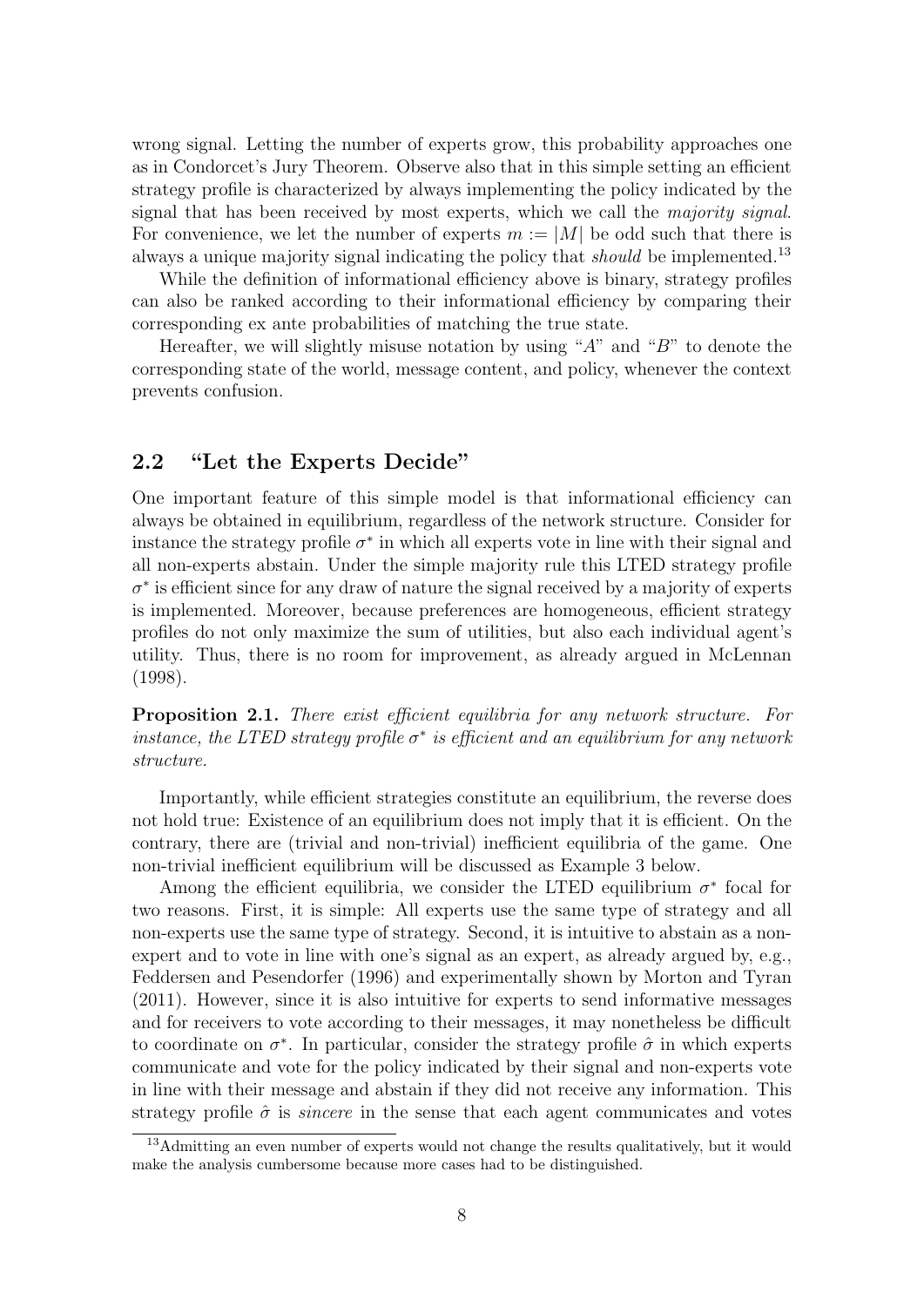wrong signal. Letting the number of experts grow, this probability approaches one as in Condorcet's Jury Theorem. Observe also that in this simple setting an efficient strategy profile is characterized by always implementing the policy indicated by the signal that has been received by most experts, which we call the *majority signal*. For convenience, we let the number of experts $m := |M|$ be odd such that there is always a unique majority signal indicating the policy that *should* be implemented.[13]

While the definition of informational efficiency above is binary, strategy profiles can also be ranked according to their informational efficiency by comparing their corresponding ex ante probabilities of matching the true state.

Hereafter, we will slightly misuse notation by using "$A$" and "$B$" to denote the corresponding state of the world, message content, and policy, whenever the context prevents confusion.

## 2.2 "Let the Experts Decide"

One important feature of this simple model is that informational efficiency can always be obtained in equilibrium, regardless of the network structure. Consider for instance the strategy profile $\sigma^*$ in which all experts vote in line with their signal and all non-experts abstain. Under the simple majority rule this LTED strategy profile $\sigma^*$ is efficient since for any draw of nature the signal received by a majority of experts is implemented. Moreover, because preferences are homogeneous, efficient strategy profiles do not only maximize the sum of utilities, but also each individual agent's utility. Thus, there is no room for improvement, as already argued in McLennan (1998).

**Proposition 2.1.** *There exist efficient equilibria for any network structure. For instance, the LTED strategy profile $\sigma^*$ is efficient and an equilibrium for any network structure.*

Importantly, while efficient strategies constitute an equilibrium, the reverse does not hold true: Existence of an equilibrium does not imply that it is efficient. On the contrary, there are (trivial and non-trivial) inefficient equilibria of the game. One non-trivial inefficient equilibrium will be discussed as Example 3 below.

Among the efficient equilibria, we consider the LTED equilibrium $\sigma^*$ focal for two reasons. First, it is simple: All experts use the same type of strategy and all non-experts use the same type of strategy. Second, it is intuitive to abstain as a non-expert and to vote in line with one's signal as an expert, as already argued by, e.g., Feddersen and Pesendorfer (1996) and experimentally shown by Morton and Tyran (2011). However, since it is also intuitive for experts to send informative messages and for receivers to vote according to their messages, it may nonetheless be difficult to coordinate on $\sigma^*$. In particular, consider the strategy profile $\hat{\sigma}$ in which experts communicate and vote for the policy indicated by their signal and non-experts vote in line with their message and abstain if they did not receive any information. This strategy profile $\hat{\sigma}$ is *sincere* in the sense that each agent communicates and votes

[13] Admitting an even number of experts would not change the results qualitatively, but it would make the analysis cumbersome because more cases had to be distinguished.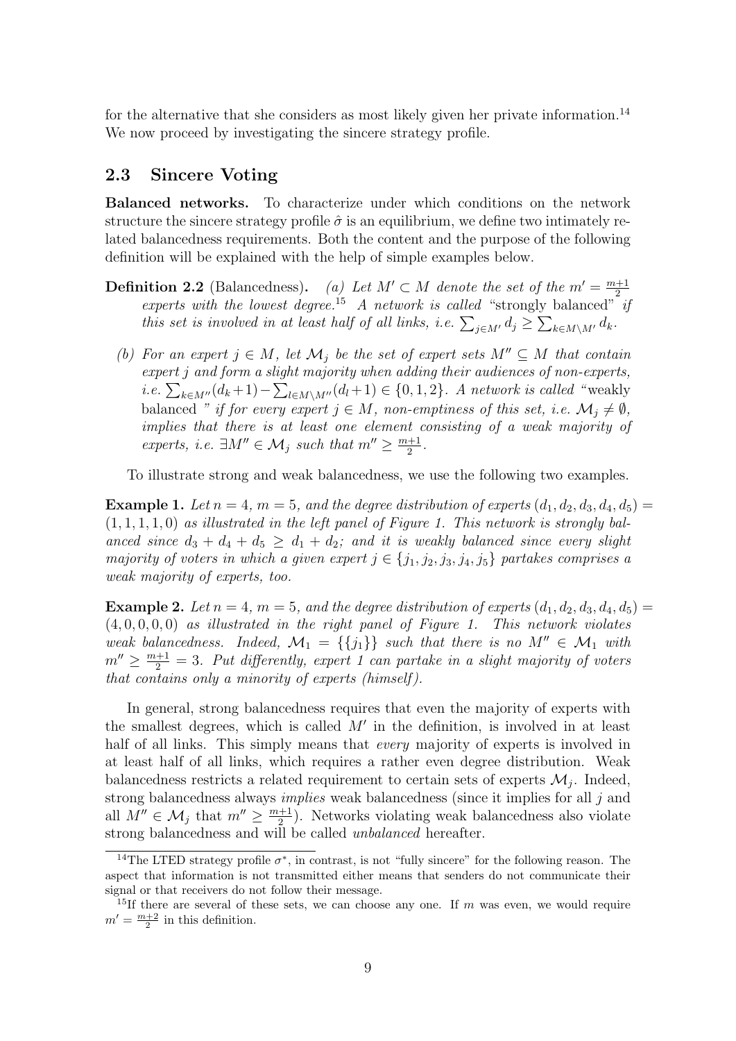for the alternative that she considers as most likely given her private information.[14] We now proceed by investigating the sincere strategy profile.

### 2.3 Sincere Voting

**Balanced networks.** To characterize under which conditions on the network structure the sincere strategy profile $\hat{\sigma}$ is an equilibrium, we define two intimately related balancedness requirements. Both the content and the purpose of the following definition will be explained with the help of simple examples below.

**Definition 2.2** (Balancedness). *(a) Let $M' \subset M$ denote the set of the $m' = \frac{m+1}{2}$ experts with the lowest degree.*[15] *A network is called* "strongly balanced" *if this set is involved in at least half of all links, i.e. $\sum_{j \in M'} d_j \geq \sum_{k \in M \setminus M'} d_k$.*

*(b) For an expert $j \in M$, let $\mathcal{M}_j$ be the set of expert sets $M'' \subseteq M$ that contain expert $j$ and form a slight majority when adding their audiences of non-experts, i.e. $\sum_{k \in M''}(d_k+1) - \sum_{l \in M \setminus M''}(d_l+1) \in \{0, 1, 2\}$. A network is called* "weakly balanced " *if for every expert $j \in M$, non-emptiness of this set, i.e. $\mathcal{M}_j \neq \emptyset$, implies that there is at least one element consisting of a weak majority of experts, i.e. $\exists M'' \in \mathcal{M}_j$ such that $m'' \geq \frac{m+1}{2}$.*

To illustrate strong and weak balancedness, we use the following two examples.

**Example 1.** *Let $n = 4$, $m = 5$, and the degree distribution of experts $(d_1, d_2, d_3, d_4, d_5) = (1, 1, 1, 1, 0)$ as illustrated in the left panel of Figure 1. This network is strongly balanced since $d_3 + d_4 + d_5 \geq d_1 + d_2$; and it is weakly balanced since every slight majority of voters in which a given expert $j \in \{j_1, j_2, j_3, j_4, j_5\}$ partakes comprises a weak majority of experts, too.*

**Example 2.** *Let $n = 4$, $m = 5$, and the degree distribution of experts $(d_1, d_2, d_3, d_4, d_5) = (4, 0, 0, 0, 0)$ as illustrated in the right panel of Figure 1. This network violates weak balancedness. Indeed, $\mathcal{M}_1 = \{\{j_1\}\}$ such that there is no $M'' \in \mathcal{M}_1$ with $m'' \geq \frac{m+1}{2} = 3$. Put differently, expert 1 can partake in a slight majority of voters that contains only a minority of experts (himself).*

In general, strong balancedness requires that even the majority of experts with the smallest degrees, which is called $M'$ in the definition, is involved in at least half of all links. This simply means that *every* majority of experts is involved in at least half of all links, which requires a rather even degree distribution. Weak balancedness restricts a related requirement to certain sets of experts $\mathcal{M}_j$. Indeed, strong balancedness always *implies* weak balancedness (since it implies for all $j$ and all $M'' \in \mathcal{M}_j$ that $m'' \geq \frac{m+1}{2}$). Networks violating weak balancedness also violate strong balancedness and will be called *unbalanced* hereafter.

[14] The LTED strategy profile $\sigma^*$, in contrast, is not "fully sincere" for the following reason. The aspect that information is not transmitted either means that senders do not communicate their signal or that receivers do not follow their message.

[15] If there are several of these sets, we can choose any one. If $m$ was even, we would require $m' = \frac{m+2}{2}$ in this definition.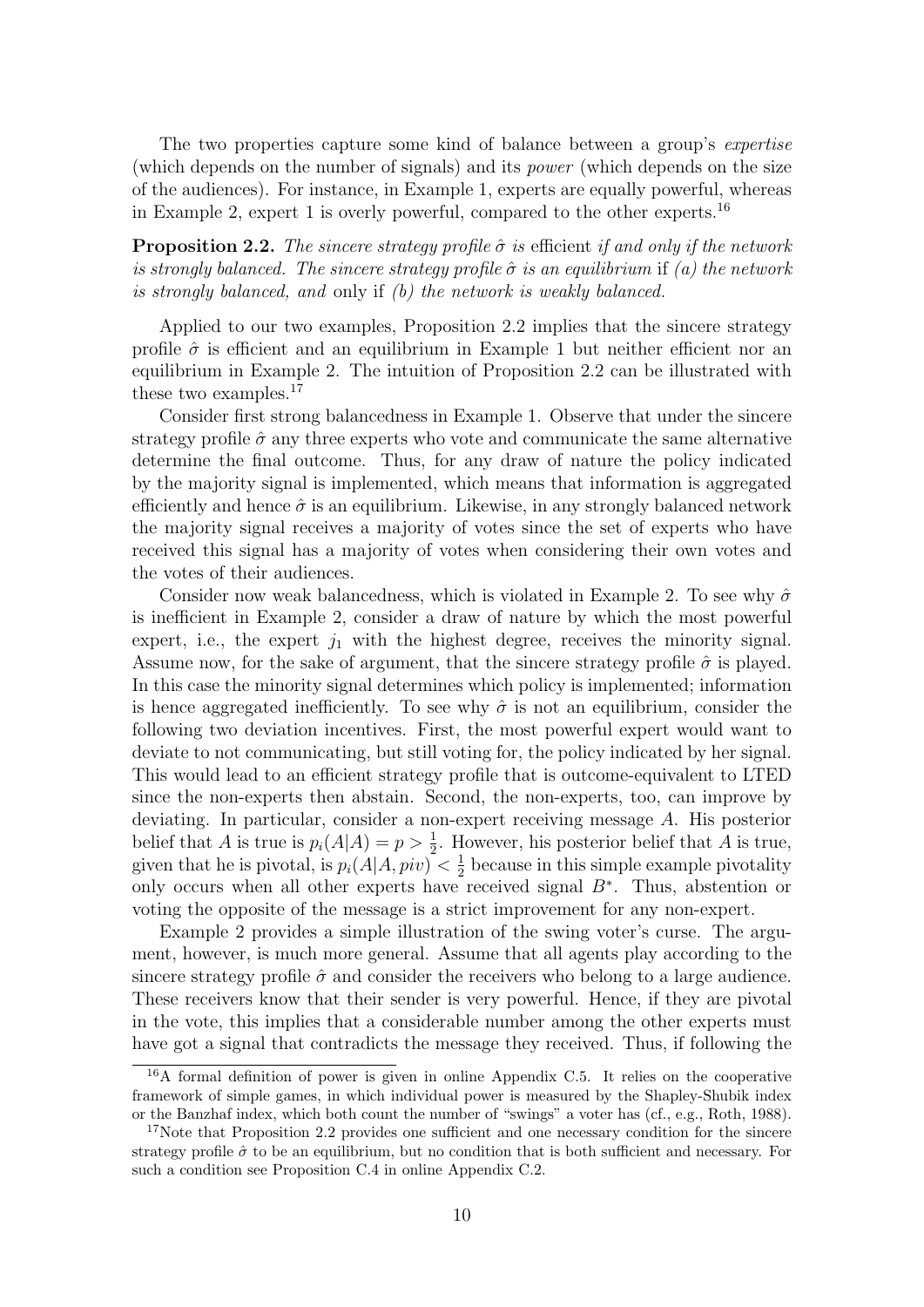The two properties capture some kind of balance between a group's *expertise* (which depends on the number of signals) and its *power* (which depends on the size of the audiences). For instance, in Example 1, experts are equally powerful, whereas in Example 2, expert 1 is overly powerful, compared to the other experts.[16]

**Proposition 2.2.** *The sincere strategy profile* $\hat{\sigma}$ *is* efficient *if and only if the network is strongly balanced. The sincere strategy profile* $\hat{\sigma}$ *is an equilibrium* if *(a) the network is strongly balanced, and* only if *(b) the network is weakly balanced.*

Applied to our two examples, Proposition 2.2 implies that the sincere strategy profile $\hat{\sigma}$ is efficient and an equilibrium in Example 1 but neither efficient nor an equilibrium in Example 2. The intuition of Proposition 2.2 can be illustrated with these two examples.[17]

Consider first strong balancedness in Example 1. Observe that under the sincere strategy profile $\hat{\sigma}$ any three experts who vote and communicate the same alternative determine the final outcome. Thus, for any draw of nature the policy indicated by the majority signal is implemented, which means that information is aggregated efficiently and hence $\hat{\sigma}$ is an equilibrium. Likewise, in any strongly balanced network the majority signal receives a majority of votes since the set of experts who have received this signal has a majority of votes when considering their own votes and the votes of their audiences.

Consider now weak balancedness, which is violated in Example 2. To see why $\hat{\sigma}$ is inefficient in Example 2, consider a draw of nature by which the most powerful expert, i.e., the expert $j_1$ with the highest degree, receives the minority signal. Assume now, for the sake of argument, that the sincere strategy profile $\hat{\sigma}$ is played. In this case the minority signal determines which policy is implemented; information is hence aggregated inefficiently. To see why $\hat{\sigma}$ is not an equilibrium, consider the following two deviation incentives. First, the most powerful expert would want to deviate to not communicating, but still voting for, the policy indicated by her signal. This would lead to an efficient strategy profile that is outcome-equivalent to LTED since the non-experts then abstain. Second, the non-experts, too, can improve by deviating. In particular, consider a non-expert receiving message $A$. His posterior belief that $A$ is true is $p_i(A|A) = p > \frac{1}{2}$. However, his posterior belief that $A$ is true, given that he is pivotal, is $p_i(A|A, piv) < \frac{1}{2}$ because in this simple example pivotality only occurs when all other experts have received signal $B^*$. Thus, abstention or voting the opposite of the message is a strict improvement for any non-expert.

Example 2 provides a simple illustration of the swing voter's curse. The argument, however, is much more general. Assume that all agents play according to the sincere strategy profile $\hat{\sigma}$ and consider the receivers who belong to a large audience. These receivers know that their sender is very powerful. Hence, if they are pivotal in the vote, this implies that a considerable number among the other experts must have got a signal that contradicts the message they received. Thus, if following the

[16] A formal definition of power is given in online Appendix C.5. It relies on the cooperative framework of simple games, in which individual power is measured by the Shapley-Shubik index or the Banzhaf index, which both count the number of "swings" a voter has (cf., e.g., Roth, 1988).

[17] Note that Proposition 2.2 provides one sufficient and one necessary condition for the sincere strategy profile $\hat{\sigma}$ to be an equilibrium, but no condition that is both sufficient and necessary. For such a condition see Proposition C.4 in online Appendix C.2.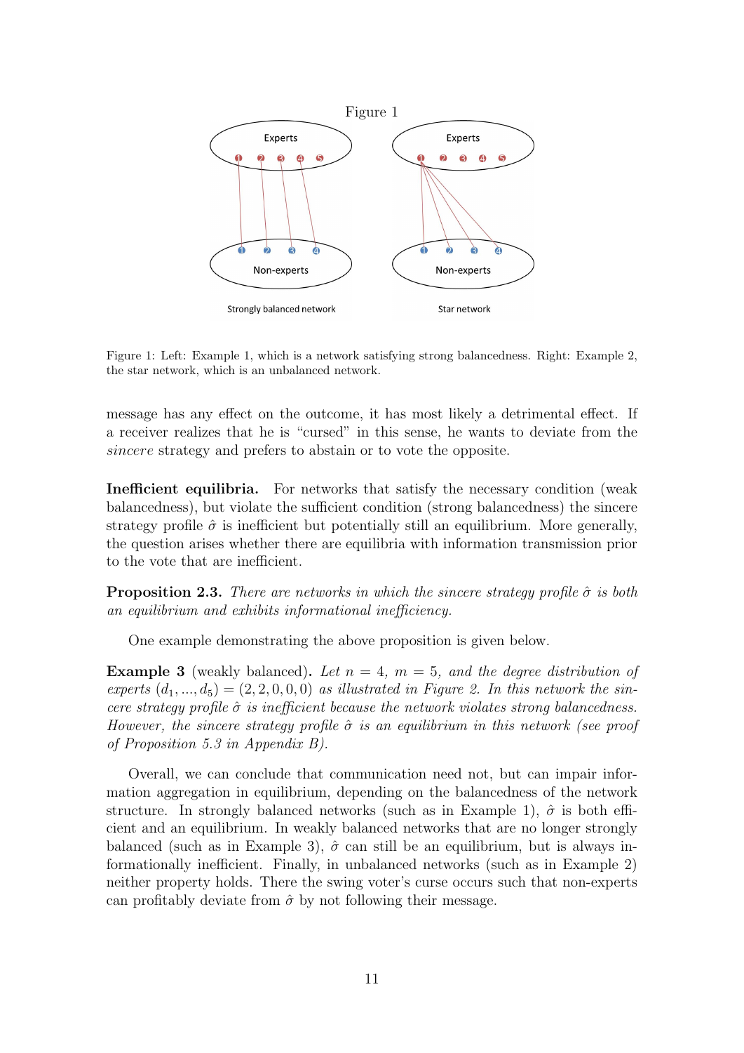Figure 1

Figure 1: Left: Example 1, which is a network satisfying strong balancedness. Right: Example 2, the star network, which is an unbalanced network.

message has any effect on the outcome, it has most likely a detrimental effect. If a receiver realizes that he is "cursed" in this sense, he wants to deviate from the *sincere* strategy and prefers to abstain or to vote the opposite.

**Inefficient equilibria.** For networks that satisfy the necessary condition (weak balancedness), but violate the sufficient condition (strong balancedness) the sincere strategy profile $\hat{\sigma}$ is inefficient but potentially still an equilibrium. More generally, the question arises whether there are equilibria with information transmission prior to the vote that are inefficient.

**Proposition 2.3.** *There are networks in which the sincere strategy profile $\hat{\sigma}$ is both an equilibrium and exhibits informational inefficiency.*

One example demonstrating the above proposition is given below.

**Example 3** (weakly balanced)**.** *Let $n = 4$, $m = 5$, and the degree distribution of experts $(d_1, ..., d_5) = (2, 2, 0, 0, 0)$ as illustrated in Figure 2. In this network the sincere strategy profile $\hat{\sigma}$ is inefficient because the network violates strong balancedness. However, the sincere strategy profile $\hat{\sigma}$ is an equilibrium in this network (see proof of Proposition 5.3 in Appendix B).*

Overall, we can conclude that communication need not, but can impair information aggregation in equilibrium, depending on the balancedness of the network structure. In strongly balanced networks (such as in Example 1), $\hat{\sigma}$ is both efficient and an equilibrium. In weakly balanced networks that are no longer strongly balanced (such as in Example 3), $\hat{\sigma}$ can still be an equilibrium, but is always informationally inefficient. Finally, in unbalanced networks (such as in Example 2) neither property holds. There the swing voter's curse occurs such that non-experts can profitably deviate from $\hat{\sigma}$ by not following their message.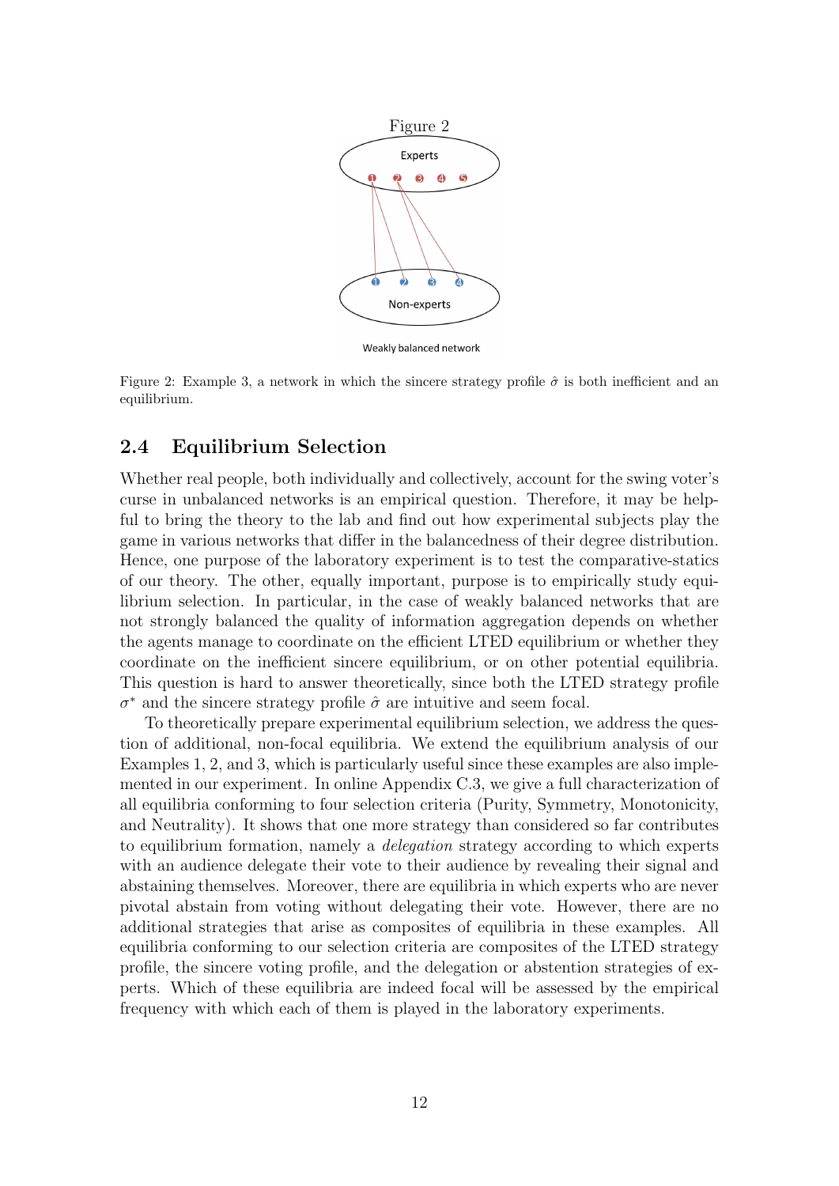Figure 2

Figure 2: Example 3, a network in which the sincere strategy profile $\hat{\sigma}$ is both inefficient and an equilibrium.

## 2.4 Equilibrium Selection

Whether real people, both individually and collectively, account for the swing voter's curse in unbalanced networks is an empirical question. Therefore, it may be helpful to bring the theory to the lab and find out how experimental subjects play the game in various networks that differ in the balancedness of their degree distribution. Hence, one purpose of the laboratory experiment is to test the comparative-statics of our theory. The other, equally important, purpose is to empirically study equilibrium selection. In particular, in the case of weakly balanced networks that are not strongly balanced the quality of information aggregation depends on whether the agents manage to coordinate on the efficient LTED equilibrium or whether they coordinate on the inefficient sincere equilibrium, or on other potential equilibria. This question is hard to answer theoretically, since both the LTED strategy profile $\sigma^*$ and the sincere strategy profile $\hat{\sigma}$ are intuitive and seem focal.

To theoretically prepare experimental equilibrium selection, we address the question of additional, non-focal equilibria. We extend the equilibrium analysis of our Examples 1, 2, and 3, which is particularly useful since these examples are also implemented in our experiment. In online Appendix C.3, we give a full characterization of all equilibria conforming to four selection criteria (Purity, Symmetry, Monotonicity, and Neutrality). It shows that one more strategy than considered so far contributes to equilibrium formation, namely a *delegation* strategy according to which experts with an audience delegate their vote to their audience by revealing their signal and abstaining themselves. Moreover, there are equilibria in which experts who are never pivotal abstain from voting without delegating their vote. However, there are no additional strategies that arise as composites of equilibria in these examples. All equilibria conforming to our selection criteria are composites of the LTED strategy profile, the sincere voting profile, and the delegation or abstention strategies of experts. Which of these equilibria are indeed focal will be assessed by the empirical frequency with which each of them is played in the laboratory experiments.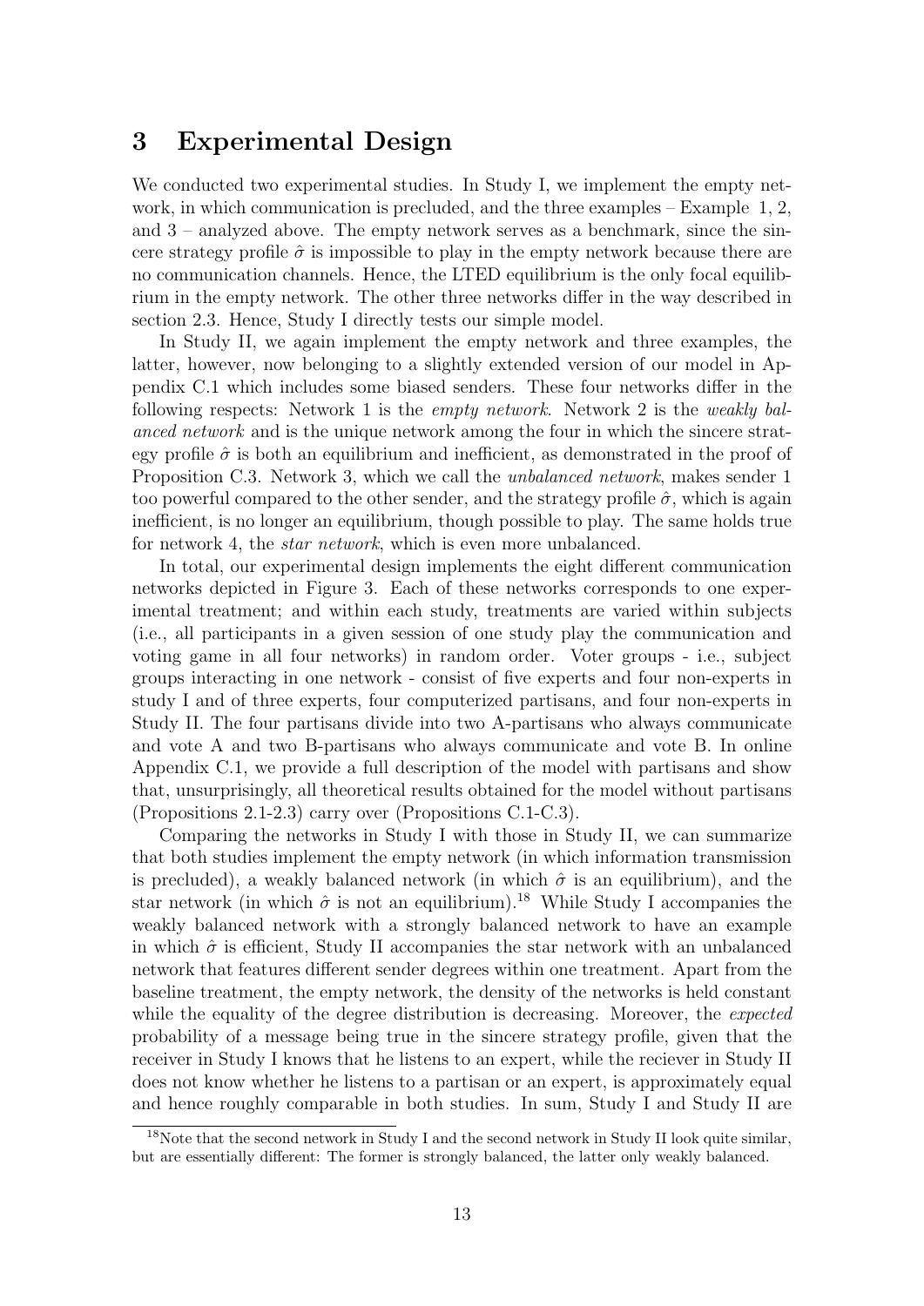## 3 Experimental Design

We conducted two experimental studies. In Study I, we implement the empty network, in which communication is precluded, and the three examples – Example 1, 2, and 3 – analyzed above. The empty network serves as a benchmark, since the sincere strategy profile $\hat{\sigma}$ is impossible to play in the empty network because there are no communication channels. Hence, the LTED equilibrium is the only focal equilibrium in the empty network. The other three networks differ in the way described in section 2.3. Hence, Study I directly tests our simple model.

In Study II, we again implement the empty network and three examples, the latter, however, now belonging to a slightly extended version of our model in Appendix C.1 which includes some biased senders. These four networks differ in the following respects: Network 1 is the *empty network*. Network 2 is the *weakly balanced network* and is the unique network among the four in which the sincere strategy profile $\hat{\sigma}$ is both an equilibrium and inefficient, as demonstrated in the proof of Proposition C.3. Network 3, which we call the *unbalanced network*, makes sender 1 too powerful compared to the other sender, and the strategy profile $\hat{\sigma}$, which is again inefficient, is no longer an equilibrium, though possible to play. The same holds true for network 4, the *star network*, which is even more unbalanced.

In total, our experimental design implements the eight different communication networks depicted in Figure 3. Each of these networks corresponds to one experimental treatment; and within each study, treatments are varied within subjects (i.e., all participants in a given session of one study play the communication and voting game in all four networks) in random order. Voter groups - i.e., subject groups interacting in one network - consist of five experts and four non-experts in study I and of three experts, four computerized partisans, and four non-experts in Study II. The four partisans divide into two A-partisans who always communicate and vote A and two B-partisans who always communicate and vote B. In online Appendix C.1, we provide a full description of the model with partisans and show that, unsurprisingly, all theoretical results obtained for the model without partisans (Propositions 2.1-2.3) carry over (Propositions C.1-C.3).

Comparing the networks in Study I with those in Study II, we can summarize that both studies implement the empty network (in which information transmission is precluded), a weakly balanced network (in which $\hat{\sigma}$ is an equilibrium), and the star network (in which $\hat{\sigma}$ is not an equilibrium).[18] While Study I accompanies the weakly balanced network with a strongly balanced network to have an example in which $\hat{\sigma}$ is efficient, Study II accompanies the star network with an unbalanced network that features different sender degrees within one treatment. Apart from the baseline treatment, the empty network, the density of the networks is held constant while the equality of the degree distribution is decreasing. Moreover, the *expected* probability of a message being true in the sincere strategy profile, given that the receiver in Study I knows that he listens to an expert, while the reciever in Study II does not know whether he listens to a partisan or an expert, is approximately equal and hence roughly comparable in both studies. In sum, Study I and Study II are

[18] Note that the second network in Study I and the second network in Study II look quite similar, but are essentially different: The former is strongly balanced, the latter only weakly balanced.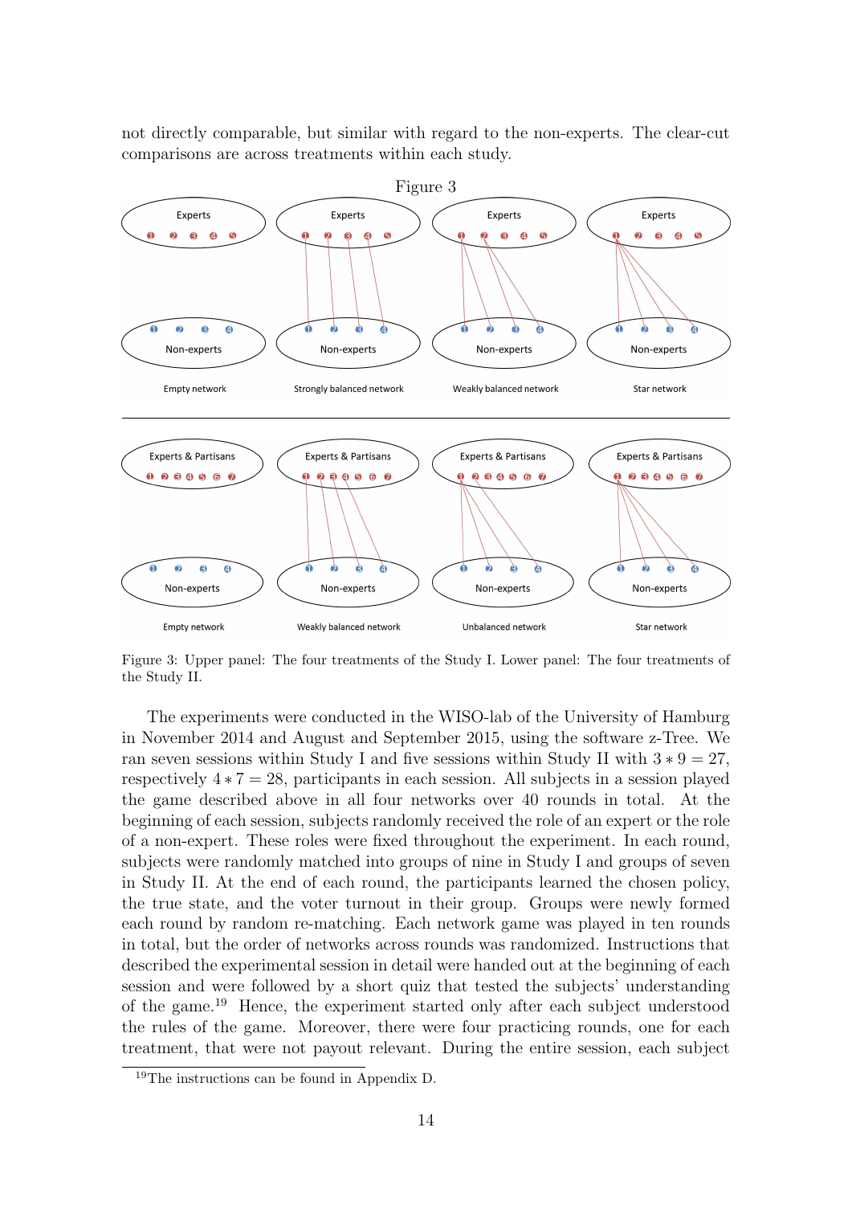not directly comparable, but similar with regard to the non-experts. The clear-cut comparisons are across treatments within each study.

Figure 3

Figure 3: Upper panel: The four treatments of the Study I. Lower panel: The four treatments of the Study II.

The experiments were conducted in the WISO-lab of the University of Hamburg in November 2014 and August and September 2015, using the software z-Tree. We ran seven sessions within Study I and five sessions within Study II with $3 * 9 = 27$, respectively $4 * 7 = 28$, participants in each session. All subjects in a session played the game described above in all four networks over 40 rounds in total. At the beginning of each session, subjects randomly received the role of an expert or the role of a non-expert. These roles were fixed throughout the experiment. In each round, subjects were randomly matched into groups of nine in Study I and groups of seven in Study II. At the end of each round, the participants learned the chosen policy, the true state, and the voter turnout in their group. Groups were newly formed each round by random re-matching. Each network game was played in ten rounds in total, but the order of networks across rounds was randomized. Instructions that described the experimental session in detail were handed out at the beginning of each session and were followed by a short quiz that tested the subjects' understanding of the game.[19] Hence, the experiment started only after each subject understood the rules of the game. Moreover, there were four practicing rounds, one for each treatment, that were not payout relevant. During the entire session, each subject

[19]The instructions can be found in Appendix D.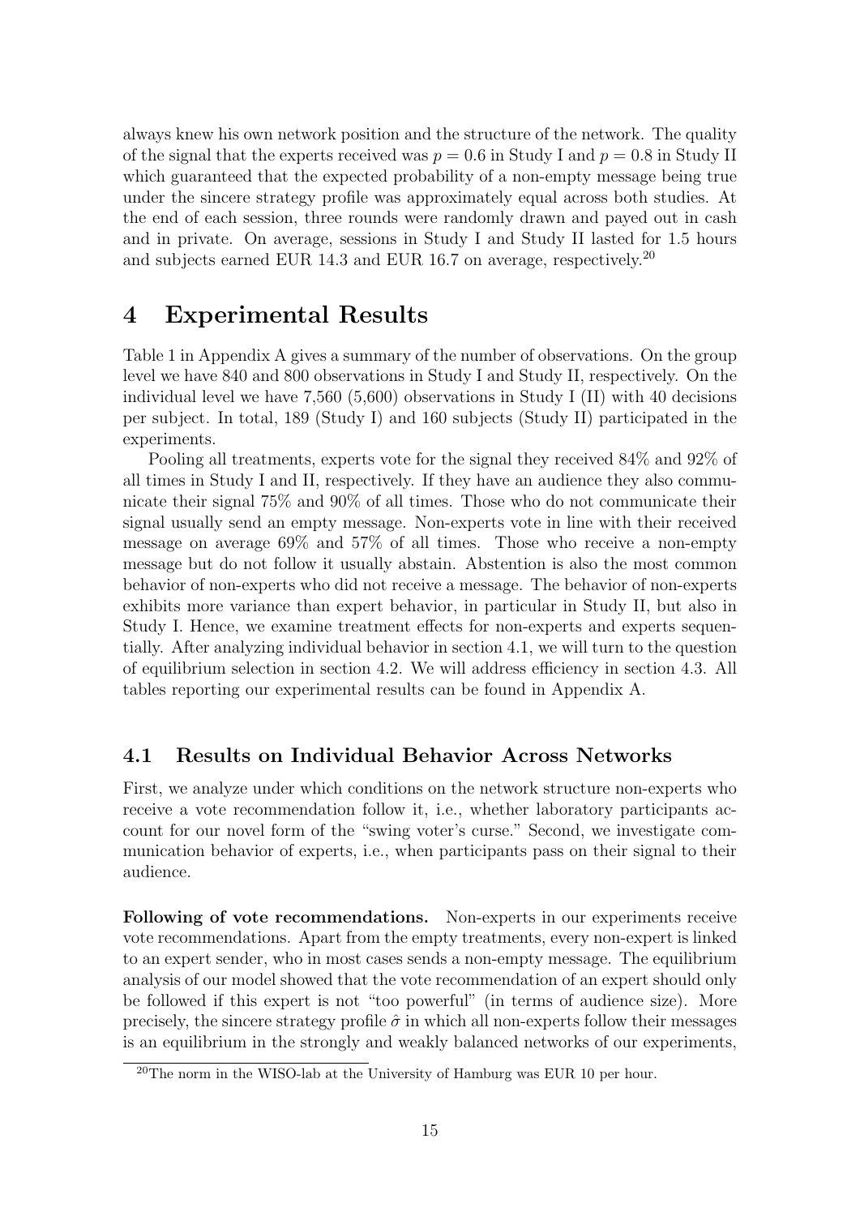always knew his own network position and the structure of the network. The quality of the signal that the experts received was $p = 0.6$ in Study I and $p = 0.8$ in Study II which guaranteed that the expected probability of a non-empty message being true under the sincere strategy profile was approximately equal across both studies. At the end of each session, three rounds were randomly drawn and payed out in cash and in private. On average, sessions in Study I and Study II lasted for 1.5 hours and subjects earned EUR 14.3 and EUR 16.7 on average, respectively.[20]

# 4 Experimental Results

Table 1 in Appendix A gives a summary of the number of observations. On the group level we have 840 and 800 observations in Study I and Study II, respectively. On the individual level we have 7,560 (5,600) observations in Study I (II) with 40 decisions per subject. In total, 189 (Study I) and 160 subjects (Study II) participated in the experiments.

Pooling all treatments, experts vote for the signal they received 84% and 92% of all times in Study I and II, respectively. If they have an audience they also communicate their signal 75% and 90% of all times. Those who do not communicate their signal usually send an empty message. Non-experts vote in line with their received message on average 69% and 57% of all times. Those who receive a non-empty message but do not follow it usually abstain. Abstention is also the most common behavior of non-experts who did not receive a message. The behavior of non-experts exhibits more variance than expert behavior, in particular in Study II, but also in Study I. Hence, we examine treatment effects for non-experts and experts sequentially. After analyzing individual behavior in section 4.1, we will turn to the question of equilibrium selection in section 4.2. We will address efficiency in section 4.3. All tables reporting our experimental results can be found in Appendix A.

## 4.1 Results on Individual Behavior Across Networks

First, we analyze under which conditions on the network structure non-experts who receive a vote recommendation follow it, i.e., whether laboratory participants account for our novel form of the "swing voter's curse." Second, we investigate communication behavior of experts, i.e., when participants pass on their signal to their audience.

**Following of vote recommendations.** Non-experts in our experiments receive vote recommendations. Apart from the empty treatments, every non-expert is linked to an expert sender, who in most cases sends a non-empty message. The equilibrium analysis of our model showed that the vote recommendation of an expert should only be followed if this expert is not "too powerful" (in terms of audience size). More precisely, the sincere strategy profile $\hat{\sigma}$ in which all non-experts follow their messages is an equilibrium in the strongly and weakly balanced networks of our experiments,

[20]The norm in the WISO-lab at the University of Hamburg was EUR 10 per hour.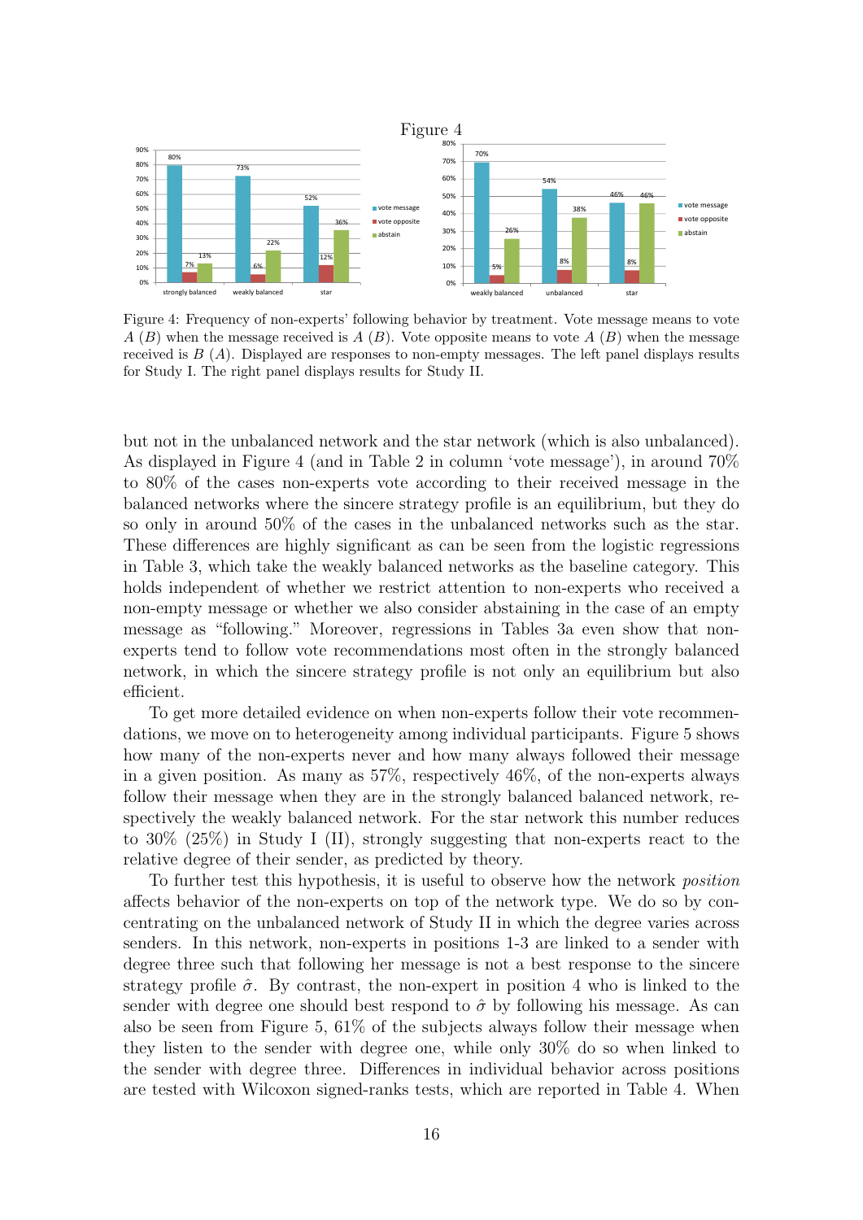Figure 4

Figure 4: Frequency of non-experts' following behavior by treatment. Vote message means to vote $A$ ($B$) when the message received is $A$ ($B$). Vote opposite means to vote $A$ ($B$) when the message received is $B$ ($A$). Displayed are responses to non-empty messages. The left panel displays results for Study I. The right panel displays results for Study II.

but not in the unbalanced network and the star network (which is also unbalanced). As displayed in Figure 4 (and in Table 2 in column 'vote message'), in around 70% to 80% of the cases non-experts vote according to their received message in the balanced networks where the sincere strategy profile is an equilibrium, but they do so only in around 50% of the cases in the unbalanced networks such as the star. These differences are highly significant as can be seen from the logistic regressions in Table 3, which take the weakly balanced networks as the baseline category. This holds independent of whether we restrict attention to non-experts who received a non-empty message or whether we also consider abstaining in the case of an empty message as "following." Moreover, regressions in Tables 3a even show that non-experts tend to follow vote recommendations most often in the strongly balanced network, in which the sincere strategy profile is not only an equilibrium but also efficient.

To get more detailed evidence on when non-experts follow their vote recommendations, we move on to heterogeneity among individual participants. Figure 5 shows how many of the non-experts never and how many always followed their message in a given position. As many as 57%, respectively 46%, of the non-experts always follow their message when they are in the strongly balanced balanced network, respectively the weakly balanced network. For the star network this number reduces to 30% (25%) in Study I (II), strongly suggesting that non-experts react to the relative degree of their sender, as predicted by theory.

To further test this hypothesis, it is useful to observe how the network *position* affects behavior of the non-experts on top of the network type. We do so by concentrating on the unbalanced network of Study II in which the degree varies across senders. In this network, non-experts in positions 1-3 are linked to a sender with degree three such that following her message is not a best response to the sincere strategy profile $\hat{\sigma}$. By contrast, the non-expert in position 4 who is linked to the sender with degree one should best respond to $\hat{\sigma}$ by following his message. As can also be seen from Figure 5, 61% of the subjects always follow their message when they listen to the sender with degree one, while only 30% do so when linked to the sender with degree three. Differences in individual behavior across positions are tested with Wilcoxon signed-ranks tests, which are reported in Table 4. When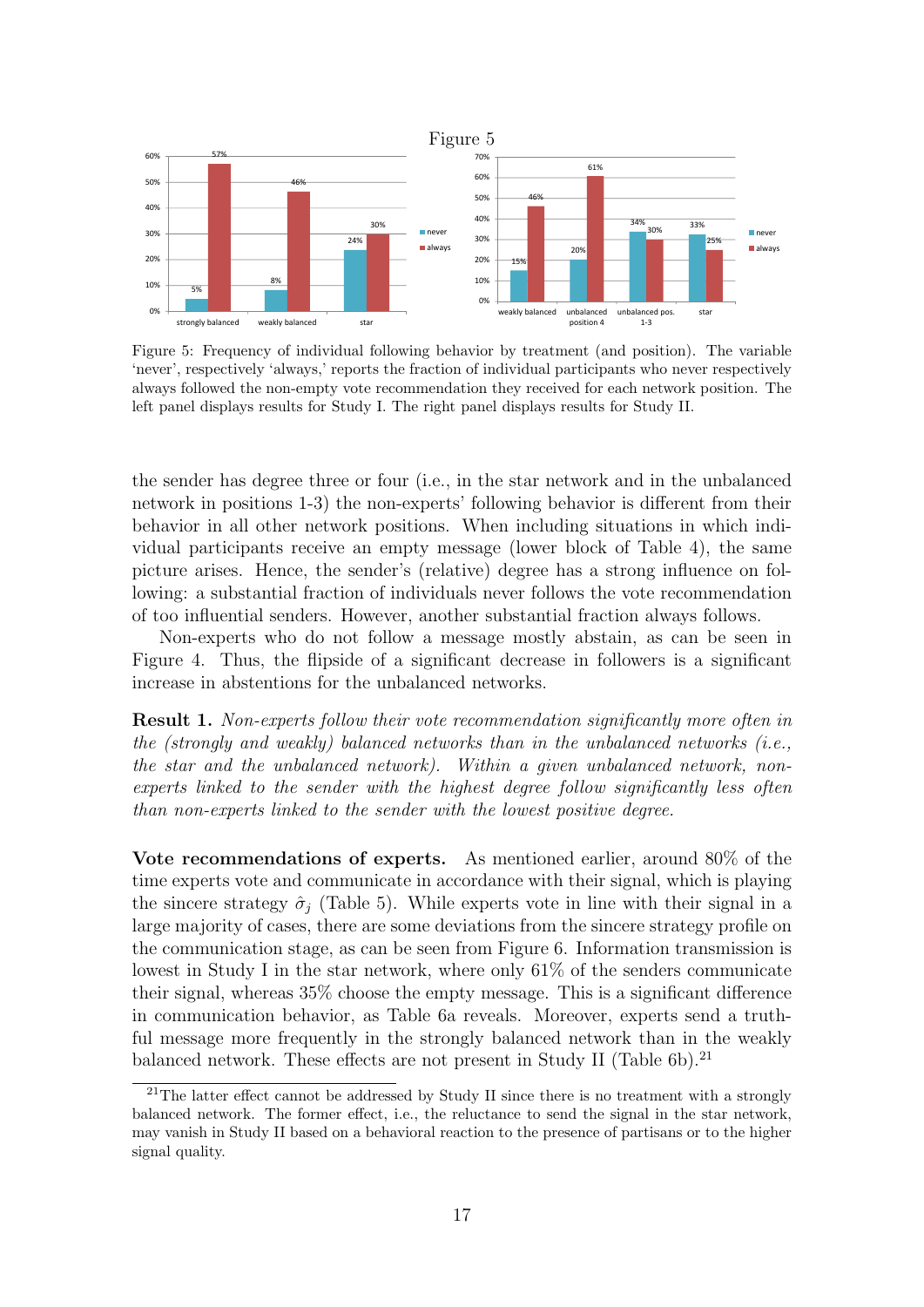Figure 5

Figure 5: Frequency of individual following behavior by treatment (and position). The variable 'never', respectively 'always,' reports the fraction of individual participants who never respectively always followed the non-empty vote recommendation they received for each network position. The left panel displays results for Study I. The right panel displays results for Study II.

the sender has degree three or four (i.e., in the star network and in the unbalanced network in positions 1-3) the non-experts' following behavior is different from their behavior in all other network positions. When including situations in which individual participants receive an empty message (lower block of Table 4), the same picture arises. Hence, the sender's (relative) degree has a strong influence on following: a substantial fraction of individuals never follows the vote recommendation of too influential senders. However, another substantial fraction always follows.

Non-experts who do not follow a message mostly abstain, as can be seen in Figure 4. Thus, the flipside of a significant decrease in followers is a significant increase in abstentions for the unbalanced networks.

**Result 1.** *Non-experts follow their vote recommendation significantly more often in the (strongly and weakly) balanced networks than in the unbalanced networks (i.e., the star and the unbalanced network). Within a given unbalanced network, non-experts linked to the sender with the highest degree follow significantly less often than non-experts linked to the sender with the lowest positive degree.*

**Vote recommendations of experts.** As mentioned earlier, around 80% of the time experts vote and communicate in accordance with their signal, which is playing the sincere strategy $\hat{\sigma}_j$ (Table 5). While experts vote in line with their signal in a large majority of cases, there are some deviations from the sincere strategy profile on the communication stage, as can be seen from Figure 6. Information transmission is lowest in Study I in the star network, where only 61% of the senders communicate their signal, whereas 35% choose the empty message. This is a significant difference in communication behavior, as Table 6a reveals. Moreover, experts send a truthful message more frequently in the strongly balanced network than in the weakly balanced network. These effects are not present in Study II (Table 6b).[21]

[21] The latter effect cannot be addressed by Study II since there is no treatment with a strongly balanced network. The former effect, i.e., the reluctance to send the signal in the star network, may vanish in Study II based on a behavioral reaction to the presence of partisans or to the higher signal quality.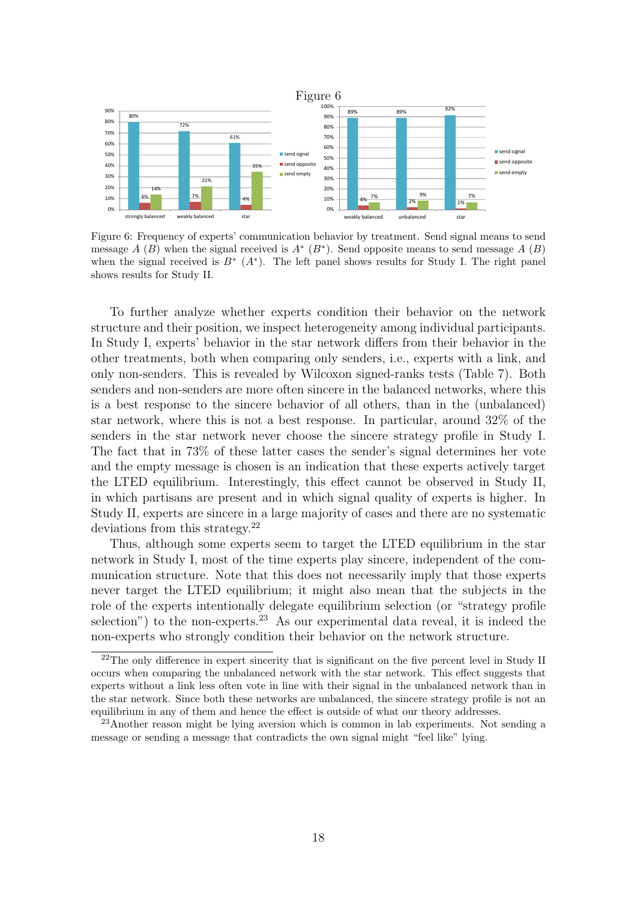Figure 6

Figure 6: Frequency of experts' communication behavior by treatment. Send signal means to send message $A$ ($B$) when the signal received is $A^*$ ($B^*$). Send opposite means to send message $A$ ($B$) when the signal received is $B^*$ ($A^*$). The left panel shows results for Study I. The right panel shows results for Study II.

To further analyze whether experts condition their behavior on the network structure and their position, we inspect heterogeneity among individual participants. In Study I, experts' behavior in the star network differs from their behavior in the other treatments, both when comparing only senders, i.e., experts with a link, and only non-senders. This is revealed by Wilcoxon signed-ranks tests (Table 7). Both senders and non-senders are more often sincere in the balanced networks, where this is a best response to the sincere behavior of all others, than in the (unbalanced) star network, where this is not a best response. In particular, around 32% of the senders in the star network never choose the sincere strategy profile in Study I. The fact that in 73% of these latter cases the sender's signal determines her vote and the empty message is chosen is an indication that these experts actively target the LTED equilibrium. Interestingly, this effect cannot be observed in Study II, in which partisans are present and in which signal quality of experts is higher. In Study II, experts are sincere in a large majority of cases and there are no systematic deviations from this strategy.[22]

Thus, although some experts seem to target the LTED equilibrium in the star network in Study I, most of the time experts play sincere, independent of the communication structure. Note that this does not necessarily imply that those experts never target the LTED equilibrium; it might also mean that the subjects in the role of the experts intentionally delegate equilibrium selection (or "strategy profile selection") to the non-experts.[23] As our experimental data reveal, it is indeed the non-experts who strongly condition their behavior on the network structure.

[22]The only difference in expert sincerity that is significant on the five percent level in Study II occurs when comparing the unbalanced network with the star network. This effect suggests that experts without a link less often vote in line with their signal in the unbalanced network than in the star network. Since both these networks are unbalanced, the sincere strategy profile is not an equilibrium in any of them and hence the effect is outside of what our theory addresses.

[23]Another reason might be lying aversion which is common in lab experiments. Not sending a message or sending a message that contradicts the own signal might "feel like" lying.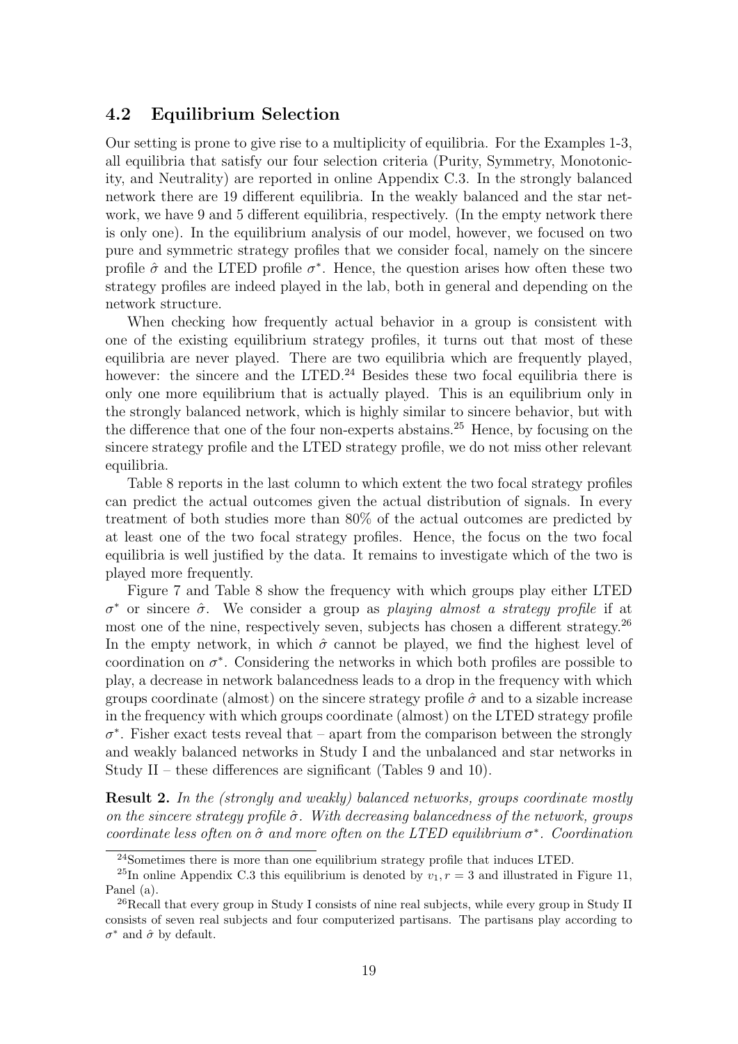### 4.2 Equilibrium Selection

Our setting is prone to give rise to a multiplicity of equilibria. For the Examples 1-3, all equilibria that satisfy our four selection criteria (Purity, Symmetry, Monotonicity, and Neutrality) are reported in online Appendix C.3. In the strongly balanced network there are 19 different equilibria. In the weakly balanced and the star network, we have 9 and 5 different equilibria, respectively. (In the empty network there is only one). In the equilibrium analysis of our model, however, we focused on two pure and symmetric strategy profiles that we consider focal, namely on the sincere profile $\hat{\sigma}$ and the LTED profile $\sigma^*$. Hence, the question arises how often these two strategy profiles are indeed played in the lab, both in general and depending on the network structure.

When checking how frequently actual behavior in a group is consistent with one of the existing equilibrium strategy profiles, it turns out that most of these equilibria are never played. There are two equilibria which are frequently played, however: the sincere and the LTED.[24] Besides these two focal equilibria there is only one more equilibrium that is actually played. This is an equilibrium only in the strongly balanced network, which is highly similar to sincere behavior, but with the difference that one of the four non-experts abstains.[25] Hence, by focusing on the sincere strategy profile and the LTED strategy profile, we do not miss other relevant equilibria.

Table 8 reports in the last column to which extent the two focal strategy profiles can predict the actual outcomes given the actual distribution of signals. In every treatment of both studies more than 80% of the actual outcomes are predicted by at least one of the two focal strategy profiles. Hence, the focus on the two focal equilibria is well justified by the data. It remains to investigate which of the two is played more frequently.

Figure 7 and Table 8 show the frequency with which groups play either LTED $\sigma^*$ or sincere $\hat{\sigma}$. We consider a group as *playing almost a strategy profile* if at most one of the nine, respectively seven, subjects has chosen a different strategy.[26] In the empty network, in which $\hat{\sigma}$ cannot be played, we find the highest level of coordination on $\sigma^*$. Considering the networks in which both profiles are possible to play, a decrease in network balancedness leads to a drop in the frequency with which groups coordinate (almost) on the sincere strategy profile $\hat{\sigma}$ and to a sizable increase in the frequency with which groups coordinate (almost) on the LTED strategy profile $\sigma^*$. Fisher exact tests reveal that – apart from the comparison between the strongly and weakly balanced networks in Study I and the unbalanced and star networks in Study II – these differences are significant (Tables 9 and 10).

**Result 2.** *In the (strongly and weakly) balanced networks, groups coordinate mostly on the sincere strategy profile $\hat{\sigma}$. With decreasing balancedness of the network, groups coordinate less often on $\hat{\sigma}$ and more often on the LTED equilibrium $\sigma^*$. Coordination*

[24] Sometimes there is more than one equilibrium strategy profile that induces LTED.

[25] In online Appendix C.3 this equilibrium is denoted by $v_1, r = 3$ and illustrated in Figure 11, Panel (a).

[26] Recall that every group in Study I consists of nine real subjects, while every group in Study II consists of seven real subjects and four computerized partisans. The partisans play according to $\sigma^*$ and $\hat{\sigma}$ by default.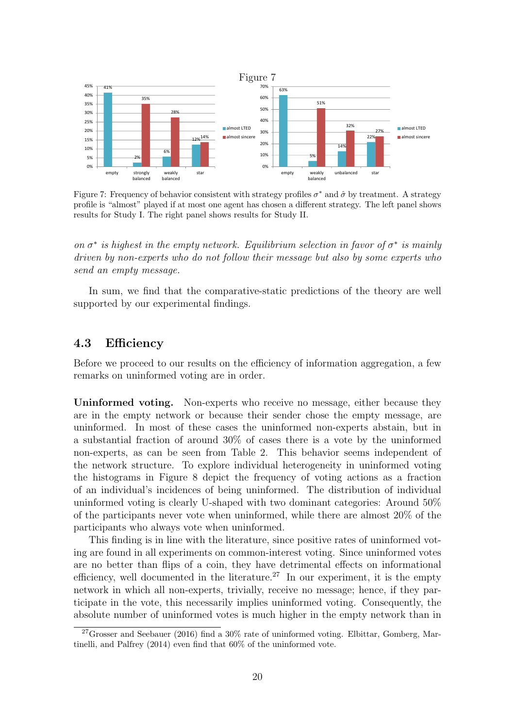Figure 7

Figure 7: Frequency of behavior consistent with strategy profiles $\sigma^*$ and $\hat{\sigma}$ by treatment. A strategy profile is "almost" played if at most one agent has chosen a different strategy. The left panel shows results for Study I. The right panel shows results for Study II.

*on $\sigma^*$ is highest in the empty network. Equilibrium selection in favor of $\sigma^*$ is mainly driven by non-experts who do not follow their message but also by some experts who send an empty message.*

In sum, we find that the comparative-static predictions of the theory are well supported by our experimental findings.

## 4.3 Efficiency

Before we proceed to our results on the efficiency of information aggregation, a few remarks on uninformed voting are in order.

**Uninformed voting.** Non-experts who receive no message, either because they are in the empty network or because their sender chose the empty message, are uninformed. In most of these cases the uninformed non-experts abstain, but in a substantial fraction of around 30% of cases there is a vote by the uninformed non-experts, as can be seen from Table 2. This behavior seems independent of the network structure. To explore individual heterogeneity in uninformed voting the histograms in Figure 8 depict the frequency of voting actions as a fraction of an individual's incidences of being uninformed. The distribution of individual uninformed voting is clearly U-shaped with two dominant categories: Around 50% of the participants never vote when uninformed, while there are almost 20% of the participants who always vote when uninformed.

This finding is in line with the literature, since positive rates of uninformed voting are found in all experiments on common-interest voting. Since uninformed votes are no better than flips of a coin, they have detrimental effects on informational efficiency, well documented in the literature.[27] In our experiment, it is the empty network in which all non-experts, trivially, receive no message; hence, if they participate in the vote, this necessarily implies uninformed voting. Consequently, the absolute number of uninformed votes is much higher in the empty network than in

[27] Grosser and Seebauer (2016) find a 30% rate of uninformed voting. Elbittar, Gomberg, Martinelli, and Palfrey (2014) even find that 60% of the uninformed vote.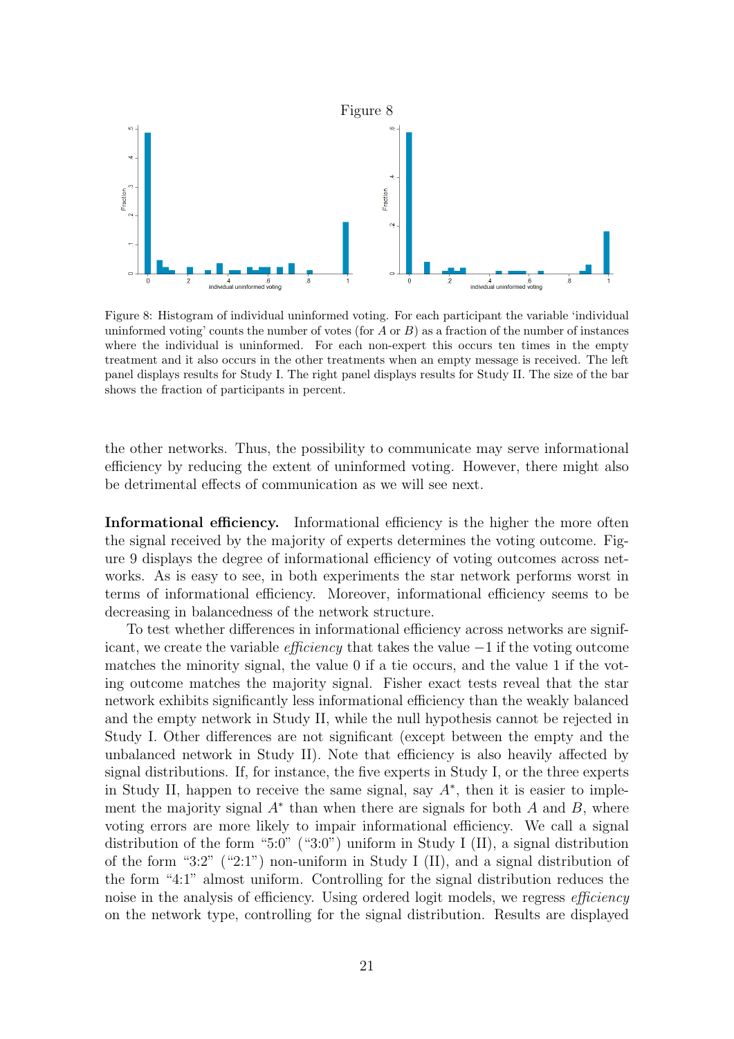Figure 8

Figure 8: Histogram of individual uninformed voting. For each participant the variable 'individual uninformed voting' counts the number of votes (for $A$ or $B$) as a fraction of the number of instances where the individual is uninformed. For each non-expert this occurs ten times in the empty treatment and it also occurs in the other treatments when an empty message is received. The left panel displays results for Study I. The right panel displays results for Study II. The size of the bar shows the fraction of participants in percent.

the other networks. Thus, the possibility to communicate may serve informational efficiency by reducing the extent of uninformed voting. However, there might also be detrimental effects of communication as we will see next.

**Informational efficiency.** Informational efficiency is the higher the more often the signal received by the majority of experts determines the voting outcome. Figure 9 displays the degree of informational efficiency of voting outcomes across networks. As is easy to see, in both experiments the star network performs worst in terms of informational efficiency. Moreover, informational efficiency seems to be decreasing in balancedness of the network structure.

To test whether differences in informational efficiency across networks are significant, we create the variable *efficiency* that takes the value $-1$ if the voting outcome matches the minority signal, the value 0 if a tie occurs, and the value 1 if the voting outcome matches the majority signal. Fisher exact tests reveal that the star network exhibits significantly less informational efficiency than the weakly balanced and the empty network in Study II, while the null hypothesis cannot be rejected in Study I. Other differences are not significant (except between the empty and the unbalanced network in Study II). Note that efficiency is also heavily affected by signal distributions. If, for instance, the five experts in Study I, or the three experts in Study II, happen to receive the same signal, say $A^*$, then it is easier to implement the majority signal $A^*$ than when there are signals for both $A$ and $B$, where voting errors are more likely to impair informational efficiency. We call a signal distribution of the form "5:0" ("3:0") uniform in Study I (II), a signal distribution of the form "3:2" ("2:1") non-uniform in Study I (II), and a signal distribution of the form "4:1" almost uniform. Controlling for the signal distribution reduces the noise in the analysis of efficiency. Using ordered logit models, we regress *efficiency* on the network type, controlling for the signal distribution. Results are displayed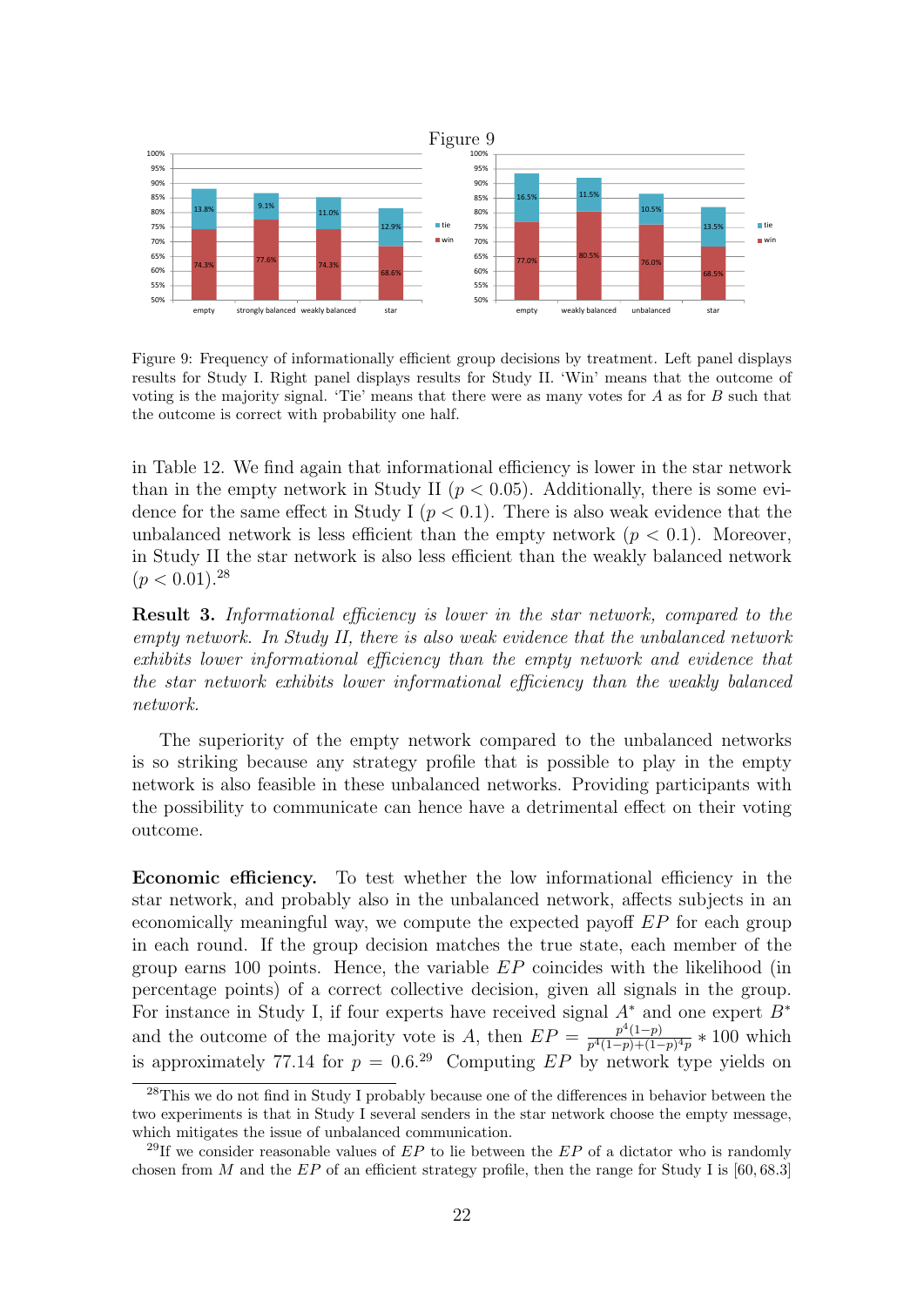Figure 9

Figure 9: Frequency of informationally efficient group decisions by treatment. Left panel displays results for Study I. Right panel displays results for Study II. 'Win' means that the outcome of voting is the majority signal. 'Tie' means that there were as many votes for $A$ as for $B$ such that the outcome is correct with probability one half.

in Table 12. We find again that informational efficiency is lower in the star network than in the empty network in Study II ($p < 0.05$). Additionally, there is some evidence for the same effect in Study I ($p < 0.1$). There is also weak evidence that the unbalanced network is less efficient than the empty network ($p < 0.1$). Moreover, in Study II the star network is also less efficient than the weakly balanced network ($p < 0.01$).[28]

**Result 3.** *Informational efficiency is lower in the star network, compared to the empty network. In Study II, there is also weak evidence that the unbalanced network exhibits lower informational efficiency than the empty network and evidence that the star network exhibits lower informational efficiency than the weakly balanced network.*

The superiority of the empty network compared to the unbalanced networks is so striking because any strategy profile that is possible to play in the empty network is also feasible in these unbalanced networks. Providing participants with the possibility to communicate can hence have a detrimental effect on their voting outcome.

**Economic efficiency.** To test whether the low informational efficiency in the star network, and probably also in the unbalanced network, affects subjects in an economically meaningful way, we compute the expected payoff $EP$ for each group in each round. If the group decision matches the true state, each member of the group earns 100 points. Hence, the variable $EP$ coincides with the likelihood (in percentage points) of a correct collective decision, given all signals in the group. For instance in Study I, if four experts have received signal $A^*$ and one expert $B^*$ and the outcome of the majority vote is $A$, then $EP = \frac{p^4(1-p)}{p^4(1-p)+(1-p)^4p} * 100$ which is approximately 77.14 for $p = 0.6$.[29] Computing $EP$ by network type yields on

[28] This we do not find in Study I probably because one of the differences in behavior between the two experiments is that in Study I several senders in the star network choose the empty message, which mitigates the issue of unbalanced communication.

[29] If we consider reasonable values of $EP$ to lie between the $EP$ of a dictator who is randomly chosen from $M$ and the $EP$ of an efficient strategy profile, then the range for Study I is [60, 68.3]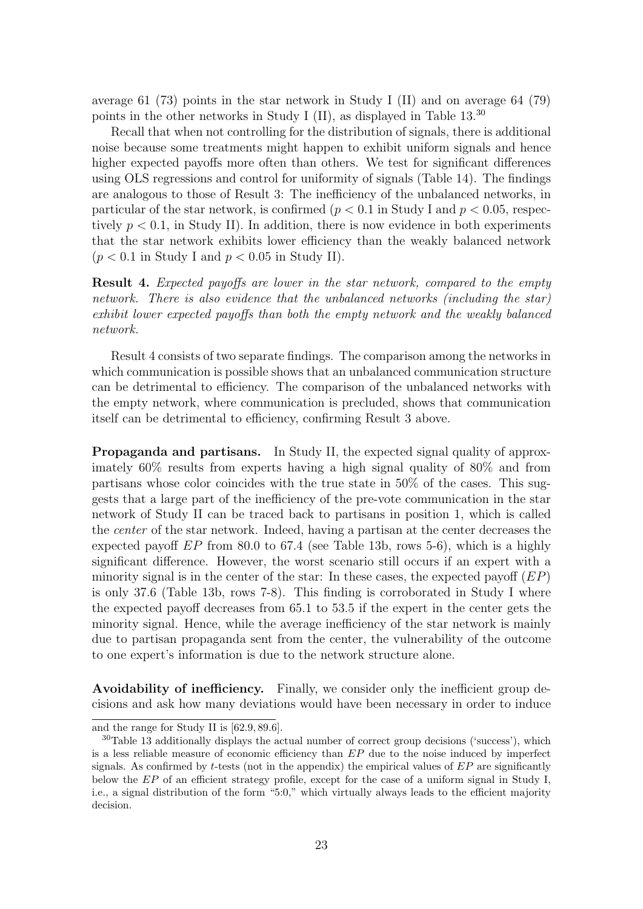average 61 (73) points in the star network in Study I (II) and on average 64 (79) points in the other networks in Study I (II), as displayed in Table 13.[30]

Recall that when not controlling for the distribution of signals, there is additional noise because some treatments might happen to exhibit uniform signals and hence higher expected payoffs more often than others. We test for significant differences using OLS regressions and control for uniformity of signals (Table 14). The findings are analogous to those of Result 3: The inefficiency of the unbalanced networks, in particular of the star network, is confirmed ($p < 0.1$ in Study I and $p < 0.05$, respectively $p < 0.1$, in Study II). In addition, there is now evidence in both experiments that the star network exhibits lower efficiency than the weakly balanced network ($p < 0.1$ in Study I and $p < 0.05$ in Study II).

**Result 4.** *Expected payoffs are lower in the star network, compared to the empty network. There is also evidence that the unbalanced networks (including the star) exhibit lower expected payoffs than both the empty network and the weakly balanced network.*

Result 4 consists of two separate findings. The comparison among the networks in which communication is possible shows that an unbalanced communication structure can be detrimental to efficiency. The comparison of the unbalanced networks with the empty network, where communication is precluded, shows that communication itself can be detrimental to efficiency, confirming Result 3 above.

**Propaganda and partisans.** In Study II, the expected signal quality of approximately 60% results from experts having a high signal quality of 80% and from partisans whose color coincides with the true state in 50% of the cases. This suggests that a large part of the inefficiency of the pre-vote communication in the star network of Study II can be traced back to partisans in position 1, which is called the *center* of the star network. Indeed, having a partisan at the center decreases the expected payoff $EP$ from 80.0 to 67.4 (see Table 13b, rows 5-6), which is a highly significant difference. However, the worst scenario still occurs if an expert with a minority signal is in the center of the star: In these cases, the expected payoff ($EP$) is only 37.6 (Table 13b, rows 7-8). This finding is corroborated in Study I where the expected payoff decreases from 65.1 to 53.5 if the expert in the center gets the minority signal. Hence, while the average inefficiency of the star network is mainly due to partisan propaganda sent from the center, the vulnerability of the outcome to one expert's information is due to the network structure alone.

**Avoidability of inefficiency.** Finally, we consider only the inefficient group decisions and ask how many deviations would have been necessary in order to induce

---

and the range for Study II is $[62.9, 89.6]$.

[30] Table 13 additionally displays the actual number of correct group decisions ('success'), which is a less reliable measure of economic efficiency than $EP$ due to the noise induced by imperfect signals. As confirmed by $t$-tests (not in the appendix) the empirical values of $EP$ are significantly below the $EP$ of an efficient strategy profile, except for the case of a uniform signal in Study I, i.e., a signal distribution of the form "5:0," which virtually always leads to the efficient majority decision.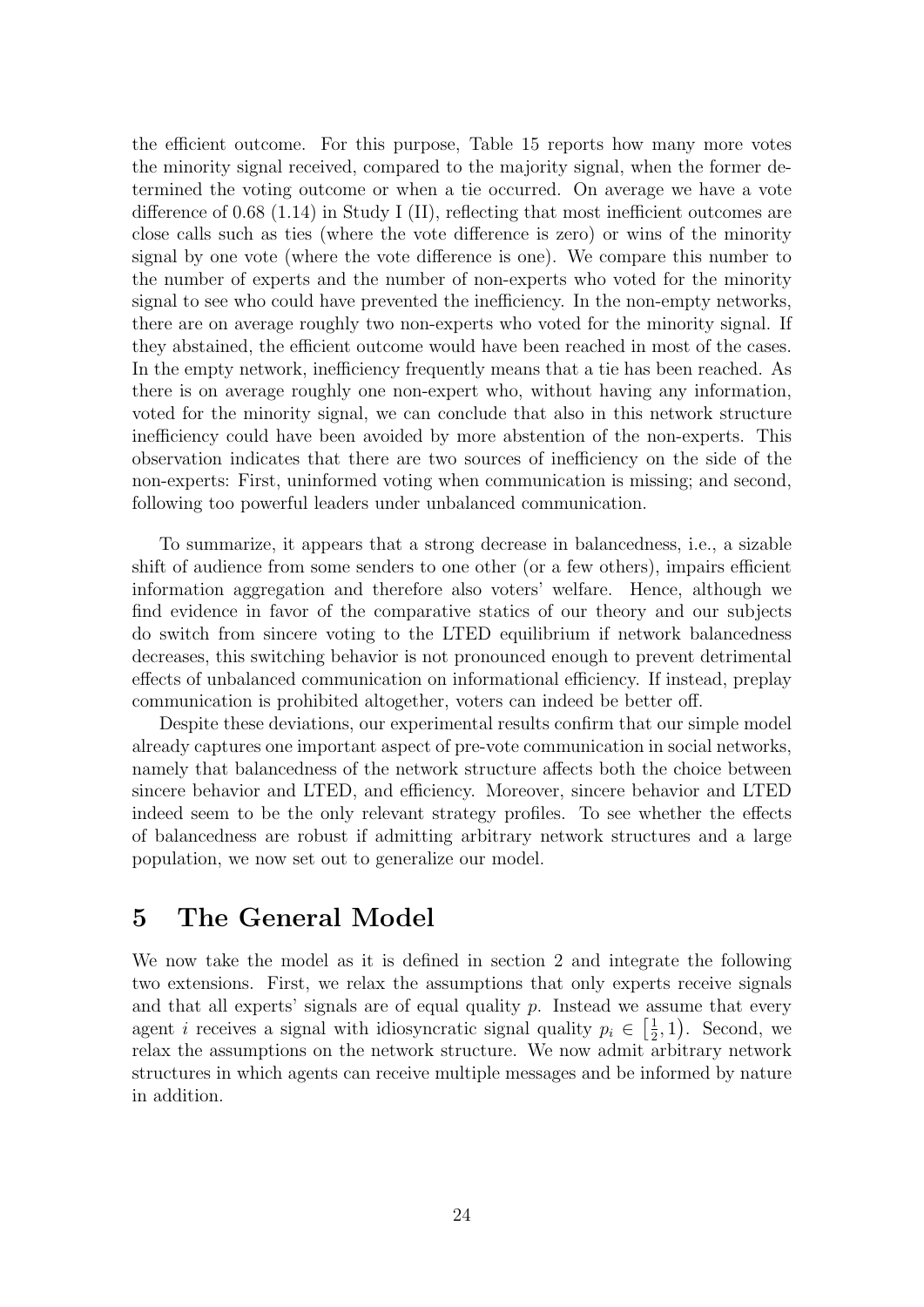the efficient outcome. For this purpose, Table 15 reports how many more votes the minority signal received, compared to the majority signal, when the former determined the voting outcome or when a tie occurred. On average we have a vote difference of 0.68 (1.14) in Study I (II), reflecting that most inefficient outcomes are close calls such as ties (where the vote difference is zero) or wins of the minority signal by one vote (where the vote difference is one). We compare this number to the number of experts and the number of non-experts who voted for the minority signal to see who could have prevented the inefficiency. In the non-empty networks, there are on average roughly two non-experts who voted for the minority signal. If they abstained, the efficient outcome would have been reached in most of the cases. In the empty network, inefficiency frequently means that a tie has been reached. As there is on average roughly one non-expert who, without having any information, voted for the minority signal, we can conclude that also in this network structure inefficiency could have been avoided by more abstention of the non-experts. This observation indicates that there are two sources of inefficiency on the side of the non-experts: First, uninformed voting when communication is missing; and second, following too powerful leaders under unbalanced communication.

To summarize, it appears that a strong decrease in balancedness, i.e., a sizable shift of audience from some senders to one other (or a few others), impairs efficient information aggregation and therefore also voters' welfare. Hence, although we find evidence in favor of the comparative statics of our theory and our subjects do switch from sincere voting to the LTED equilibrium if network balancedness decreases, this switching behavior is not pronounced enough to prevent detrimental effects of unbalanced communication on informational efficiency. If instead, preplay communication is prohibited altogether, voters can indeed be better off.

Despite these deviations, our experimental results confirm that our simple model already captures one important aspect of pre-vote communication in social networks, namely that balancedness of the network structure affects both the choice between sincere behavior and LTED, and efficiency. Moreover, sincere behavior and LTED indeed seem to be the only relevant strategy profiles. To see whether the effects of balancedness are robust if admitting arbitrary network structures and a large population, we now set out to generalize our model.

# 5 The General Model

We now take the model as it is defined in section 2 and integrate the following two extensions. First, we relax the assumptions that only experts receive signals and that all experts' signals are of equal quality $p$. Instead we assume that every agent $i$ receives a signal with idiosyncratic signal quality $p_i \in \left[\frac{1}{2}, 1\right)$. Second, we relax the assumptions on the network structure. We now admit arbitrary network structures in which agents can receive multiple messages and be informed by nature in addition.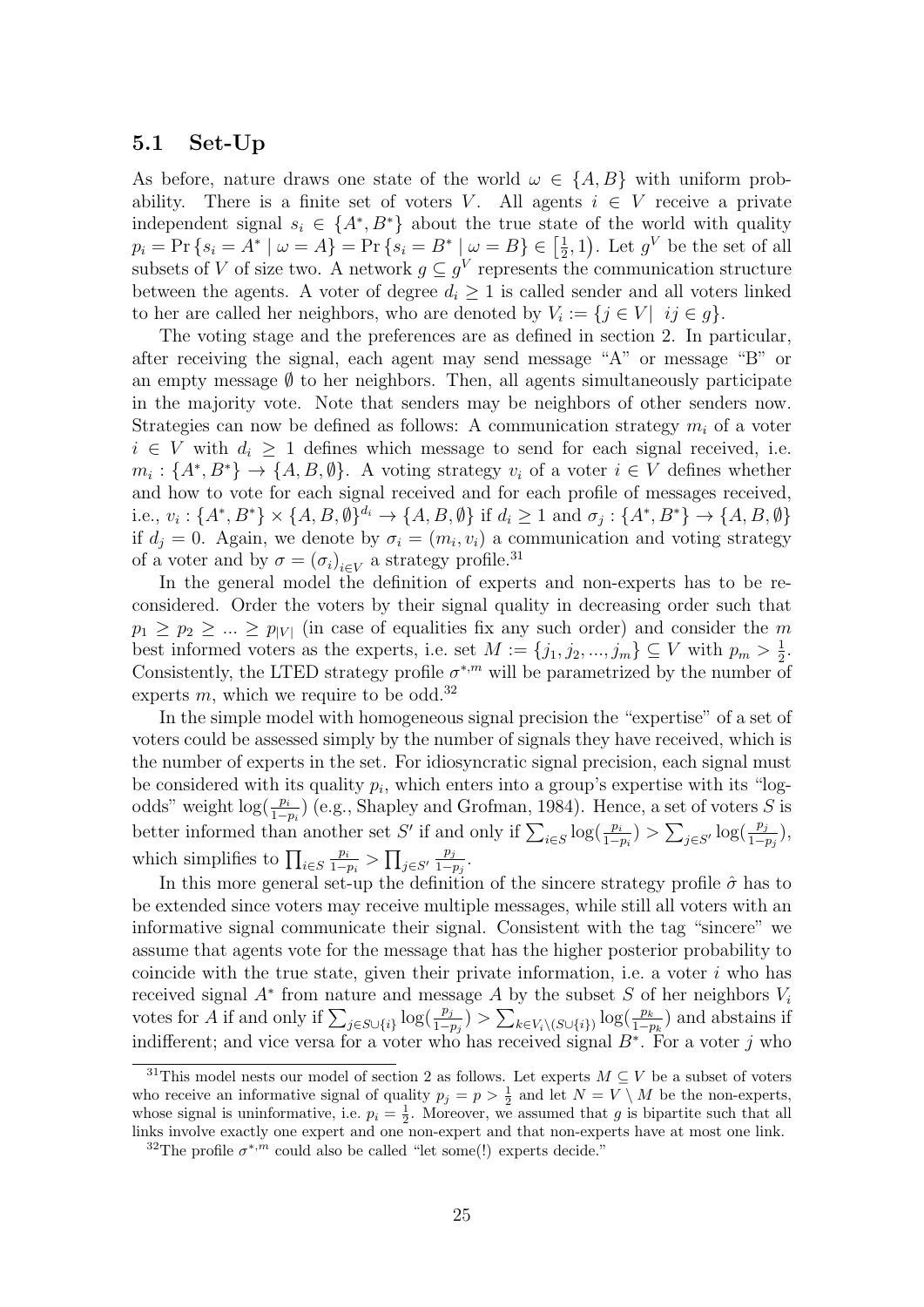### 5.1 Set-Up

As before, nature draws one state of the world $\omega \in \{A, B\}$ with uniform probability. There is a finite set of voters $V$. All agents $i \in V$ receive a private independent signal $s_i \in \{A^*, B^*\}$ about the true state of the world with quality $p_i = \Pr\{s_i = A^* \mid \omega = A\} = \Pr\{s_i = B^* \mid \omega = B\} \in \left[\frac{1}{2}, 1\right)$. Let $g^V$ be the set of all subsets of $V$ of size two. A network $g \subseteq g^V$ represents the communication structure between the agents. A voter of degree $d_i \geq 1$ is called sender and all voters linked to her are called her neighbors, who are denoted by $V_i := \{j \in V \mid \ ij \in g\}$.

The voting stage and the preferences are as defined in section 2. In particular, after receiving the signal, each agent may send message "A" or message "B" or an empty message $\emptyset$ to her neighbors. Then, all agents simultaneously participate in the majority vote. Note that senders may be neighbors of other senders now. Strategies can now be defined as follows: A communication strategy $m_i$ of a voter $i \in V$ with $d_i \geq 1$ defines which message to send for each signal received, i.e. $m_i : \{A^*, B^*\} \to \{A, B, \emptyset\}$. A voting strategy $v_i$ of a voter $i \in V$ defines whether and how to vote for each signal received and for each profile of messages received, i.e., $v_i : \{A^*, B^*\} \times \{A, B, \emptyset\}^{d_i} \to \{A, B, \emptyset\}$ if $d_i \geq 1$ and $\sigma_j : \{A^*, B^*\} \to \{A, B, \emptyset\}$ if $d_j = 0$. Again, we denote by $\sigma_i = (m_i, v_i)$ a communication and voting strategy of a voter and by $\sigma = (\sigma_i)_{i \in V}$ a strategy profile.[31]

In the general model the definition of experts and non-experts has to be reconsidered. Order the voters by their signal quality in decreasing order such that $p_1 \geq p_2 \geq ... \geq p_{|V|}$ (in case of equalities fix any such order) and consider the $m$ best informed voters as the experts, i.e. set $M := \{j_1, j_2, ..., j_m\} \subseteq V$ with $p_m > \frac{1}{2}$. Consistently, the LTED strategy profile $\sigma^{*,m}$ will be parametrized by the number of experts $m$, which we require to be odd.[32]

In the simple model with homogeneous signal precision the "expertise" of a set of voters could be assessed simply by the number of signals they have received, which is the number of experts in the set. For idiosyncratic signal precision, each signal must be considered with its quality $p_i$, which enters into a group's expertise with its "log-odds" weight $\log(\frac{p_i}{1-p_i})$ (e.g., Shapley and Grofman, 1984). Hence, a set of voters $S$ is better informed than another set $S'$ if and only if $\sum_{i \in S} \log(\frac{p_i}{1-p_i}) > \sum_{j \in S'} \log(\frac{p_j}{1-p_j})$, which simplifies to $\prod_{i \in S} \frac{p_i}{1-p_i} > \prod_{j \in S'} \frac{p_j}{1-p_j}$.

In this more general set-up the definition of the sincere strategy profile $\hat{\sigma}$ has to be extended since voters may receive multiple messages, while still all voters with an informative signal communicate their signal. Consistent with the tag "sincere" we assume that agents vote for the message that has the higher posterior probability to coincide with the true state, given their private information, i.e. a voter $i$ who has received signal $A^*$ from nature and message $A$ by the subset $S$ of her neighbors $V_i$ votes for $A$ if and only if $\sum_{j \in S \cup \{i\}} \log(\frac{p_j}{1-p_j}) > \sum_{k \in V_i \setminus (S \cup \{i\})} \log(\frac{p_k}{1-p_k})$ and abstains if indifferent; and vice versa for a voter who has received signal $B^*$. For a voter $j$ who

[31] This model nests our model of section 2 as follows. Let experts $M \subseteq V$ be a subset of voters who receive an informative signal of quality $p_j = p > \frac{1}{2}$ and let $N = V \setminus M$ be the non-experts, whose signal is uninformative, i.e. $p_i = \frac{1}{2}$. Moreover, we assumed that $g$ is bipartite such that all links involve exactly one expert and one non-expert and that non-experts have at most one link.

[32] The profile $\sigma^{*,m}$ could also be called "let some(!) experts decide."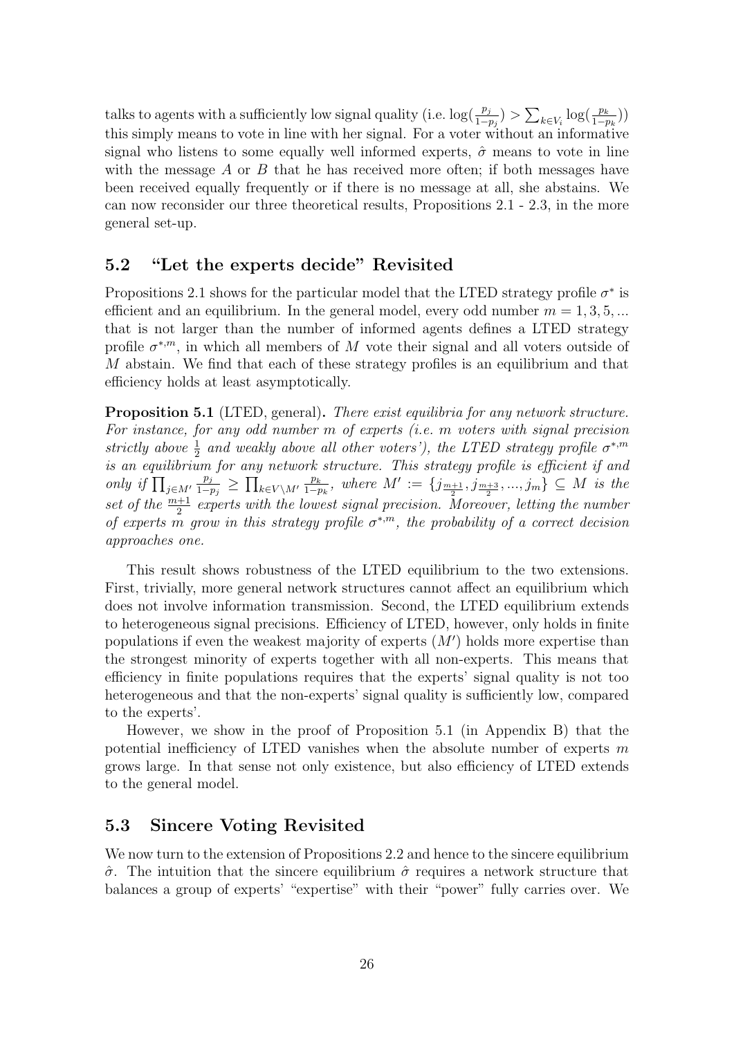talks to agents with a sufficiently low signal quality (i.e. $\log(\frac{p_j}{1-p_j}) > \sum_{k \in V_i} \log(\frac{p_k}{1-p_k})$) this simply means to vote in line with her signal. For a voter without an informative signal who listens to some equally well informed experts, $\hat{\sigma}$ means to vote in line with the message $A$ or $B$ that he has received more often; if both messages have been received equally frequently or if there is no message at all, she abstains. We can now reconsider our three theoretical results, Propositions 2.1 - 2.3, in the more general set-up.

## 5.2 "Let the experts decide" Revisited

Propositions 2.1 shows for the particular model that the LTED strategy profile $\sigma^*$ is efficient and an equilibrium. In the general model, every odd number $m = 1, 3, 5, ...$ that is not larger than the number of informed agents defines a LTED strategy profile $\sigma^{*,m}$, in which all members of $M$ vote their signal and all voters outside of $M$ abstain. We find that each of these strategy profiles is an equilibrium and that efficiency holds at least asymptotically.

**Proposition 5.1** (LTED, general)**.** *There exist equilibria for any network structure. For instance, for any odd number $m$ of experts (i.e. $m$ voters with signal precision strictly above $\frac{1}{2}$ and weakly above all other voters'), the LTED strategy profile $\sigma^{*,m}$ is an equilibrium for any network structure. This strategy profile is efficient if and only if $\prod_{j \in M'} \frac{p_j}{1-p_j} \geq \prod_{k \in V \setminus M'} \frac{p_k}{1-p_k}$, where $M' := \{j_{\frac{m+1}{2}}, j_{\frac{m+3}{2}}, ..., j_m\} \subseteq M$ is the set of the $\frac{m+1}{2}$ experts with the lowest signal precision. Moreover, letting the number of experts $m$ grow in this strategy profile $\sigma^{*,m}$, the probability of a correct decision approaches one.*

This result shows robustness of the LTED equilibrium to the two extensions. First, trivially, more general network structures cannot affect an equilibrium which does not involve information transmission. Second, the LTED equilibrium extends to heterogeneous signal precisions. Efficiency of LTED, however, only holds in finite populations if even the weakest majority of experts ($M'$) holds more expertise than the strongest minority of experts together with all non-experts. This means that efficiency in finite populations requires that the experts' signal quality is not too heterogeneous and that the non-experts' signal quality is sufficiently low, compared to the experts'.

However, we show in the proof of Proposition 5.1 (in Appendix B) that the potential inefficiency of LTED vanishes when the absolute number of experts $m$ grows large. In that sense not only existence, but also efficiency of LTED extends to the general model.

## 5.3 Sincere Voting Revisited

We now turn to the extension of Propositions 2.2 and hence to the sincere equilibrium $\hat{\sigma}$. The intuition that the sincere equilibrium $\hat{\sigma}$ requires a network structure that balances a group of experts' "expertise" with their "power" fully carries over. We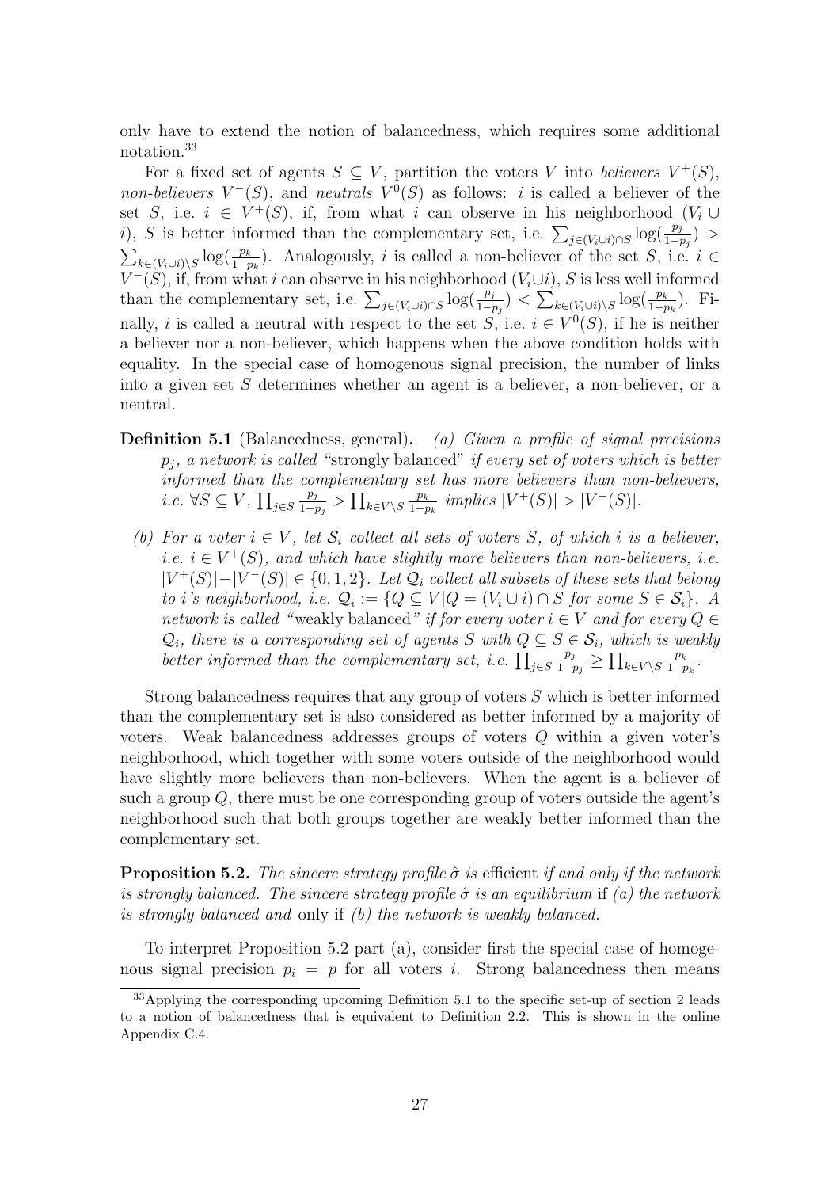only have to extend the notion of balancedness, which requires some additional notation.[33]

For a fixed set of agents $S \subseteq V$, partition the voters $V$ into *believers* $V^+(S)$, *non-believers* $V^-(S)$, and *neutrals* $V^0(S)$ as follows: $i$ is called a believer of the set $S$, i.e. $i \in V^+(S)$, if, from what $i$ can observe in his neighborhood $(V_i \cup i)$, $S$ is better informed than the complementary set, i.e. $\sum_{j \in (V_i \cup i) \cap S} \log(\frac{p_j}{1-p_j}) > \sum_{k \in (V_i \cup i) \setminus S} \log(\frac{p_k}{1-p_k})$. Analogously, $i$ is called a non-believer of the set $S$, i.e. $i \in V^-(S)$, if, from what $i$ can observe in his neighborhood $(V_i \cup i)$, $S$ is less well informed than the complementary set, i.e. $\sum_{j \in (V_i \cup i) \cap S} \log(\frac{p_j}{1-p_j}) < \sum_{k \in (V_i \cup i) \setminus S} \log(\frac{p_k}{1-p_k})$. Finally, $i$ is called a neutral with respect to the set $S$, i.e. $i \in V^0(S)$, if he is neither a believer nor a non-believer, which happens when the above condition holds with equality. In the special case of homogenous signal precision, the number of links into a given set $S$ determines whether an agent is a believer, a non-believer, or a neutral.

**Definition 5.1** (Balancedness, general)**.** *(a) Given a profile of signal precisions $p_j$, a network is called* "strongly balanced" *if every set of voters which is better informed than the complementary set has more believers than non-believers, i.e. $\forall S \subseteq V$, $\prod_{j \in S} \frac{p_j}{1-p_j} > \prod_{k \in V \setminus S} \frac{p_k}{1-p_k}$ implies $|V^+(S)| > |V^-(S)|$.*

*(b) For a voter $i \in V$, let $\mathcal{S}_i$ collect all sets of voters $S$, of which $i$ is a believer, i.e. $i \in V^+(S)$, and which have slightly more believers than non-believers, i.e. $|V^+(S)| - |V^-(S)| \in \{0, 1, 2\}$. Let $\mathcal{Q}_i$ collect all subsets of these sets that belong to $i$'s neighborhood, i.e. $\mathcal{Q}_i := \{Q \subseteq V | Q = (V_i \cup i) \cap S \text{ for some } S \in \mathcal{S}_i\}$. A network is called* "weakly balanced" *if for every voter $i \in V$ and for every $Q \in \mathcal{Q}_i$, there is a corresponding set of agents $S$ with $Q \subseteq S \in \mathcal{S}_i$, which is weakly better informed than the complementary set, i.e. $\prod_{j \in S} \frac{p_j}{1-p_j} \geq \prod_{k \in V \setminus S} \frac{p_k}{1-p_k}$.*

Strong balancedness requires that any group of voters $S$ which is better informed than the complementary set is also considered as better informed by a majority of voters. Weak balancedness addresses groups of voters $Q$ within a given voter's neighborhood, which together with some voters outside of the neighborhood would have slightly more believers than non-believers. When the agent is a believer of such a group $Q$, there must be one corresponding group of voters outside the agent's neighborhood such that both groups together are weakly better informed than the complementary set.

**Proposition 5.2.** *The sincere strategy profile $\hat{\sigma}$ is* efficient *if and only if the network is strongly balanced. The sincere strategy profile $\hat{\sigma}$ is an equilibrium* if *(a) the network is strongly balanced and* only if *(b) the network is weakly balanced.*

To interpret Proposition 5.2 part (a), consider first the special case of homogenous signal precision $p_i = p$ for all voters $i$. Strong balancedness then means

[33] Applying the corresponding upcoming Definition 5.1 to the specific set-up of section 2 leads to a notion of balancedness that is equivalent to Definition 2.2. This is shown in the online Appendix C.4.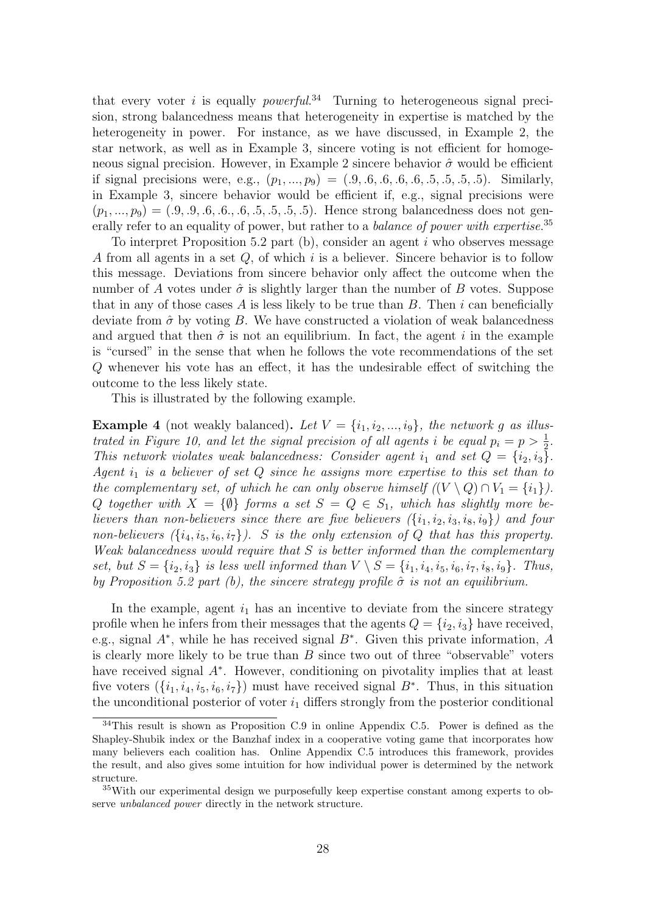that every voter $i$ is equally *powerful*.[34] Turning to heterogeneous signal precision, strong balancedness means that heterogeneity in expertise is matched by the heterogeneity in power. For instance, as we have discussed, in Example 2, the star network, as well as in Example 3, sincere voting is not efficient for homogeneous signal precision. However, in Example 2 sincere behavior $\hat{\sigma}$ would be efficient if signal precisions were, e.g., $(p_1, ..., p_9) = (.9, .6, .6, .6, .6, .5, .5, .5, .5)$. Similarly, in Example 3, sincere behavior would be efficient if, e.g., signal precisions were $(p_1, ..., p_9) = (.9, .9, .6, .6., .6, .5, .5, .5, .5)$. Hence strong balancedness does not generally refer to an equality of power, but rather to a *balance of power with expertise*.[35]

To interpret Proposition 5.2 part (b), consider an agent $i$ who observes message $A$ from all agents in a set $Q$, of which $i$ is a believer. Sincere behavior is to follow this message. Deviations from sincere behavior only affect the outcome when the number of $A$ votes under $\hat{\sigma}$ is slightly larger than the number of $B$ votes. Suppose that in any of those cases $A$ is less likely to be true than $B$. Then $i$ can beneficially deviate from $\hat{\sigma}$ by voting $B$. We have constructed a violation of weak balancedness and argued that then $\hat{\sigma}$ is not an equilibrium. In fact, the agent $i$ in the example is "cursed" in the sense that when he follows the vote recommendations of the set $Q$ whenever his vote has an effect, it has the undesirable effect of switching the outcome to the less likely state.

This is illustrated by the following example.

**Example 4** (not weakly balanced)**.** *Let $V = \{i_1, i_2, ..., i_9\}$, the network $g$ as illustrated in Figure 10, and let the signal precision of all agents $i$ be equal $p_i = p > \frac{1}{2}$. This network violates weak balancedness: Consider agent $i_1$ and set $Q = \{i_2, i_3\}$. Agent $i_1$ is a believer of set $Q$ since he assigns more expertise to this set than to the complementary set, of which he can only observe himself ($(V \setminus Q) \cap V_1 = \{i_1\}$). $Q$ together with $X = \{\emptyset\}$ forms a set $S = Q \in S_1$, which has slightly more believers than non-believers since there are five believers ($\{i_1, i_2, i_3, i_8, i_9\}$) and four non-believers ($\{i_4, i_5, i_6, i_7\}$). $S$ is the only extension of $Q$ that has this property. Weak balancedness would require that $S$ is better informed than the complementary set, but $S = \{i_2, i_3\}$ is less well informed than $V \setminus S = \{i_1, i_4, i_5, i_6, i_7, i_8, i_9\}$. Thus, by Proposition 5.2 part (b), the sincere strategy profile $\hat{\sigma}$ is not an equilibrium.*

In the example, agent $i_1$ has an incentive to deviate from the sincere strategy profile when he infers from their messages that the agents $Q = \{i_2, i_3\}$ have received, e.g., signal $A^*$, while he has received signal $B^*$. Given this private information, $A$ is clearly more likely to be true than $B$ since two out of three "observable" voters have received signal $A^*$. However, conditioning on pivotality implies that at least five voters ($\{i_1, i_4, i_5, i_6, i_7\}$) must have received signal $B^*$. Thus, in this situation the unconditional posterior of voter $i_1$ differs strongly from the posterior conditional

[34] This result is shown as Proposition C.9 in online Appendix C.5. Power is defined as the Shapley-Shubik index or the Banzhaf index in a cooperative voting game that incorporates how many believers each coalition has. Online Appendix C.5 introduces this framework, provides the result, and also gives some intuition for how individual power is determined by the network structure.

[35] With our experimental design we purposefully keep expertise constant among experts to observe *unbalanced power* directly in the network structure.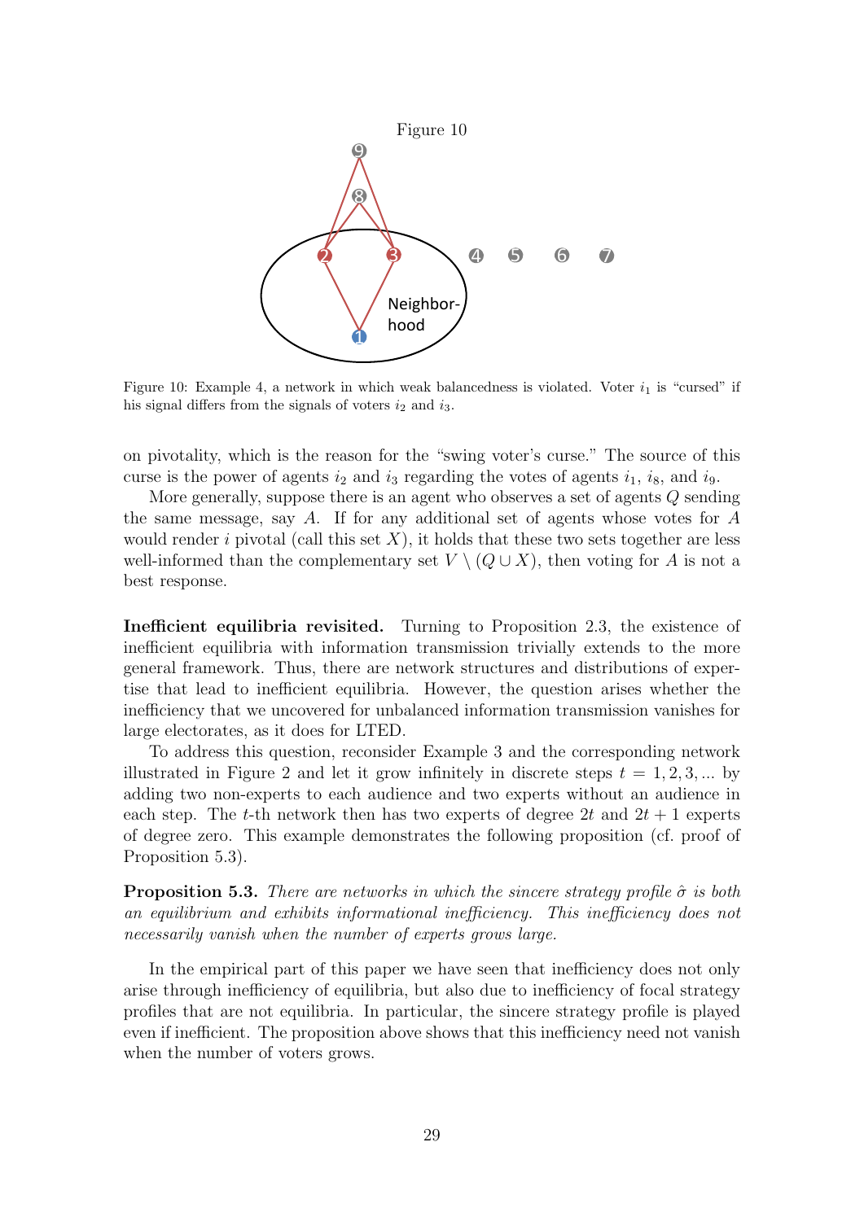Figure 10

Figure 10: Example 4, a network in which weak balancedness is violated. Voter $i_1$ is "cursed" if his signal differs from the signals of voters $i_2$ and $i_3$.

on pivotality, which is the reason for the "swing voter's curse." The source of this curse is the power of agents $i_2$ and $i_3$ regarding the votes of agents $i_1$, $i_8$, and $i_9$.

More generally, suppose there is an agent who observes a set of agents $Q$ sending the same message, say $A$. If for any additional set of agents whose votes for $A$ would render $i$ pivotal (call this set $X$), it holds that these two sets together are less well-informed than the complementary set $V \setminus (Q \cup X)$, then voting for $A$ is not a best response.

**Inefficient equilibria revisited.** Turning to Proposition 2.3, the existence of inefficient equilibria with information transmission trivially extends to the more general framework. Thus, there are network structures and distributions of expertise that lead to inefficient equilibria. However, the question arises whether the inefficiency that we uncovered for unbalanced information transmission vanishes for large electorates, as it does for LTED.

To address this question, reconsider Example 3 and the corresponding network illustrated in Figure 2 and let it grow infinitely in discrete steps $t = 1, 2, 3, \ldots$ by adding two non-experts to each audience and two experts without an audience in each step. The $t$-th network then has two experts of degree $2t$ and $2t + 1$ experts of degree zero. This example demonstrates the following proposition (cf. proof of Proposition 5.3).

**Proposition 5.3.** *There are networks in which the sincere strategy profile $\hat{\sigma}$ is both an equilibrium and exhibits informational inefficiency. This inefficiency does not necessarily vanish when the number of experts grows large.*

In the empirical part of this paper we have seen that inefficiency does not only arise through inefficiency of equilibria, but also due to inefficiency of focal strategy profiles that are not equilibria. In particular, the sincere strategy profile is played even if inefficient. The proposition above shows that this inefficiency need not vanish when the number of voters grows.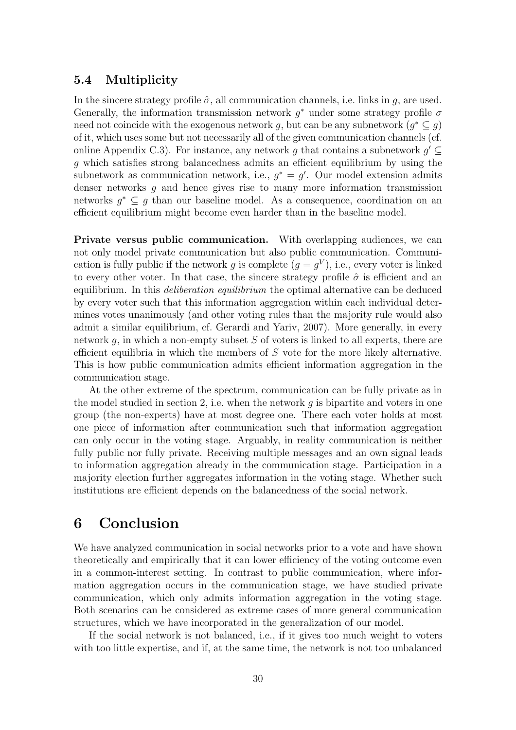### 5.4 Multiplicity

In the sincere strategy profile $\hat{\sigma}$, all communication channels, i.e. links in $g$, are used. Generally, the information transmission network $g^*$ under some strategy profile $\sigma$ need not coincide with the exogenous network $g$, but can be any subnetwork ($g^* \subseteq g$) of it, which uses some but not necessarily all of the given communication channels (cf. online Appendix C.3). For instance, any network $g$ that contains a subnetwork $g' \subseteq g$ which satisfies strong balancedness admits an efficient equilibrium by using the subnetwork as communication network, i.e., $g^* = g'$. Our model extension admits denser networks $g$ and hence gives rise to many more information transmission networks $g^* \subseteq g$ than our baseline model. As a consequence, coordination on an efficient equilibrium might become even harder than in the baseline model.

**Private versus public communication.** With overlapping audiences, we can not only model private communication but also public communication. Communication is fully public if the network $g$ is complete ($g = g^V$), i.e., every voter is linked to every other voter. In that case, the sincere strategy profile $\hat{\sigma}$ is efficient and an equilibrium. In this *deliberation equilibrium* the optimal alternative can be deduced by every voter such that this information aggregation within each individual determines votes unanimously (and other voting rules than the majority rule would also admit a similar equilibrium, cf. Gerardi and Yariv, 2007). More generally, in every network $g$, in which a non-empty subset $S$ of voters is linked to all experts, there are efficient equilibria in which the members of $S$ vote for the more likely alternative. This is how public communication admits efficient information aggregation in the communication stage.

At the other extreme of the spectrum, communication can be fully private as in the model studied in section 2, i.e. when the network $g$ is bipartite and voters in one group (the non-experts) have at most degree one. There each voter holds at most one piece of information after communication such that information aggregation can only occur in the voting stage. Arguably, in reality communication is neither fully public nor fully private. Receiving multiple messages and an own signal leads to information aggregation already in the communication stage. Participation in a majority election further aggregates information in the voting stage. Whether such institutions are efficient depends on the balancedness of the social network.

# 6 Conclusion

We have analyzed communication in social networks prior to a vote and have shown theoretically and empirically that it can lower efficiency of the voting outcome even in a common-interest setting. In contrast to public communication, where information aggregation occurs in the communication stage, we have studied private communication, which only admits information aggregation in the voting stage. Both scenarios can be considered as extreme cases of more general communication structures, which we have incorporated in the generalization of our model.

If the social network is not balanced, i.e., if it gives too much weight to voters with too little expertise, and if, at the same time, the network is not too unbalanced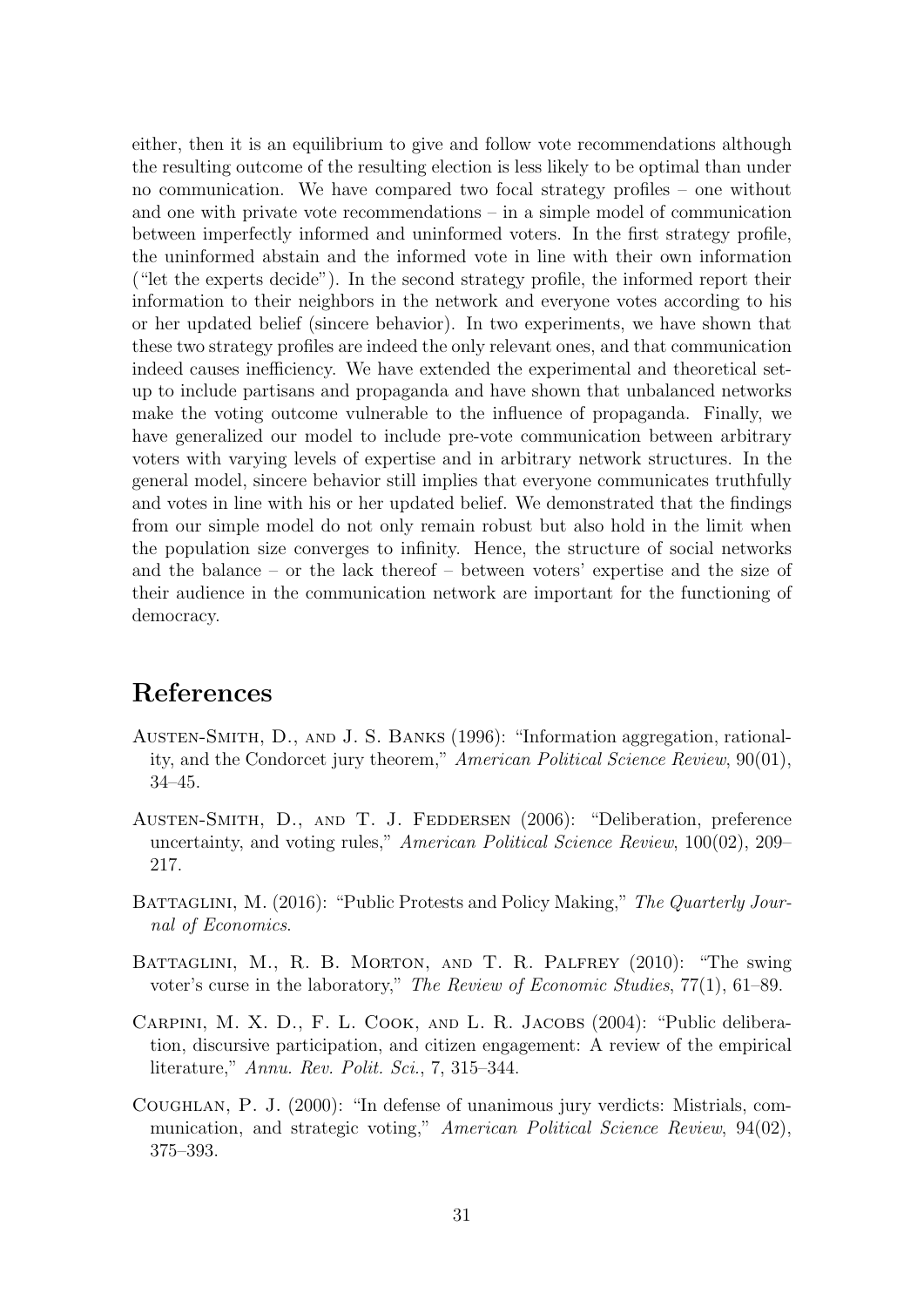either, then it is an equilibrium to give and follow vote recommendations although the resulting outcome of the resulting election is less likely to be optimal than under no communication. We have compared two focal strategy profiles – one without and one with private vote recommendations – in a simple model of communication between imperfectly informed and uninformed voters. In the first strategy profile, the uninformed abstain and the informed vote in line with their own information ("let the experts decide"). In the second strategy profile, the informed report their information to their neighbors in the network and everyone votes according to his or her updated belief (sincere behavior). In two experiments, we have shown that these two strategy profiles are indeed the only relevant ones, and that communication indeed causes inefficiency. We have extended the experimental and theoretical set-up to include partisans and propaganda and have shown that unbalanced networks make the voting outcome vulnerable to the influence of propaganda. Finally, we have generalized our model to include pre-vote communication between arbitrary voters with varying levels of expertise and in arbitrary network structures. In the general model, sincere behavior still implies that everyone communicates truthfully and votes in line with his or her updated belief. We demonstrated that the findings from our simple model do not only remain robust but also hold in the limit when the population size converges to infinity. Hence, the structure of social networks and the balance – or the lack thereof – between voters' expertise and the size of their audience in the communication network are important for the functioning of democracy.

# References

Austen-Smith, D., and J. S. Banks (1996): "Information aggregation, rationality, and the Condorcet jury theorem," *American Political Science Review*, 90(01), 34–45.

Austen-Smith, D., and T. J. Feddersen (2006): "Deliberation, preference uncertainty, and voting rules," *American Political Science Review*, 100(02), 209–217.

Battaglini, M. (2016): "Public Protests and Policy Making," *The Quarterly Journal of Economics*.

Battaglini, M., R. B. Morton, and T. R. Palfrey (2010): "The swing voter's curse in the laboratory," *The Review of Economic Studies*, 77(1), 61–89.

Carpini, M. X. D., F. L. Cook, and L. R. Jacobs (2004): "Public deliberation, discursive participation, and citizen engagement: A review of the empirical literature," *Annu. Rev. Polit. Sci.*, 7, 315–344.

Coughlan, P. J. (2000): "In defense of unanimous jury verdicts: Mistrials, communication, and strategic voting," *American Political Science Review*, 94(02), 375–393.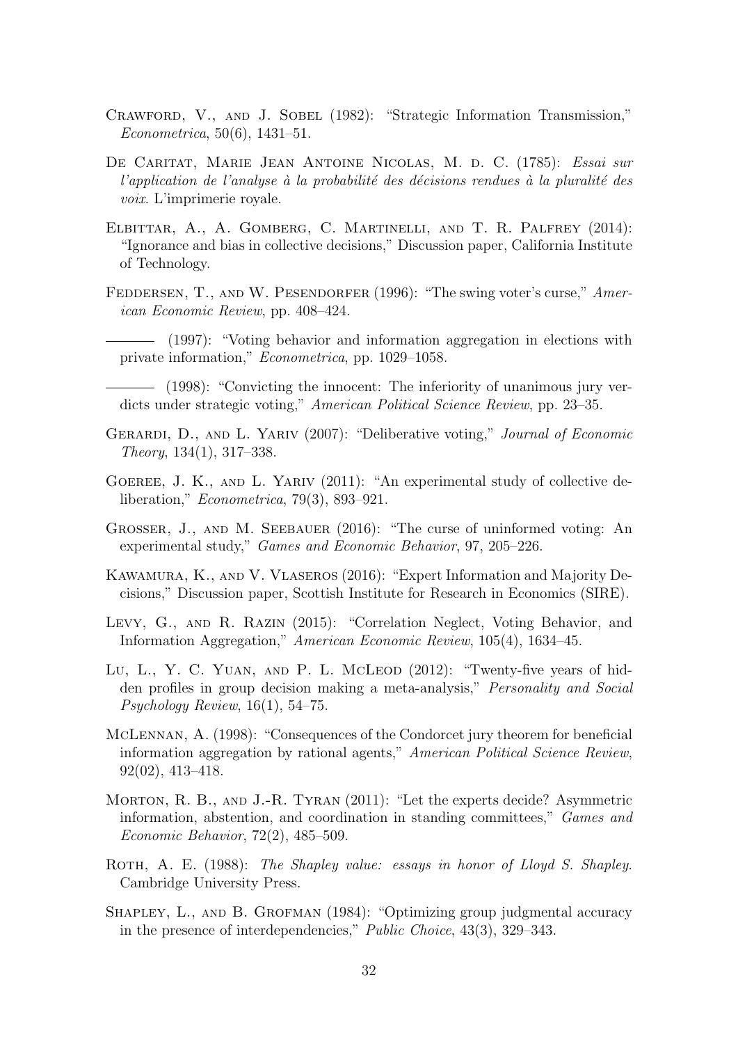Crawford, V., and J. Sobel (1982): "Strategic Information Transmission," *Econometrica*, 50(6), 1431–51.

De Caritat, Marie Jean Antoine Nicolas, M. d. C. (1785): *Essai sur l'application de l'analyse à la probabilité des décisions rendues à la pluralité des voix*. L'imprimerie royale.

Elbittar, A., A. Gomberg, C. Martinelli, and T. R. Palfrey (2014): "Ignorance and bias in collective decisions," Discussion paper, California Institute of Technology.

Feddersen, T., and W. Pesendorfer (1996): "The swing voter's curse," *American Economic Review*, pp. 408–424.

——— (1997): "Voting behavior and information aggregation in elections with private information," *Econometrica*, pp. 1029–1058.

——— (1998): "Convicting the innocent: The inferiority of unanimous jury verdicts under strategic voting," *American Political Science Review*, pp. 23–35.

Gerardi, D., and L. Yariv (2007): "Deliberative voting," *Journal of Economic Theory*, 134(1), 317–338.

Goeree, J. K., and L. Yariv (2011): "An experimental study of collective deliberation," *Econometrica*, 79(3), 893–921.

Grosser, J., and M. Seebauer (2016): "The curse of uninformed voting: An experimental study," *Games and Economic Behavior*, 97, 205–226.

Kawamura, K., and V. Vlaseros (2016): "Expert Information and Majority Decisions," Discussion paper, Scottish Institute for Research in Economics (SIRE).

Levy, G., and R. Razin (2015): "Correlation Neglect, Voting Behavior, and Information Aggregation," *American Economic Review*, 105(4), 1634–45.

Lu, L., Y. C. Yuan, and P. L. McLeod (2012): "Twenty-five years of hidden profiles in group decision making a meta-analysis," *Personality and Social Psychology Review*, 16(1), 54–75.

McLennan, A. (1998): "Consequences of the Condorcet jury theorem for beneficial information aggregation by rational agents," *American Political Science Review*, 92(02), 413–418.

Morton, R. B., and J.-R. Tyran (2011): "Let the experts decide? Asymmetric information, abstention, and coordination in standing committees," *Games and Economic Behavior*, 72(2), 485–509.

Roth, A. E. (1988): *The Shapley value: essays in honor of Lloyd S. Shapley.* Cambridge University Press.

Shapley, L., and B. Grofman (1984): "Optimizing group judgmental accuracy in the presence of interdependencies," *Public Choice*, 43(3), 329–343.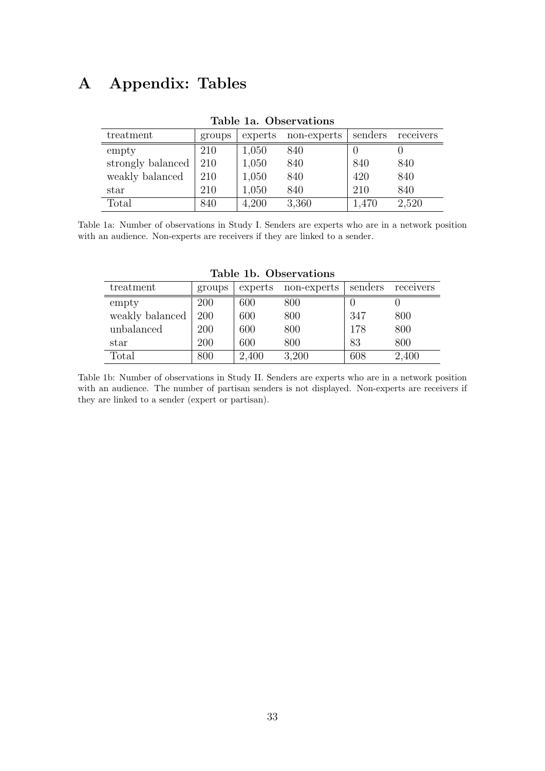# A Appendix: Tables

**Table 1a. Observations**

| treatment | groups | experts | non-experts | senders | receivers |
|---|---|---|---|---|---|
| empty | 210 | 1,050 | 840 | 0 | 0 |
| strongly balanced | 210 | 1,050 | 840 | 840 | 840 |
| weakly balanced | 210 | 1,050 | 840 | 420 | 840 |
| star | 210 | 1,050 | 840 | 210 | 840 |
| Total | 840 | 4,200 | 3,360 | 1,470 | 2,520 |

Table 1a: Number of observations in Study I. Senders are experts who are in a network position with an audience. Non-experts are receivers if they are linked to a sender.

**Table 1b. Observations**

| treatment | groups | experts | non-experts | senders | receivers |
|---|---|---|---|---|---|
| empty | 200 | 600 | 800 | 0 | 0 |
| weakly balanced | 200 | 600 | 800 | 347 | 800 |
| unbalanced | 200 | 600 | 800 | 178 | 800 |
| star | 200 | 600 | 800 | 83 | 800 |
| Total | 800 | 2,400 | 3,200 | 608 | 2,400 |

Table 1b: Number of observations in Study II. Senders are experts who are in a network position with an audience. The number of partisan senders is not displayed. Non-experts are receivers if they are linked to a sender (expert or partisan).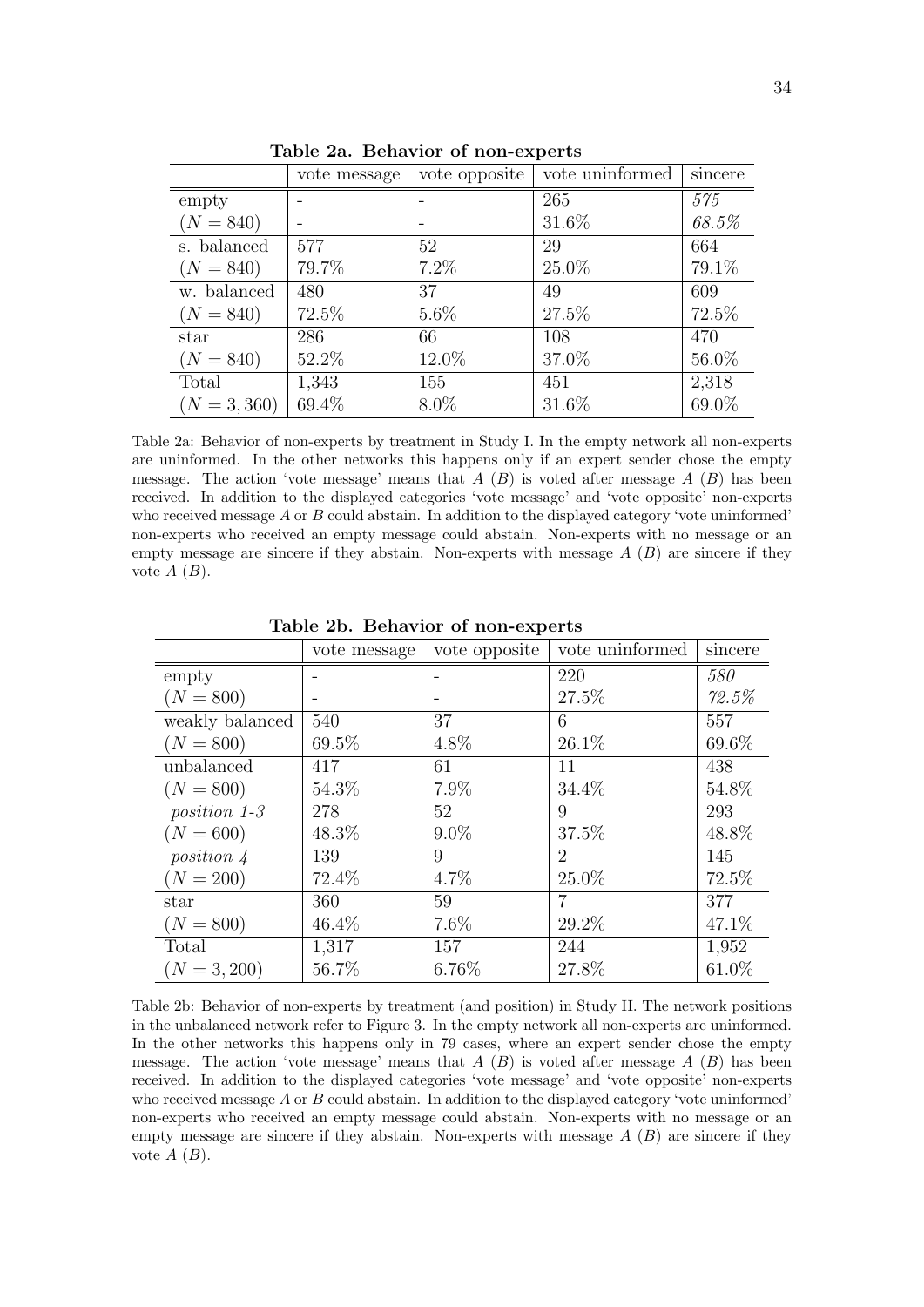**Table 2a. Behavior of non-experts**

| | vote message | vote opposite | vote uninformed | sincere |
|---|---|---|---|---|
| empty | - | - | 265 | *575* |
| ($N = 840$) | - | - | 31.6% | *68.5%* |
| s. balanced | 577 | 52 | 29 | 664 |
| ($N = 840$) | 79.7% | 7.2% | 25.0% | 79.1% |
| w. balanced | 480 | 37 | 49 | 609 |
| ($N = 840$) | 72.5% | 5.6% | 27.5% | 72.5% |
| star | 286 | 66 | 108 | 470 |
| ($N = 840$) | 52.2% | 12.0% | 37.0% | 56.0% |
| Total | 1,343 | 155 | 451 | 2,318 |
| ($N = 3,360$) | 69.4% | 8.0% | 31.6% | 69.0% |

Table 2a: Behavior of non-experts by treatment in Study I. In the empty network all non-experts are uninformed. In the other networks this happens only if an expert sender chose the empty message. The action 'vote message' means that $A$ ($B$) is voted after message $A$ ($B$) has been received. In addition to the displayed categories 'vote message' and 'vote opposite' non-experts who received message $A$ or $B$ could abstain. In addition to the displayed category 'vote uninformed' non-experts who received an empty message could abstain. Non-experts with no message or an empty message are sincere if they abstain. Non-experts with message $A$ ($B$) are sincere if they vote $A$ ($B$).

**Table 2b. Behavior of non-experts**

| | vote message | vote opposite | vote uninformed | sincere |
|---|---|---|---|---|
| empty | - | - | 220 | *580* |
| ($N = 800$) | - | - | 27.5% | *72.5%* |
| weakly balanced | 540 | 37 | 6 | 557 |
| ($N = 800$) | 69.5% | 4.8% | 26.1% | 69.6% |
| unbalanced | 417 | 61 | 11 | 438 |
| ($N = 800$) | 54.3% | 7.9% | 34.4% | 54.8% |
| *position 1-3* | 278 | 52 | 9 | 293 |
| ($N = 600$) | 48.3% | 9.0% | 37.5% | 48.8% |
| *position 4* | 139 | 9 | 2 | 145 |
| ($N = 200$) | 72.4% | 4.7% | 25.0% | 72.5% |
| star | 360 | 59 | 7 | 377 |
| ($N = 800$) | 46.4% | 7.6% | 29.2% | 47.1% |
| Total | 1,317 | 157 | 244 | 1,952 |
| ($N = 3,200$) | 56.7% | 6.76% | 27.8% | 61.0% |

Table 2b: Behavior of non-experts by treatment (and position) in Study II. The network positions in the unbalanced network refer to Figure 3. In the empty network all non-experts are uninformed. In the other networks this happens only in 79 cases, where an expert sender chose the empty message. The action 'vote message' means that $A$ ($B$) is voted after message $A$ ($B$) has been received. In addition to the displayed categories 'vote message' and 'vote opposite' non-experts who received message $A$ or $B$ could abstain. In addition to the displayed category 'vote uninformed' non-experts who received an empty message could abstain. Non-experts with no message or an empty message are sincere if they abstain. Non-experts with message $A$ ($B$) are sincere if they vote $A$ ($B$).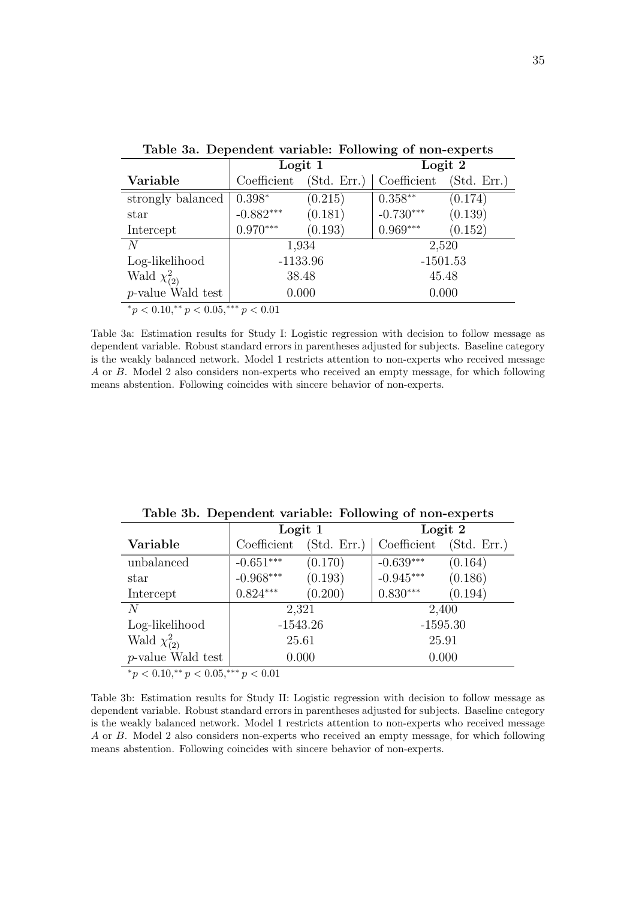**Table 3a. Dependent variable: Following of non-experts**

| | Logit 1 | | Logit 2 | |
|---|---|---|---|---|
| **Variable** | Coefficient | (Std. Err.) | Coefficient | (Std. Err.) |
| strongly balanced | $0.398^{*}$ | (0.215) | $0.358^{**}$ | (0.174) |
| star | $-0.882^{***}$ | (0.181) | $-0.730^{***}$ | (0.139) |
| Intercept | $0.970^{***}$ | (0.193) | $0.969^{***}$ | (0.152) |
| $N$ | 1,934 | | 2,520 | |
| Log-likelihood | -1133.96 | | -1501.53 | |
| Wald $\chi^2_{(2)}$ | 38.48 | | 45.48 | |
| $p$-value Wald test | 0.000 | | 0.000 | |

$^{*}p < 0.10, ^{**}p < 0.05, ^{***}p < 0.01$

Table 3a: Estimation results for Study I: Logistic regression with decision to follow message as dependent variable. Robust standard errors in parentheses adjusted for subjects. Baseline category is the weakly balanced network. Model 1 restricts attention to non-experts who received message $A$ or $B$. Model 2 also considers non-experts who received an empty message, for which following means abstention. Following coincides with sincere behavior of non-experts.

**Table 3b. Dependent variable: Following of non-experts**

| | Logit 1 | | Logit 2 | |
|---|---|---|---|---|
| **Variable** | Coefficient | (Std. Err.) | Coefficient | (Std. Err.) |
| unbalanced | $-0.651^{***}$ | (0.170) | $-0.639^{***}$ | (0.164) |
| star | $-0.968^{***}$ | (0.193) | $-0.945^{***}$ | (0.186) |
| Intercept | $0.824^{***}$ | (0.200) | $0.830^{***}$ | (0.194) |
| $N$ | 2,321 | | 2,400 | |
| Log-likelihood | -1543.26 | | -1595.30 | |
| Wald $\chi^2_{(2)}$ | 25.61 | | 25.91 | |
| $p$-value Wald test | 0.000 | | 0.000 | |

$^{*}p < 0.10, ^{**}p < 0.05, ^{***}p < 0.01$

Table 3b: Estimation results for Study II: Logistic regression with decision to follow message as dependent variable. Robust standard errors in parentheses adjusted for subjects. Baseline category is the weakly balanced network. Model 1 restricts attention to non-experts who received message $A$ or $B$. Model 2 also considers non-experts who received an empty message, for which following means abstention. Following coincides with sincere behavior of non-experts.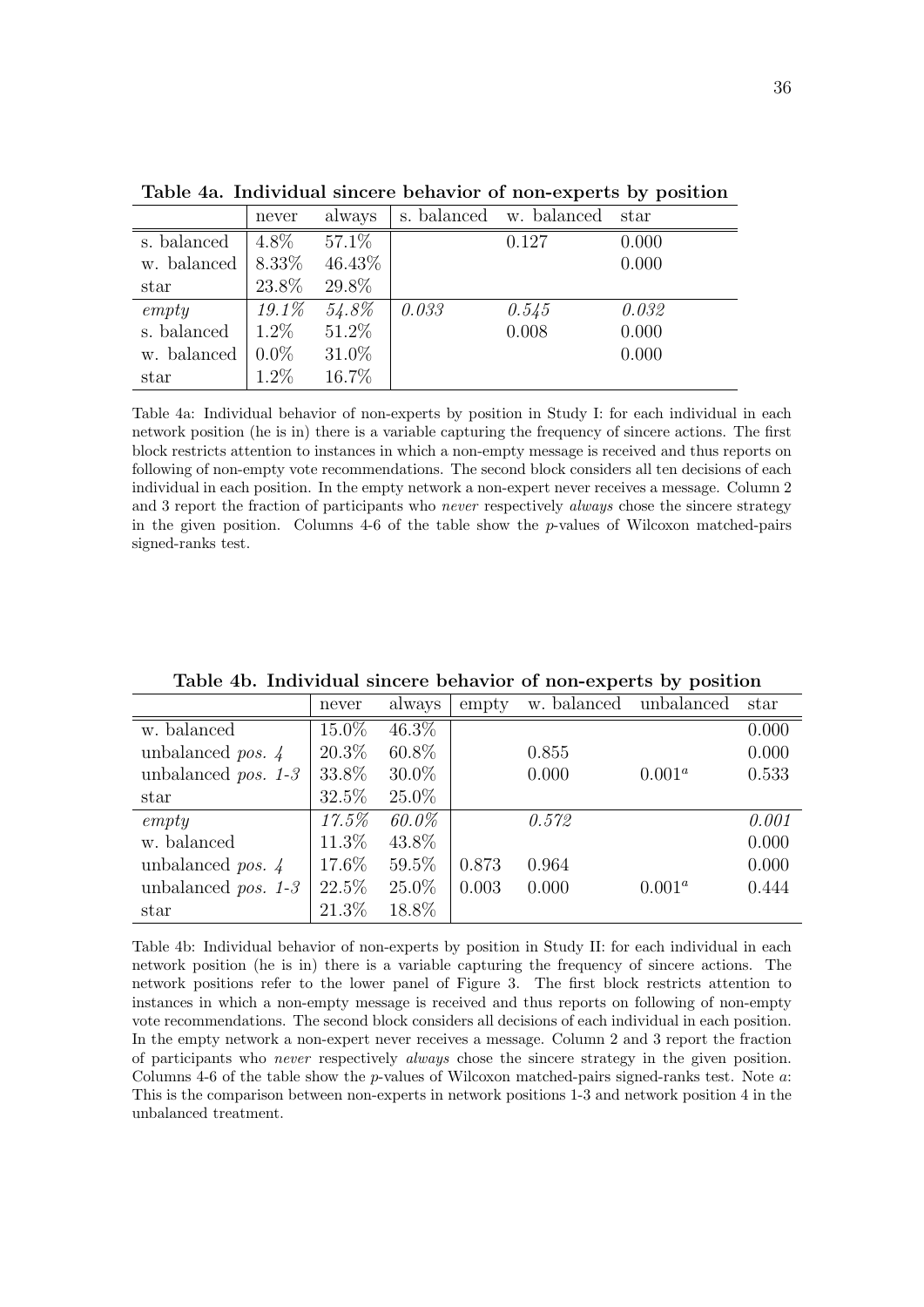**Table 4a. Individual sincere behavior of non-experts by position**

| | never | always | s. balanced | w. balanced | star |
|---|---|---|---|---|---|
| s. balanced | 4.8% | 57.1% | | 0.127 | 0.000 |
| w. balanced | 8.33% | 46.43% | | | 0.000 |
| star | 23.8% | 29.8% | | | |
| *empty* | *19.1%* | *54.8%* | *0.033* | *0.545* | *0.032* |
| s. balanced | 1.2% | 51.2% | | 0.008 | 0.000 |
| w. balanced | 0.0% | 31.0% | | | 0.000 |
| star | 1.2% | 16.7% | | | |

Table 4a: Individual behavior of non-experts by position in Study I: for each individual in each network position (he is in) there is a variable capturing the frequency of sincere actions. The first block restricts attention to instances in which a non-empty message is received and thus reports on following of non-empty vote recommendations. The second block considers all ten decisions of each individual in each position. In the empty network a non-expert never receives a message. Column 2 and 3 report the fraction of participants who *never* respectively *always* chose the sincere strategy in the given position. Columns 4-6 of the table show the $p$-values of Wilcoxon matched-pairs signed-ranks test.

**Table 4b. Individual sincere behavior of non-experts by position**

| | never | always | empty | w. balanced | unbalanced | star |
|---|---|---|---|---|---|---|
| w. balanced | 15.0% | 46.3% | | | | 0.000 |
| unbalanced *pos. 4* | 20.3% | 60.8% | | 0.855 | | 0.000 |
| unbalanced *pos. 1-3* | 33.8% | 30.0% | | 0.000 | $0.001^a$ | 0.533 |
| star | 32.5% | 25.0% | | | | |
| *empty* | *17.5%* | *60.0%* | | *0.572* | | *0.001* |
| w. balanced | 11.3% | 43.8% | | | | 0.000 |
| unbalanced *pos. 4* | 17.6% | 59.5% | 0.873 | 0.964 | | 0.000 |
| unbalanced *pos. 1-3* | 22.5% | 25.0% | 0.003 | 0.000 | $0.001^a$ | 0.444 |
| star | 21.3% | 18.8% | | | | |

Table 4b: Individual behavior of non-experts by position in Study II: for each individual in each network position (he is in) there is a variable capturing the frequency of sincere actions. The network positions refer to the lower panel of Figure 3. The first block restricts attention to instances in which a non-empty message is received and thus reports on following of non-empty vote recommendations. The second block considers all decisions of each individual in each position. In the empty network a non-expert never receives a message. Column 2 and 3 report the fraction of participants who *never* respectively *always* chose the sincere strategy in the given position. Columns 4-6 of the table show the $p$-values of Wilcoxon matched-pairs signed-ranks test. Note $a$: This is the comparison between non-experts in network positions 1-3 and network position 4 in the unbalanced treatment.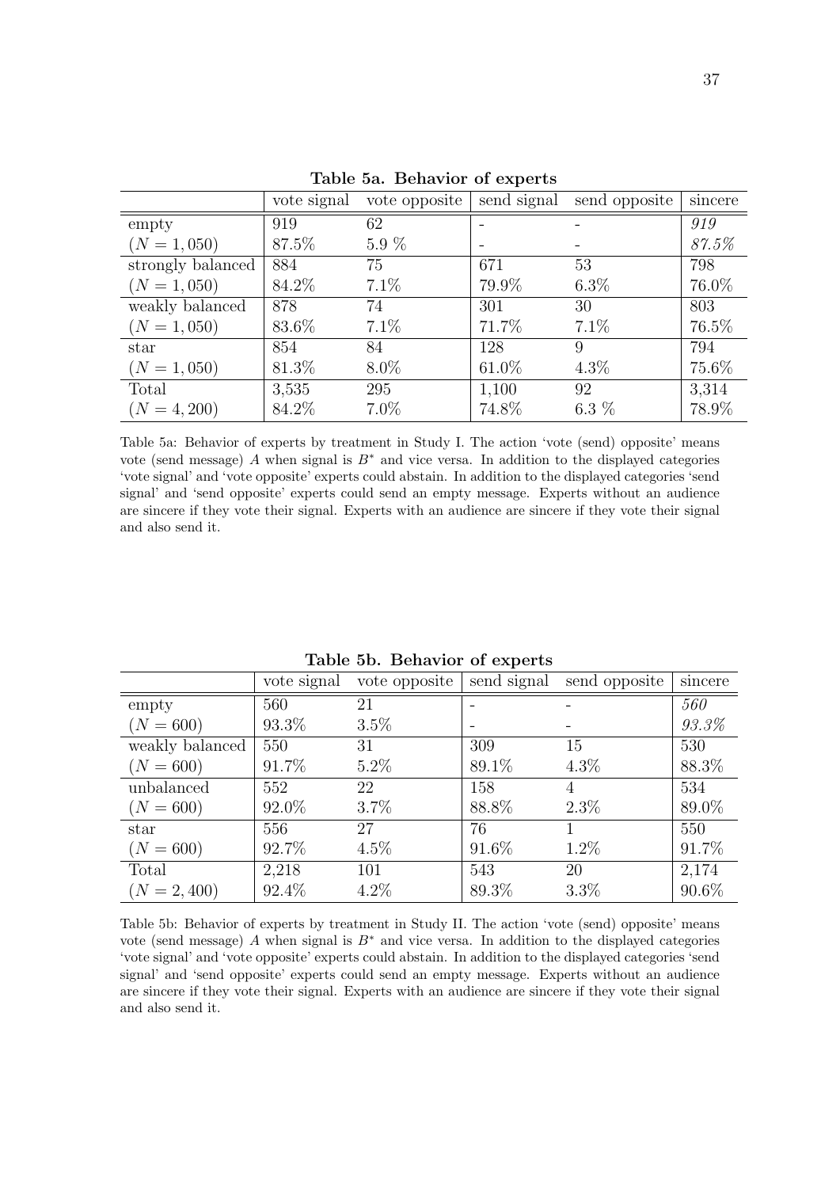**Table 5a. Behavior of experts**

| | vote signal | vote opposite | send signal | send opposite | sincere |
|---|---|---|---|---|---|
| empty | 919 | 62 | - | - | *919* |
| $(N = 1,050)$ | 87.5% | 5.9 % | - | - | *87.5%* |
| strongly balanced | 884 | 75 | 671 | 53 | 798 |
| $(N = 1,050)$ | 84.2% | 7.1% | 79.9% | 6.3% | 76.0% |
| weakly balanced | 878 | 74 | 301 | 30 | 803 |
| $(N = 1,050)$ | 83.6% | 7.1% | 71.7% | 7.1% | 76.5% |
| star | 854 | 84 | 128 | 9 | 794 |
| $(N = 1,050)$ | 81.3% | 8.0% | 61.0% | 4.3% | 75.6% |
| Total | 3,535 | 295 | 1,100 | 92 | 3,314 |
| $(N = 4,200)$ | 84.2% | 7.0% | 74.8% | 6.3 % | 78.9% |

Table 5a: Behavior of experts by treatment in Study I. The action 'vote (send) opposite' means vote (send message) $A$ when signal is $B^*$ and vice versa. In addition to the displayed categories 'vote signal' and 'vote opposite' experts could abstain. In addition to the displayed categories 'send signal' and 'send opposite' experts could send an empty message. Experts without an audience are sincere if they vote their signal. Experts with an audience are sincere if they vote their signal and also send it.

**Table 5b. Behavior of experts**

| | vote signal | vote opposite | send signal | send opposite | sincere |
|---|---|---|---|---|---|
| empty | 560 | 21 | - | - | *560* |
| $(N = 600)$ | 93.3% | 3.5% | - | - | *93.3%* |
| weakly balanced | 550 | 31 | 309 | 15 | 530 |
| $(N = 600)$ | 91.7% | 5.2% | 89.1% | 4.3% | 88.3% |
| unbalanced | 552 | 22 | 158 | 4 | 534 |
| $(N = 600)$ | 92.0% | 3.7% | 88.8% | 2.3% | 89.0% |
| star | 556 | 27 | 76 | 1 | 550 |
| $(N = 600)$ | 92.7% | 4.5% | 91.6% | 1.2% | 91.7% |
| Total | 2,218 | 101 | 543 | 20 | 2,174 |
| $(N = 2,400)$ | 92.4% | 4.2% | 89.3% | 3.3% | 90.6% |

Table 5b: Behavior of experts by treatment in Study II. The action 'vote (send) opposite' means vote (send message) $A$ when signal is $B^*$ and vice versa. In addition to the displayed categories 'vote signal' and 'vote opposite' experts could abstain. In addition to the displayed categories 'send signal' and 'send opposite' experts could send an empty message. Experts without an audience are sincere if they vote their signal. Experts with an audience are sincere if they vote their signal and also send it.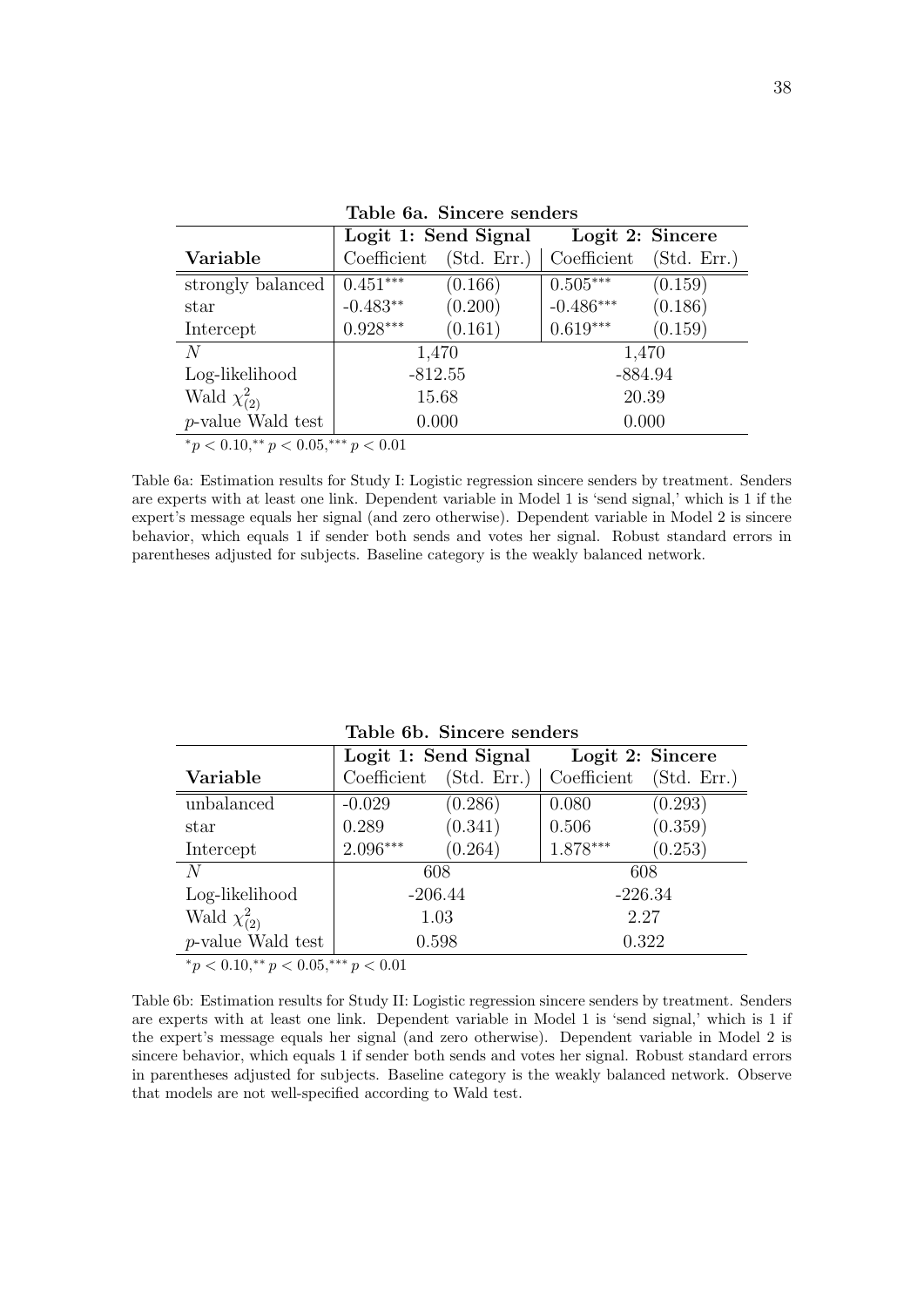**Table 6a. Sincere senders**

| | Logit 1: Send Signal | | Logit 2: Sincere | |
|---|---|---|---|---|
| **Variable** | Coefficient | (Std. Err.) | Coefficient | (Std. Err.) |
| strongly balanced | $0.451^{***}$ | (0.166) | $0.505^{***}$ | (0.159) |
| star | $-0.483^{**}$ | (0.200) | $-0.486^{***}$ | (0.186) |
| Intercept | $0.928^{***}$ | (0.161) | $0.619^{***}$ | (0.159) |
| $N$ | 1,470 | | 1,470 | |
| Log-likelihood | -812.55 | | -884.94 | |
| Wald $\chi^2_{(2)}$ | 15.68 | | 20.39 | |
| $p$-value Wald test | 0.000 | | 0.000 | |

$^{*}p < 0.10, ^{**}p < 0.05, ^{***}p < 0.01$

Table 6a: Estimation results for Study I: Logistic regression sincere senders by treatment. Senders are experts with at least one link. Dependent variable in Model 1 is 'send signal,' which is 1 if the expert's message equals her signal (and zero otherwise). Dependent variable in Model 2 is sincere behavior, which equals 1 if sender both sends and votes her signal. Robust standard errors in parentheses adjusted for subjects. Baseline category is the weakly balanced network.

**Table 6b. Sincere senders**

| | Logit 1: Send Signal | | Logit 2: Sincere | |
|---|---|---|---|---|
| **Variable** | Coefficient | (Std. Err.) | Coefficient | (Std. Err.) |
| unbalanced | -0.029 | (0.286) | 0.080 | (0.293) |
| star | 0.289 | (0.341) | 0.506 | (0.359) |
| Intercept | $2.096^{***}$ | (0.264) | $1.878^{***}$ | (0.253) |
| $N$ | 608 | | 608 | |
| Log-likelihood | -206.44 | | -226.34 | |
| Wald $\chi^2_{(2)}$ | 1.03 | | 2.27 | |
| $p$-value Wald test | 0.598 | | 0.322 | |

$^{*}p < 0.10, ^{**}p < 0.05, ^{***}p < 0.01$

Table 6b: Estimation results for Study II: Logistic regression sincere senders by treatment. Senders are experts with at least one link. Dependent variable in Model 1 is 'send signal,' which is 1 if the expert's message equals her signal (and zero otherwise). Dependent variable in Model 2 is sincere behavior, which equals 1 if sender both sends and votes her signal. Robust standard errors in parentheses adjusted for subjects. Baseline category is the weakly balanced network. Observe that models are not well-specified according to Wald test.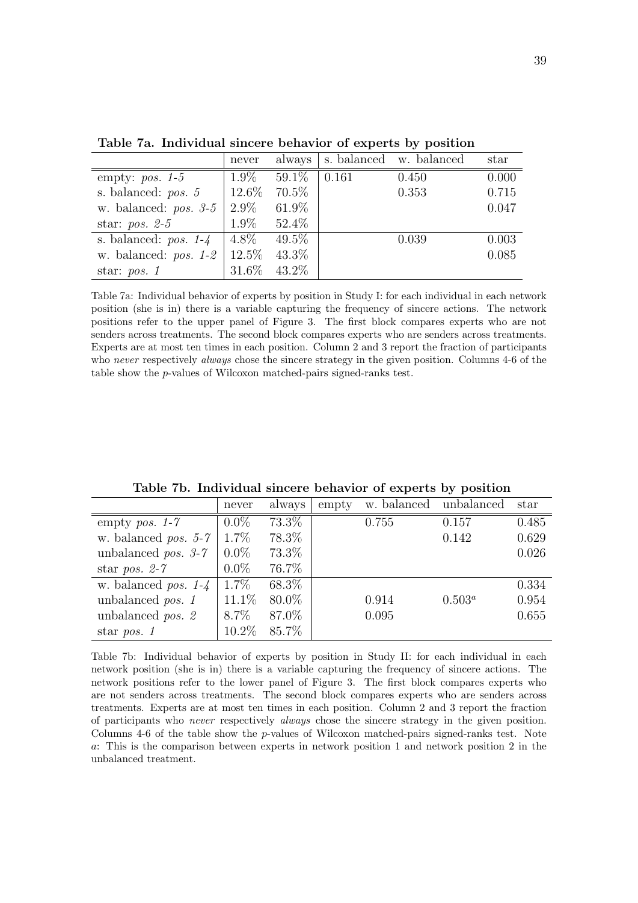**Table 7a. Individual sincere behavior of experts by position**

| | never | always | s. balanced | w. balanced | star |
|---|---|---|---|---|---|
| empty: *pos. 1-5* | 1.9% | 59.1% | 0.161 | 0.450 | 0.000 |
| s. balanced: *pos. 5* | 12.6% | 70.5% | | 0.353 | 0.715 |
| w. balanced: *pos. 3-5* | 2.9% | 61.9% | | | 0.047 |
| star: *pos. 2-5* | 1.9% | 52.4% | | | |
| s. balanced: *pos. 1-4* | 4.8% | 49.5% | | 0.039 | 0.003 |
| w. balanced: *pos. 1-2* | 12.5% | 43.3% | | | 0.085 |
| star: *pos. 1* | 31.6% | 43.2% | | | |

Table 7a: Individual behavior of experts by position in Study I: for each individual in each network position (she is in) there is a variable capturing the frequency of sincere actions. The network positions refer to the upper panel of Figure 3. The first block compares experts who are not senders across treatments. The second block compares experts who are senders across treatments. Experts are at most ten times in each position. Column 2 and 3 report the fraction of participants who *never* respectively *always* chose the sincere strategy in the given position. Columns 4-6 of the table show the $p$-values of Wilcoxon matched-pairs signed-ranks test.

**Table 7b. Individual sincere behavior of experts by position**

| | never | always | empty | w. balanced | unbalanced | star |
|---|---|---|---|---|---|---|
| empty *pos. 1-7* | 0.0% | 73.3% | | 0.755 | 0.157 | 0.485 |
| w. balanced *pos. 5-7* | 1.7% | 78.3% | | | 0.142 | 0.629 |
| unbalanced *pos. 3-7* | 0.0% | 73.3% | | | | 0.026 |
| star *pos. 2-7* | 0.0% | 76.7% | | | | |
| w. balanced *pos. 1-4* | 1.7% | 68.3% | | | | 0.334 |
| unbalanced *pos. 1* | 11.1% | 80.0% | | 0.914 | 0.503[a] | 0.954 |
| unbalanced *pos. 2* | 8.7% | 87.0% | | 0.095 | | 0.655 |
| star *pos. 1* | 10.2% | 85.7% | | | | |

Table 7b: Individual behavior of experts by position in Study II: for each individual in each network position (she is in) there is a variable capturing the frequency of sincere actions. The network positions refer to the lower panel of Figure 3. The first block compares experts who are not senders across treatments. The second block compares experts who are senders across treatments. Experts are at most ten times in each position. Column 2 and 3 report the fraction of participants who *never* respectively *always* chose the sincere strategy in the given position. Columns 4-6 of the table show the $p$-values of Wilcoxon matched-pairs signed-ranks test. Note *a*: This is the comparison between experts in network position 1 and network position 2 in the unbalanced treatment.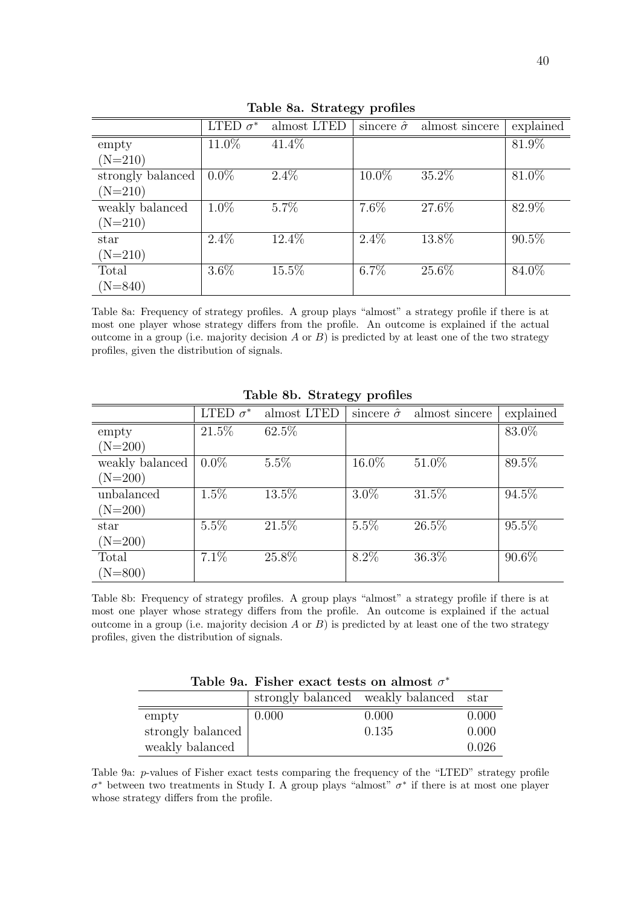**Table 8a. Strategy profiles**

| | LTED $\sigma^*$ | almost LTED | sincere $\hat{\sigma}$ | almost sincere | explained |
|---|---|---|---|---|---|
| empty (N=210) | 11.0% | 41.4% | | | 81.9% |
| strongly balanced (N=210) | 0.0% | 2.4% | 10.0% | 35.2% | 81.0% |
| weakly balanced (N=210) | 1.0% | 5.7% | 7.6% | 27.6% | 82.9% |
| star (N=210) | 2.4% | 12.4% | 2.4% | 13.8% | 90.5% |
| Total (N=840) | 3.6% | 15.5% | 6.7% | 25.6% | 84.0% |

Table 8a: Frequency of strategy profiles. A group plays "almost" a strategy profile if there is at most one player whose strategy differs from the profile. An outcome is explained if the actual outcome in a group (i.e. majority decision $A$ or $B$) is predicted by at least one of the two strategy profiles, given the distribution of signals.

**Table 8b. Strategy profiles**

| | LTED $\sigma^*$ | almost LTED | sincere $\hat{\sigma}$ | almost sincere | explained |
|---|---|---|---|---|---|
| empty (N=200) | 21.5% | 62.5% | | | 83.0% |
| weakly balanced (N=200) | 0.0% | 5.5% | 16.0% | 51.0% | 89.5% |
| unbalanced (N=200) | 1.5% | 13.5% | 3.0% | 31.5% | 94.5% |
| star (N=200) | 5.5% | 21.5% | 5.5% | 26.5% | 95.5% |
| Total (N=800) | 7.1% | 25.8% | 8.2% | 36.3% | 90.6% |

Table 8b: Frequency of strategy profiles. A group plays "almost" a strategy profile if there is at most one player whose strategy differs from the profile. An outcome is explained if the actual outcome in a group (i.e. majority decision $A$ or $B$) is predicted by at least one of the two strategy profiles, given the distribution of signals.

**Table 9a. Fisher exact tests on almost $\sigma^*$**

| | strongly balanced | weakly balanced | star |
|---|---|---|---|
| empty | 0.000 | 0.000 | 0.000 |
| strongly balanced | | 0.135 | 0.000 |
| weakly balanced | | | 0.026 |

Table 9a: $p$-values of Fisher exact tests comparing the frequency of the "LTED" strategy profile $\sigma^*$ between two treatments in Study I. A group plays "almost" $\sigma^*$ if there is at most one player whose strategy differs from the profile.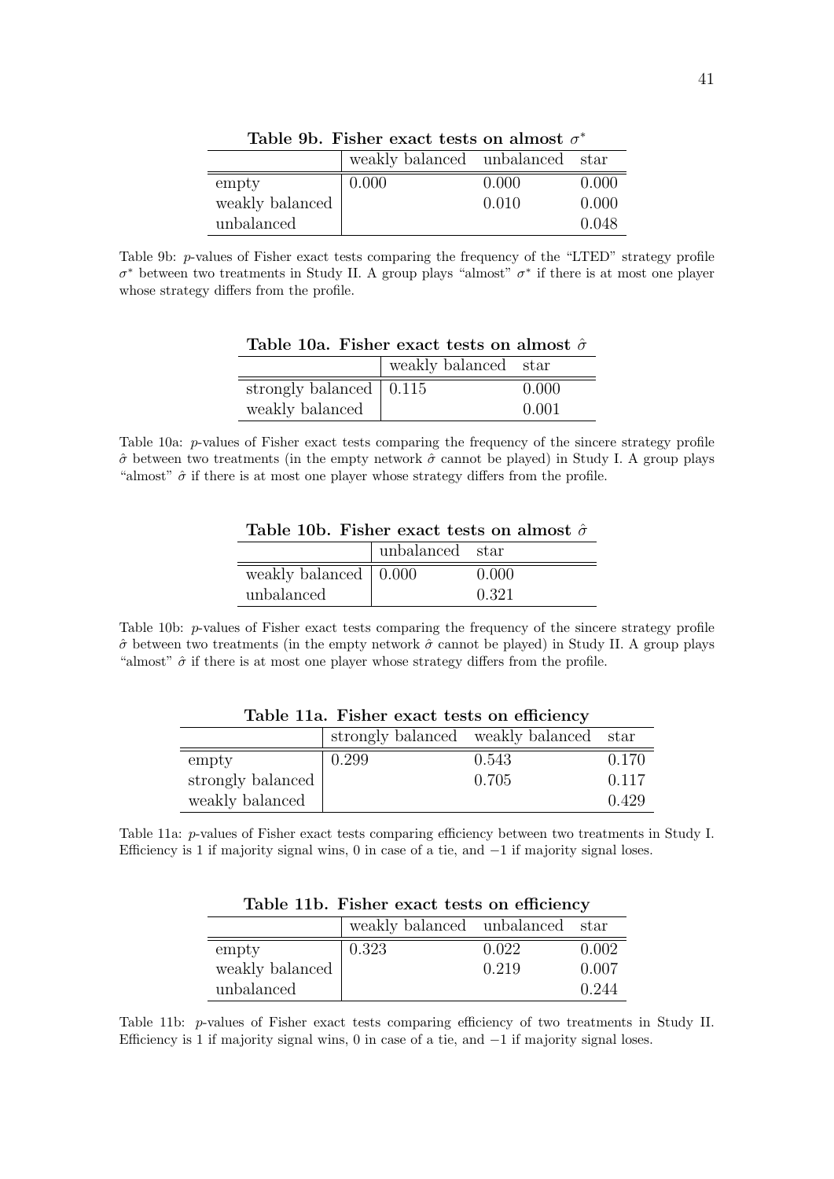**Table 9b. Fisher exact tests on almost $\sigma^*$**

| | weakly balanced | unbalanced | star |
|---|---|---|---|
| empty | 0.000 | 0.000 | 0.000 |
| weakly balanced | | 0.010 | 0.000 |
| unbalanced | | | 0.048 |

Table 9b: $p$-values of Fisher exact tests comparing the frequency of the "LTED" strategy profile $\sigma^*$ between two treatments in Study II. A group plays "almost" $\sigma^*$ if there is at most one player whose strategy differs from the profile.

**Table 10a. Fisher exact tests on almost $\hat{\sigma}$**

| | weakly balanced | star |
|---|---|---|
| strongly balanced | 0.115 | 0.000 |
| weakly balanced | | 0.001 |

Table 10a: $p$-values of Fisher exact tests comparing the frequency of the sincere strategy profile $\hat{\sigma}$ between two treatments (in the empty network $\hat{\sigma}$ cannot be played) in Study I. A group plays "almost" $\hat{\sigma}$ if there is at most one player whose strategy differs from the profile.

**Table 10b. Fisher exact tests on almost $\hat{\sigma}$**

| | unbalanced | star |
|---|---|---|
| weakly balanced | 0.000 | 0.000 |
| unbalanced | | 0.321 |

Table 10b: $p$-values of Fisher exact tests comparing the frequency of the sincere strategy profile $\hat{\sigma}$ between two treatments (in the empty network $\hat{\sigma}$ cannot be played) in Study II. A group plays "almost" $\hat{\sigma}$ if there is at most one player whose strategy differs from the profile.

**Table 11a. Fisher exact tests on efficiency**

| | strongly balanced | weakly balanced | star |
|---|---|---|---|
| empty | 0.299 | 0.543 | 0.170 |
| strongly balanced | | 0.705 | 0.117 |
| weakly balanced | | | 0.429 |

Table 11a: $p$-values of Fisher exact tests comparing efficiency between two treatments in Study I. Efficiency is 1 if majority signal wins, 0 in case of a tie, and $-1$ if majority signal loses.

**Table 11b. Fisher exact tests on efficiency**

| | weakly balanced | unbalanced | star |
|---|---|---|---|
| empty | 0.323 | 0.022 | 0.002 |
| weakly balanced | | 0.219 | 0.007 |
| unbalanced | | | 0.244 |

Table 11b: $p$-values of Fisher exact tests comparing efficiency of two treatments in Study II. Efficiency is 1 if majority signal wins, 0 in case of a tie, and $-1$ if majority signal loses.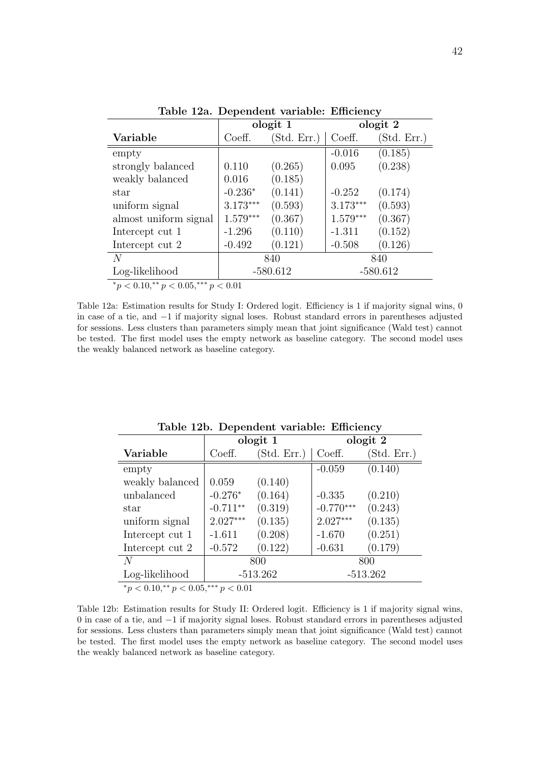**Table 12a. Dependent variable: Efficiency**

| | ologit 1 | | ologit 2 | |
|---|---|---|---|---|
| **Variable** | Coeff. | (Std. Err.) | Coeff. | (Std. Err.) |
| empty | | | -0.016 | (0.185) |
| strongly balanced | 0.110 | (0.265) | 0.095 | (0.238) |
| weakly balanced | 0.016 | (0.185) | | |
| star | -0.236$^{*}$ | (0.141) | -0.252 | (0.174) |
| uniform signal | 3.173$^{***}$ | (0.593) | 3.173$^{***}$ | (0.593) |
| almost uniform signal | 1.579$^{***}$ | (0.367) | 1.579$^{***}$ | (0.367) |
| Intercept cut 1 | -1.296 | (0.110) | -1.311 | (0.152) |
| Intercept cut 2 | -0.492 | (0.121) | -0.508 | (0.126) |
| $N$ | 840 | | 840 | |
| Log-likelihood | -580.612 | | -580.612 | |

$^{*}p < 0.10,^{**}p < 0.05,^{***}p < 0.01$

Table 12a: Estimation results for Study I: Ordered logit. Efficiency is 1 if majority signal wins, 0 in case of a tie, and $-1$ if majority signal loses. Robust standard errors in parentheses adjusted for sessions. Less clusters than parameters simply mean that joint significance (Wald test) cannot be tested. The first model uses the empty network as baseline category. The second model uses the weakly balanced network as baseline category.

**Table 12b. Dependent variable: Efficiency**

| | ologit 1 | | ologit 2 | |
|---|---|---|---|---|
| **Variable** | Coeff. | (Std. Err.) | Coeff. | (Std. Err.) |
| empty | | | -0.059 | (0.140) |
| weakly balanced | 0.059 | (0.140) | | |
| unbalanced | -0.276$^{*}$ | (0.164) | -0.335 | (0.210) |
| star | -0.711$^{**}$ | (0.319) | -0.770$^{***}$ | (0.243) |
| uniform signal | 2.027$^{***}$ | (0.135) | 2.027$^{***}$ | (0.135) |
| Intercept cut 1 | -1.611 | (0.208) | -1.670 | (0.251) |
| Intercept cut 2 | -0.572 | (0.122) | -0.631 | (0.179) |
| $N$ | 800 | | 800 | |
| Log-likelihood | -513.262 | | -513.262 | |

$^{*}p < 0.10,^{**}p < 0.05,^{***}p < 0.01$

Table 12b: Estimation results for Study II: Ordered logit. Efficiency is 1 if majority signal wins, 0 in case of a tie, and $-1$ if majority signal loses. Robust standard errors in parentheses adjusted for sessions. Less clusters than parameters simply mean that joint significance (Wald test) cannot be tested. The first model uses the empty network as baseline category. The second model uses the weakly balanced network as baseline category.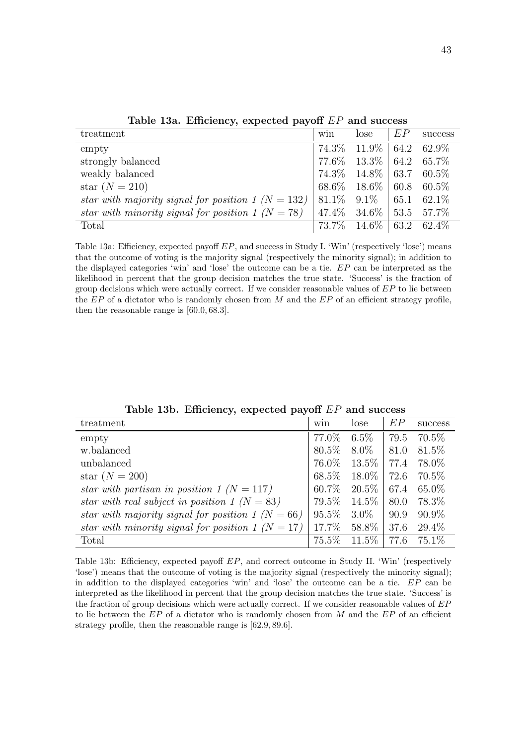**Table 13a. Efficiency, expected payoff $EP$ and success**

| treatment | win | lose | $EP$ | success |
|---|---|---|---|---|
| empty | 74.3% | 11.9% | 64.2 | 62.9% |
| strongly balanced | 77.6% | 13.3% | 64.2 | 65.7% |
| weakly balanced | 74.3% | 14.8% | 63.7 | 60.5% |
| star ($N = 210$) | 68.6% | 18.6% | 60.8 | 60.5% |
| *star with majority signal for position 1 ($N = 132$)* | 81.1% | 9.1% | 65.1 | 62.1% |
| *star with minority signal for position 1 ($N = 78$)* | 47.4% | 34.6% | 53.5 | 57.7% |
| Total | 73.7% | 14.6% | 63.2 | 62.4% |

Table 13a: Efficiency, expected payoff $EP$, and success in Study I. 'Win' (respectively 'lose') means that the outcome of voting is the majority signal (respectively the minority signal); in addition to the displayed categories 'win' and 'lose' the outcome can be a tie. $EP$ can be interpreted as the likelihood in percent that the group decision matches the true state. 'Success' is the fraction of group decisions which were actually correct. If we consider reasonable values of $EP$ to lie between the $EP$ of a dictator who is randomly chosen from $M$ and the $EP$ of an efficient strategy profile, then the reasonable range is $[60.0, 68.3]$.

**Table 13b. Efficiency, expected payoff $EP$ and success**

| treatment | win | lose | $EP$ | success |
|---|---|---|---|---|
| empty | 77.0% | 6.5% | 79.5 | 70.5% |
| w.balanced | 80.5% | 8.0% | 81.0 | 81.5% |
| unbalanced | 76.0% | 13.5% | 77.4 | 78.0% |
| star ($N = 200$) | 68.5% | 18.0% | 72.6 | 70.5% |
| *star with partisan in position 1 ($N = 117$)* | 60.7% | 20.5% | 67.4 | 65.0% |
| *star with real subject in position 1 ($N = 83$)* | 79.5% | 14.5% | 80.0 | 78.3% |
| *star with majority signal for position 1 ($N = 66$)* | 95.5% | 3.0% | 90.9 | 90.9% |
| *star with minority signal for position 1 ($N = 17$)* | 17.7% | 58.8% | 37.6 | 29.4% |
| Total | 75.5% | 11.5% | 77.6 | 75.1% |

Table 13b: Efficiency, expected payoff $EP$, and correct outcome in Study II. 'Win' (respectively 'lose') means that the outcome of voting is the majority signal (respectively the minority signal); in addition to the displayed categories 'win' and 'lose' the outcome can be a tie. $EP$ can be interpreted as the likelihood in percent that the group decision matches the true state. 'Success' is the fraction of group decisions which were actually correct. If we consider reasonable values of $EP$ to lie between the $EP$ of a dictator who is randomly chosen from $M$ and the $EP$ of an efficient strategy profile, then the reasonable range is $[62.9, 89.6]$.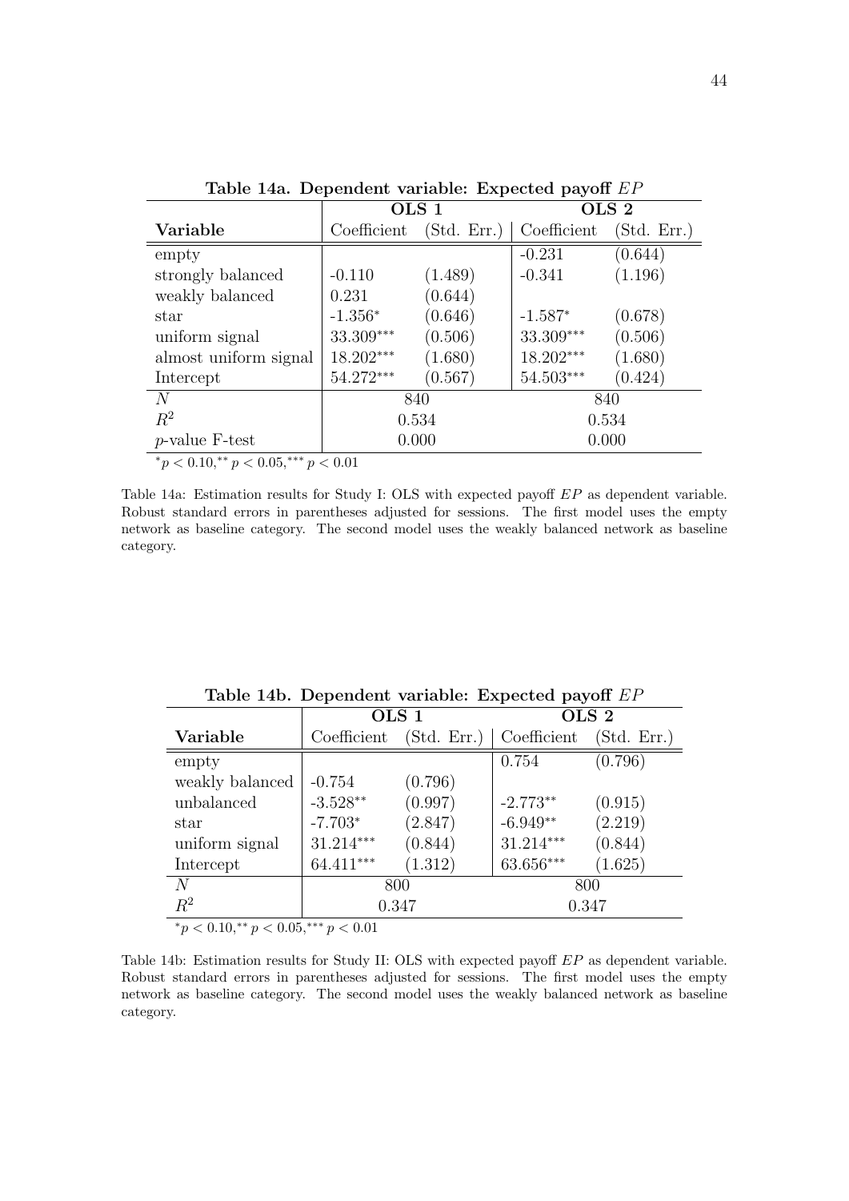**Table 14a. Dependent variable: Expected payoff $EP$**

| | **OLS 1** | | **OLS 2** | |
|---|---|---|---|---|
| **Variable** | Coefficient | (Std. Err.) | Coefficient | (Std. Err.) |
| empty | | | -0.231 | (0.644) |
| strongly balanced | -0.110 | (1.489) | -0.341 | (1.196) |
| weakly balanced | 0.231 | (0.644) | | |
| star | -1.356$^{*}$ | (0.646) | -1.587$^{*}$ | (0.678) |
| uniform signal | 33.309$^{***}$ | (0.506) | 33.309$^{***}$ | (0.506) |
| almost uniform signal | 18.202$^{***}$ | (1.680) | 18.202$^{***}$ | (1.680) |
| Intercept | 54.272$^{***}$ | (0.567) | 54.503$^{***}$ | (0.424) |
| $N$ | 840 | | 840 | |
| $R^2$ | 0.534 | | 0.534 | |
| $p$-value F-test | 0.000 | | 0.000 | |

$^{*}p < 0.10, ^{**}p < 0.05, ^{***}p < 0.01$

Table 14a: Estimation results for Study I: OLS with expected payoff $EP$ as dependent variable. Robust standard errors in parentheses adjusted for sessions. The first model uses the empty network as baseline category. The second model uses the weakly balanced network as baseline category.

**Table 14b. Dependent variable: Expected payoff $EP$**

| | **OLS 1** | | **OLS 2** | |
|---|---|---|---|---|
| **Variable** | Coefficient | (Std. Err.) | Coefficient | (Std. Err.) |
| empty | | | 0.754 | (0.796) |
| weakly balanced | -0.754 | (0.796) | | |
| unbalanced | -3.528$^{**}$ | (0.997) | -2.773$^{**}$ | (0.915) |
| star | -7.703$^{*}$ | (2.847) | -6.949$^{**}$ | (2.219) |
| uniform signal | 31.214$^{***}$ | (0.844) | 31.214$^{***}$ | (0.844) |
| Intercept | 64.411$^{***}$ | (1.312) | 63.656$^{***}$ | (1.625) |
| $N$ | 800 | | 800 | |
| $R^2$ | 0.347 | | 0.347 | |

$^{*}p < 0.10, ^{**}p < 0.05, ^{***}p < 0.01$

Table 14b: Estimation results for Study II: OLS with expected payoff $EP$ as dependent variable. Robust standard errors in parentheses adjusted for sessions. The first model uses the empty network as baseline category. The second model uses the weakly balanced network as baseline category.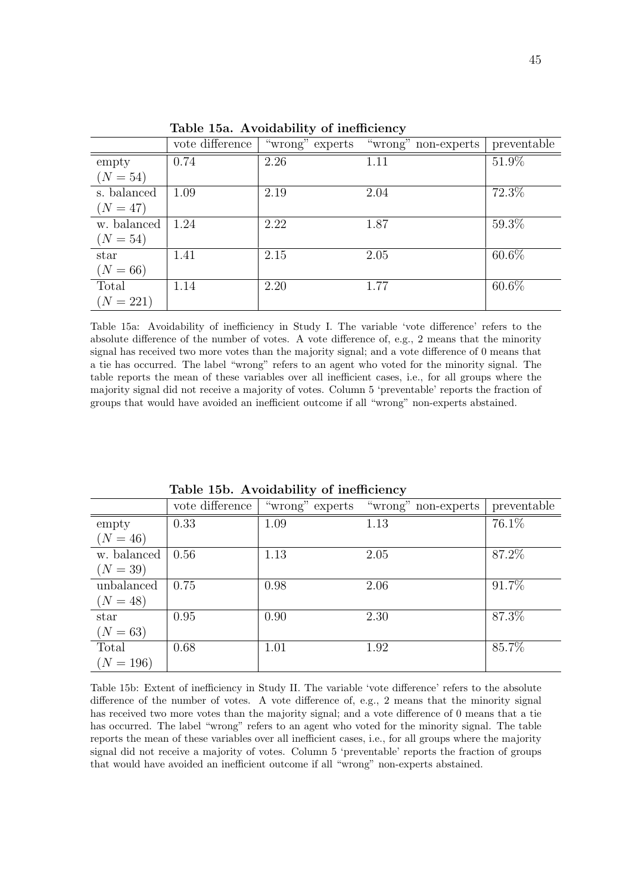**Table 15a. Avoidability of inefficiency**

| | vote difference | "wrong" experts | "wrong" non-experts | preventable |
|---|---|---|---|---|
| empty ($N = 54$) | 0.74 | 2.26 | 1.11 | 51.9% |
| s. balanced ($N = 47$) | 1.09 | 2.19 | 2.04 | 72.3% |
| w. balanced ($N = 54$) | 1.24 | 2.22 | 1.87 | 59.3% |
| star ($N = 66$) | 1.41 | 2.15 | 2.05 | 60.6% |
| Total ($N = 221$) | 1.14 | 2.20 | 1.77 | 60.6% |

Table 15a: Avoidability of inefficiency in Study I. The variable 'vote difference' refers to the absolute difference of the number of votes. A vote difference of, e.g., 2 means that the minority signal has received two more votes than the majority signal; and a vote difference of 0 means that a tie has occurred. The label "wrong" refers to an agent who voted for the minority signal. The table reports the mean of these variables over all inefficient cases, i.e., for all groups where the majority signal did not receive a majority of votes. Column 5 'preventable' reports the fraction of groups that would have avoided an inefficient outcome if all "wrong" non-experts abstained.

**Table 15b. Avoidability of inefficiency**

| | vote difference | "wrong" experts | "wrong" non-experts | preventable |
|---|---|---|---|---|
| empty ($N = 46$) | 0.33 | 1.09 | 1.13 | 76.1% |
| w. balanced ($N = 39$) | 0.56 | 1.13 | 2.05 | 87.2% |
| unbalanced ($N = 48$) | 0.75 | 0.98 | 2.06 | 91.7% |
| star ($N = 63$) | 0.95 | 0.90 | 2.30 | 87.3% |
| Total ($N = 196$) | 0.68 | 1.01 | 1.92 | 85.7% |

Table 15b: Extent of inefficiency in Study II. The variable 'vote difference' refers to the absolute difference of the number of votes. A vote difference of, e.g., 2 means that the minority signal has received two more votes than the majority signal; and a vote difference of 0 means that a tie has occurred. The label "wrong" refers to an agent who voted for the minority signal. The table reports the mean of these variables over all inefficient cases, i.e., for all groups where the majority signal did not receive a majority of votes. Column 5 'preventable' reports the fraction of groups that would have avoided an inefficient outcome if all "wrong" non-experts abstained.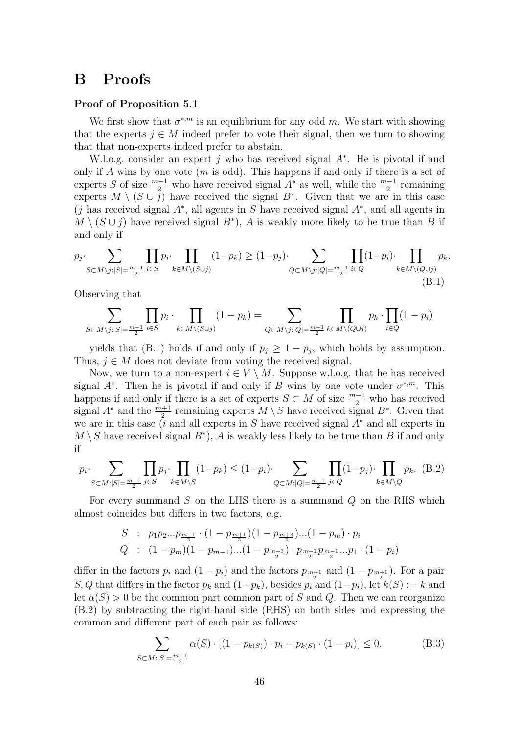# B Proofs

**Proof of Proposition 5.1**

We first show that $\sigma^{*,m}$ is an equilibrium for any odd $m$. We start with showing that the experts $j \in M$ indeed prefer to vote their signal, then we turn to showing that that non-experts indeed prefer to abstain.

W.l.o.g. consider an expert $j$ who has received signal $A^*$. He is pivotal if and only if $A$ wins by one vote ($m$ is odd). This happens if and only if there is a set of experts $S$ of size $\frac{m-1}{2}$ who have received signal $A^*$ as well, while the $\frac{m-1}{2}$ remaining experts $M \setminus (S \cup j)$ have received the signal $B^*$. Given that we are in this case ($j$ has received signal $A^*$, all agents in $S$ have received signal $A^*$, and all agents in $M \setminus (S \cup j)$ have received signal $B^*$), $A$ is weakly more likely to be true than $B$ if and only if

$$p_j \cdot \sum_{S \subset M \setminus j : |S| = \frac{m-1}{2}} \prod_{i \in S} p_i \cdot \prod_{k \in M \setminus (S \cup j)} (1-p_k) \geq (1-p_j) \cdot \sum_{Q \subset M \setminus j : |Q| = \frac{m-1}{2}} \prod_{i \in Q} (1-p_i) \cdot \prod_{k \in M \setminus (Q \cup j)} p_k. \tag{B.1}$$

Observing that

$$\sum_{S \subset M \setminus j : |S| = \frac{m-1}{2}} \prod_{i \in S} p_i \cdot \prod_{k \in M \setminus (S \cup j)} (1-p_k) = \sum_{Q \subset M \setminus j : |Q| = \frac{m-1}{2}} \prod_{k \in M \setminus (Q \cup j)} p_k \cdot \prod_{i \in Q} (1-p_i)$$

yields that (B.1) holds if and only if $p_j \geq 1 - p_j$, which holds by assumption. Thus, $j \in M$ does not deviate from voting the received signal.

Now, we turn to a non-expert $i \in V \setminus M$. Suppose w.l.o.g. that he has received signal $A^*$. Then he is pivotal if and only if $B$ wins by one vote under $\sigma^{*,m}$. This happens if and only if there is a set of experts $S \subset M$ of size $\frac{m-1}{2}$ who has received signal $A^*$ and the $\frac{m+1}{2}$ remaining experts $M \setminus S$ have received signal $B^*$. Given that we are in this case ($i$ and all experts in $S$ have received signal $A^*$ and all experts in $M \setminus S$ have received signal $B^*$), $A$ is weakly less likely to be true than $B$ if and only if

$$p_i \cdot \sum_{S \subset M : |S| = \frac{m-1}{2}} \prod_{j \in S} p_j \cdot \prod_{k \in M \setminus S} (1-p_k) \leq (1-p_i) \cdot \sum_{Q \subset M : |Q| = \frac{m-1}{2}} \prod_{j \in Q} (1-p_j) \cdot \prod_{k \in M \setminus Q} p_k. \tag{B.2}$$

For every summand $S$ on the LHS there is a summand $Q$ on the RHS which almost coincides but differs in two factors, e.g.

$$\begin{aligned} S &: \ p_1 p_2 \ldots p_{\frac{m-1}{2}} \cdot (1 - p_{\frac{m+1}{2}})(1 - p_{\frac{m+3}{2}}) \ldots (1 - p_m) \cdot p_i \\ Q &: \ (1 - p_m)(1 - p_{m-1}) \ldots (1 - p_{\frac{m+3}{2}}) \cdot p_{\frac{m+1}{2}} p_{\frac{m-1}{2}} \ldots p_1 \cdot (1 - p_i) \end{aligned}$$

differ in the factors $p_i$ and $(1 - p_i)$ and the factors $p_{\frac{m+1}{2}}$ and $(1 - p_{\frac{m+1}{2}})$. For a pair $S, Q$ that differs in the factor $p_k$ and $(1-p_k)$, besides $p_i$ and $(1-p_i)$, let $k(S) := k$ and let $\alpha(S) > 0$ be the common part common part of $S$ and $Q$. Then we can reorganize (B.2) by subtracting the right-hand side (RHS) on both sides and expressing the common and different part of each pair as follows:

$$\sum_{S \subset M : |S| = \frac{m-1}{2}} \alpha(S) \cdot [(1 - p_{k(S)}) \cdot p_i - p_{k(S)} \cdot (1 - p_i)] \leq 0. \tag{B.3}$$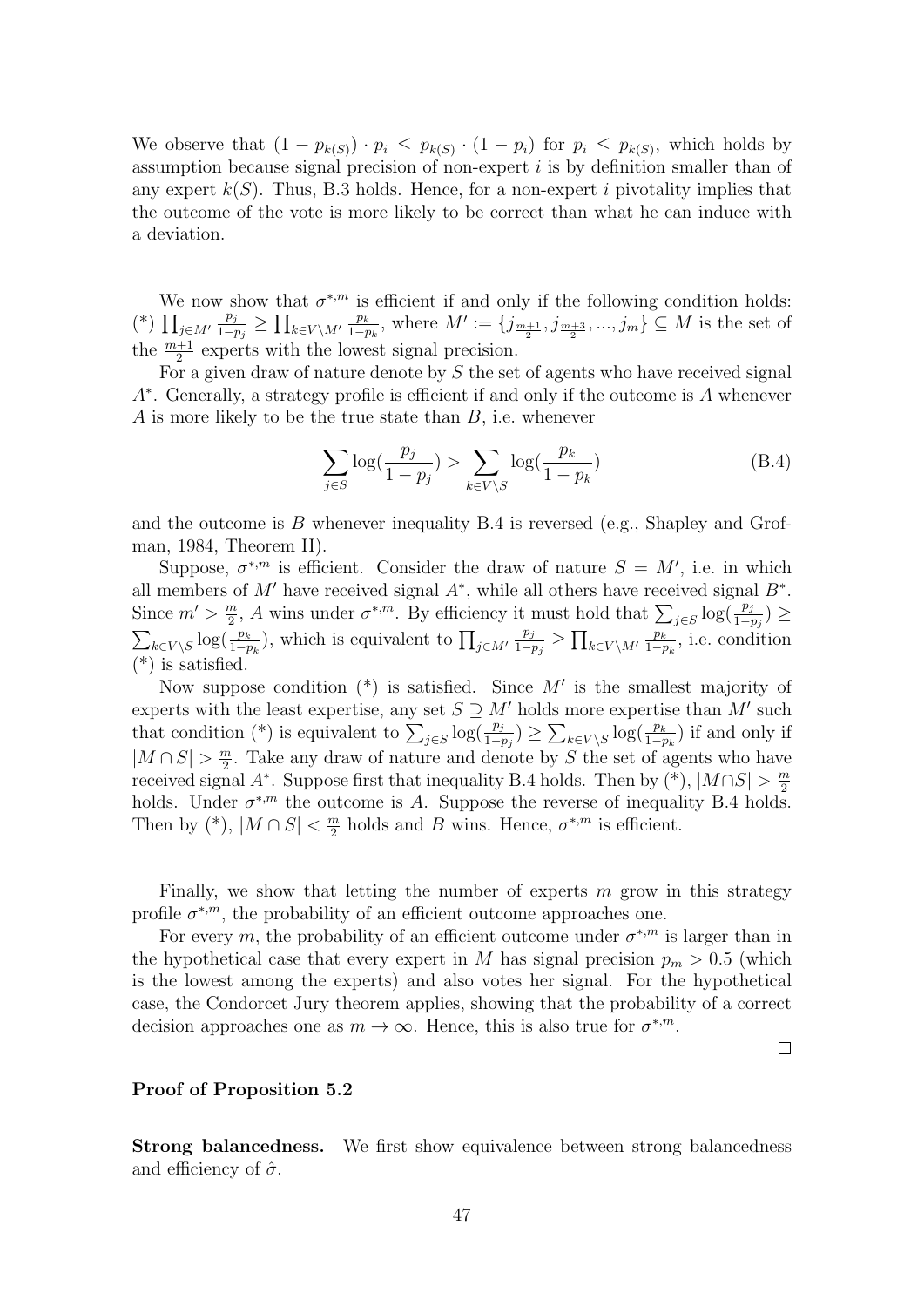We observe that $(1 - p_{k(S)}) \cdot p_i \leq p_{k(S)} \cdot (1 - p_i)$ for $p_i \leq p_{k(S)}$, which holds by assumption because signal precision of non-expert $i$ is by definition smaller than of any expert $k(S)$. Thus, B.3 holds. Hence, for a non-expert $i$ pivotality implies that the outcome of the vote is more likely to be correct than what he can induce with a deviation.

We now show that $\sigma^{*,m}$ is efficient if and only if the following condition holds: (*) $\prod_{j \in M'} \frac{p_j}{1-p_j} \geq \prod_{k \in V \setminus M'} \frac{p_k}{1-p_k}$, where $M' := \{j_{\frac{m+1}{2}}, j_{\frac{m+3}{2}}, ..., j_m\} \subseteq M$ is the set of the $\frac{m+1}{2}$ experts with the lowest signal precision.

For a given draw of nature denote by $S$ the set of agents who have received signal $A^*$. Generally, a strategy profile is efficient if and only if the outcome is $A$ whenever $A$ is more likely to be the true state than $B$, i.e. whenever

$$\sum_{j \in S} \log(\frac{p_j}{1-p_j}) > \sum_{k \in V \setminus S} \log(\frac{p_k}{1-p_k}) \tag{B.4}$$

and the outcome is $B$ whenever inequality B.4 is reversed (e.g., Shapley and Grofman, 1984, Theorem II).

Suppose, $\sigma^{*,m}$ is efficient. Consider the draw of nature $S = M'$, i.e. in which all members of $M'$ have received signal $A^*$, while all others have received signal $B^*$. Since $m' > \frac{m}{2}$, $A$ wins under $\sigma^{*,m}$. By efficiency it must hold that $\sum_{j \in S} \log(\frac{p_j}{1-p_j}) \geq \sum_{k \in V \setminus S} \log(\frac{p_k}{1-p_k})$, which is equivalent to $\prod_{j \in M'} \frac{p_j}{1-p_j} \geq \prod_{k \in V \setminus M'} \frac{p_k}{1-p_k}$, i.e. condition (*) is satisfied.

Now suppose condition (*) is satisfied. Since $M'$ is the smallest majority of experts with the least expertise, any set $S \supseteq M'$ holds more expertise than $M'$ such that condition (*) is equivalent to $\sum_{j \in S} \log(\frac{p_j}{1-p_j}) \geq \sum_{k \in V \setminus S} \log(\frac{p_k}{1-p_k})$ if and only if $|M \cap S| > \frac{m}{2}$. Take any draw of nature and denote by $S$ the set of agents who have received signal $A^*$. Suppose first that inequality B.4 holds. Then by (*), $|M \cap S| > \frac{m}{2}$ holds. Under $\sigma^{*,m}$ the outcome is $A$. Suppose the reverse of inequality B.4 holds. Then by (*), $|M \cap S| < \frac{m}{2}$ holds and $B$ wins. Hence, $\sigma^{*,m}$ is efficient.

Finally, we show that letting the number of experts $m$ grow in this strategy profile $\sigma^{*,m}$, the probability of an efficient outcome approaches one.

For every $m$, the probability of an efficient outcome under $\sigma^{*,m}$ is larger than in the hypothetical case that every expert in $M$ has signal precision $p_m > 0.5$ (which is the lowest among the experts) and also votes her signal. For the hypothetical case, the Condorcet Jury theorem applies, showing that the probability of a correct decision approaches one as $m \to \infty$. Hence, this is also true for $\sigma^{*,m}$.

□

### Proof of Proposition 5.2

**Strong balancedness.** We first show equivalence between strong balancedness and efficiency of $\hat{\sigma}$.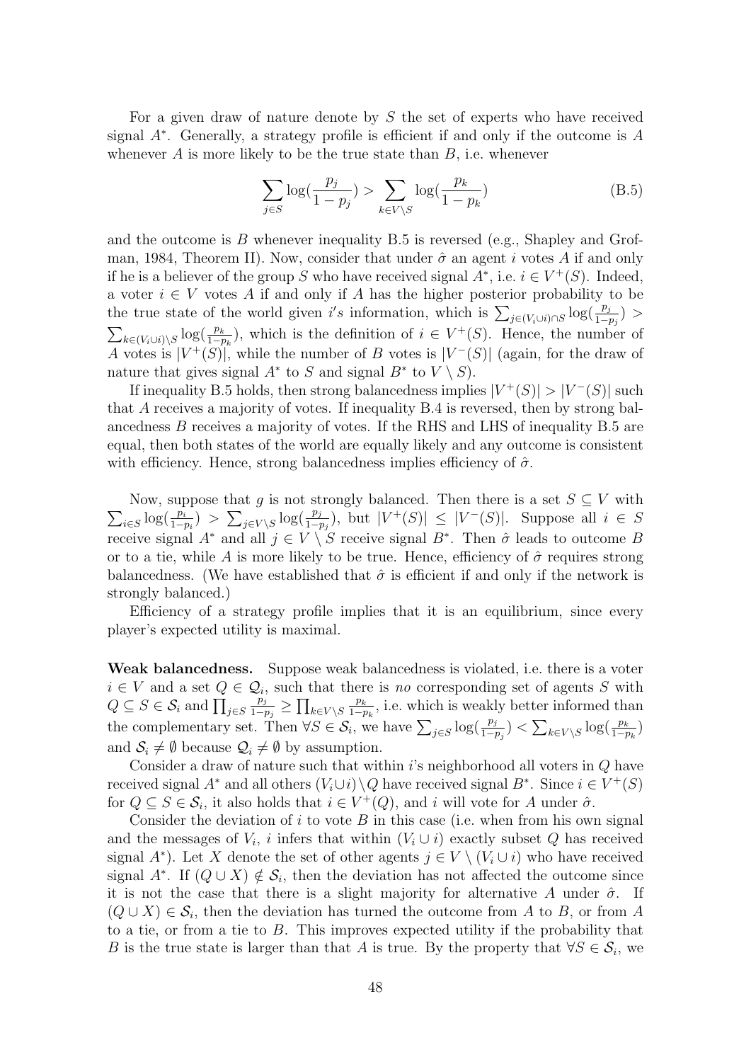For a given draw of nature denote by $S$ the set of experts who have received signal $A^*$. Generally, a strategy profile is efficient if and only if the outcome is $A$ whenever $A$ is more likely to be the true state than $B$, i.e. whenever

$$\sum_{j\in S}\log(\frac{p_j}{1-p_j}) > \sum_{k\in V\setminus S}\log(\frac{p_k}{1-p_k}) \tag{B.5}$$

and the outcome is $B$ whenever inequality B.5 is reversed (e.g., Shapley and Grofman, 1984, Theorem II). Now, consider that under $\hat{\sigma}$ an agent $i$ votes $A$ if and only if he is a believer of the group $S$ who have received signal $A^*$, i.e. $i \in V^+(S)$. Indeed, a voter $i \in V$ votes $A$ if and only if $A$ has the higher posterior probability to be the true state of the world given $i's$ information, which is $\sum_{j\in(V_i\cup i)\cap S}\log(\frac{p_j}{1-p_j}) > \sum_{k\in(V_i\cup i)\setminus S}\log(\frac{p_k}{1-p_k})$, which is the definition of $i \in V^+(S)$. Hence, the number of $A$ votes is $|V^+(S)|$, while the number of $B$ votes is $|V^-(S)|$ (again, for the draw of nature that gives signal $A^*$ to $S$ and signal $B^*$ to $V \setminus S$).

If inequality B.5 holds, then strong balancedness implies $|V^+(S)| > |V^-(S)|$ such that $A$ receives a majority of votes. If inequality B.4 is reversed, then by strong balancedness $B$ receives a majority of votes. If the RHS and LHS of inequality B.5 are equal, then both states of the world are equally likely and any outcome is consistent with efficiency. Hence, strong balancedness implies efficiency of $\hat{\sigma}$.

Now, suppose that $g$ is not strongly balanced. Then there is a set $S \subseteq V$ with $\sum_{i\in S}\log(\frac{p_i}{1-p_i}) > \sum_{j\in V\setminus S}\log(\frac{p_j}{1-p_j})$, but $|V^+(S)| \leq |V^-(S)|$. Suppose all $i \in S$ receive signal $A^*$ and all $j \in V \setminus S$ receive signal $B^*$. Then $\hat{\sigma}$ leads to outcome $B$ or to a tie, while $A$ is more likely to be true. Hence, efficiency of $\hat{\sigma}$ requires strong balancedness. (We have established that $\hat{\sigma}$ is efficient if and only if the network is strongly balanced.)

Efficiency of a strategy profile implies that it is an equilibrium, since every player's expected utility is maximal.

**Weak balancedness.** Suppose weak balancedness is violated, i.e. there is a voter $i \in V$ and a set $Q \in \mathcal{Q}_i$, such that there is *no* corresponding set of agents $S$ with $Q \subseteq S \in \mathcal{S}_i$ and $\prod_{j\in S}\frac{p_j}{1-p_j} \geq \prod_{k\in V\setminus S}\frac{p_k}{1-p_k}$, i.e. which is weakly better informed than the complementary set. Then $\forall S \in \mathcal{S}_i$, we have $\sum_{j\in S}\log(\frac{p_j}{1-p_j}) < \sum_{k\in V\setminus S}\log(\frac{p_k}{1-p_k})$ and $\mathcal{S}_i \neq \emptyset$ because $\mathcal{Q}_i \neq \emptyset$ by assumption.

Consider a draw of nature such that within $i$'s neighborhood all voters in $Q$ have received signal $A^*$ and all others $(V_i \cup i) \setminus Q$ have received signal $B^*$. Since $i \in V^+(S)$ for $Q \subseteq S \in \mathcal{S}_i$, it also holds that $i \in V^+(Q)$, and $i$ will vote for $A$ under $\hat{\sigma}$.

Consider the deviation of $i$ to vote $B$ in this case (i.e. when from his own signal and the messages of $V_i$, $i$ infers that within $(V_i \cup i)$ exactly subset $Q$ has received signal $A^*$). Let $X$ denote the set of other agents $j \in V \setminus (V_i \cup i)$ who have received signal $A^*$. If $(Q \cup X) \notin \mathcal{S}_i$, then the deviation has not affected the outcome since it is not the case that there is a slight majority for alternative $A$ under $\hat{\sigma}$. If $(Q \cup X) \in \mathcal{S}_i$, then the deviation has turned the outcome from $A$ to $B$, or from $A$ to a tie, or from a tie to $B$. This improves expected utility if the probability that $B$ is the true state is larger than that $A$ is true. By the property that $\forall S \in \mathcal{S}_i$, we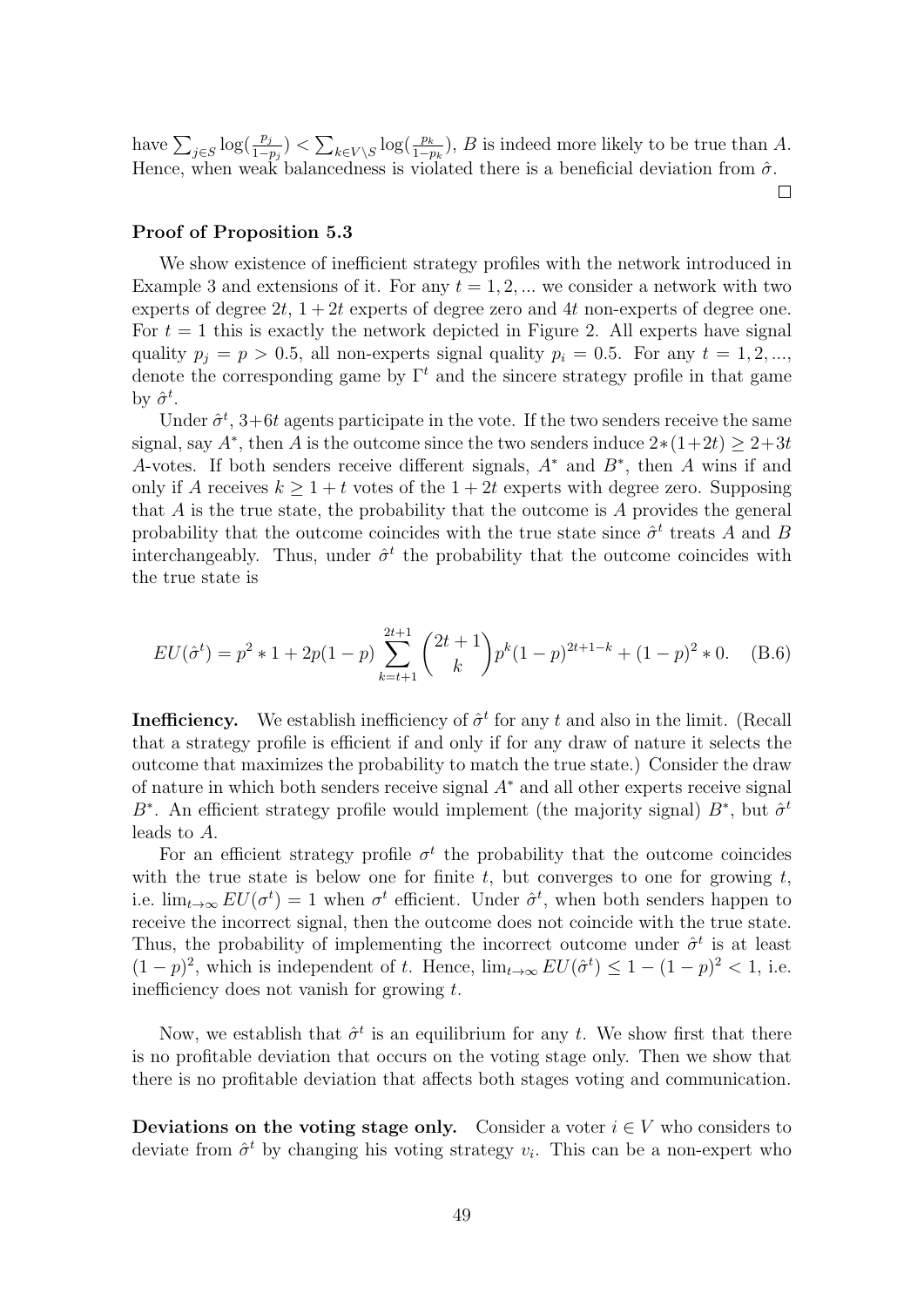have $\sum_{j\in S}\log(\frac{p_j}{1-p_j}) < \sum_{k\in V\setminus S}\log(\frac{p_k}{1-p_k})$, $B$ is indeed more likely to be true than $A$. Hence, when weak balancedness is violated there is a beneficial deviation from $\hat{\sigma}$.

□

### Proof of Proposition 5.3

We show existence of inefficient strategy profiles with the network introduced in Example 3 and extensions of it. For any $t = 1, 2, ...$ we consider a network with two experts of degree $2t$, $1 + 2t$ experts of degree zero and $4t$ non-experts of degree one. For $t = 1$ this is exactly the network depicted in Figure 2. All experts have signal quality $p_j = p > 0.5$, all non-experts signal quality $p_i = 0.5$. For any $t = 1, 2, ...,$ denote the corresponding game by $\Gamma^t$ and the sincere strategy profile in that game by $\hat{\sigma}^t$.

Under $\hat{\sigma}^t$, $3+6t$ agents participate in the vote. If the two senders receive the same signal, say $A^*$, then $A$ is the outcome since the two senders induce $2*(1+2t) \geq 2+3t$ $A$-votes. If both senders receive different signals, $A^*$ and $B^*$, then $A$ wins if and only if $A$ receives $k \geq 1 + t$ votes of the $1 + 2t$ experts with degree zero. Supposing that $A$ is the true state, the probability that the outcome is $A$ provides the general probability that the outcome coincides with the true state since $\hat{\sigma}^t$ treats $A$ and $B$ interchangeably. Thus, under $\hat{\sigma}^t$ the probability that the outcome coincides with the true state is

$$EU(\hat{\sigma}^t) = p^2 * 1 + 2p(1-p)\sum_{k=t+1}^{2t+1}\binom{2t+1}{k}p^k(1-p)^{2t+1-k} + (1-p)^2 * 0. \quad \text{(B.6)}$$

**Inefficiency.** We establish inefficiency of $\hat{\sigma}^t$ for any $t$ and also in the limit. (Recall that a strategy profile is efficient if and only if for any draw of nature it selects the outcome that maximizes the probability to match the true state.) Consider the draw of nature in which both senders receive signal $A^*$ and all other experts receive signal $B^*$. An efficient strategy profile would implement (the majority signal) $B^*$, but $\hat{\sigma}^t$ leads to $A$.

For an efficient strategy profile $\sigma^t$ the probability that the outcome coincides with the true state is below one for finite $t$, but converges to one for growing $t$, i.e. $\lim_{t\to\infty} EU(\sigma^t) = 1$ when $\sigma^t$ efficient. Under $\hat{\sigma}^t$, when both senders happen to receive the incorrect signal, then the outcome does not coincide with the true state. Thus, the probability of implementing the incorrect outcome under $\hat{\sigma}^t$ is at least $(1-p)^2$, which is independent of $t$. Hence, $\lim_{t\to\infty} EU(\hat{\sigma}^t) \leq 1 - (1-p)^2 < 1$, i.e. inefficiency does not vanish for growing $t$.

Now, we establish that $\hat{\sigma}^t$ is an equilibrium for any $t$. We show first that there is no profitable deviation that occurs on the voting stage only. Then we show that there is no profitable deviation that affects both stages voting and communication.

**Deviations on the voting stage only.** Consider a voter $i \in V$ who considers to deviate from $\hat{\sigma}^t$ by changing his voting strategy $v_i$. This can be a non-expert who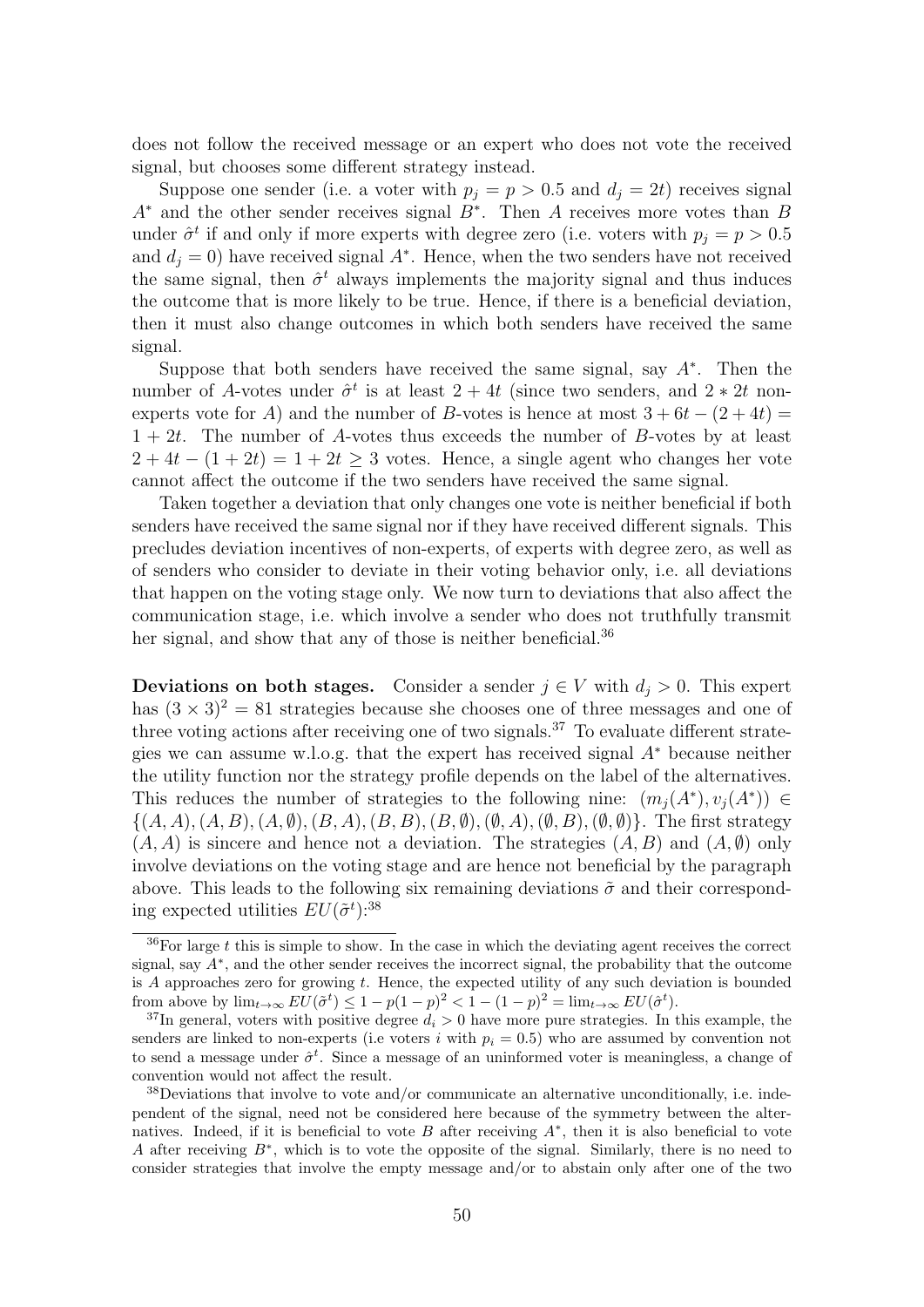does not follow the received message or an expert who does not vote the received signal, but chooses some different strategy instead.

Suppose one sender (i.e. a voter with $p_j = p > 0.5$ and $d_j = 2t$) receives signal $A^*$ and the other sender receives signal $B^*$. Then $A$ receives more votes than $B$ under $\hat{\sigma}^t$ if and only if more experts with degree zero (i.e. voters with $p_j = p > 0.5$ and $d_j = 0$) have received signal $A^*$. Hence, when the two senders have not received the same signal, then $\hat{\sigma}^t$ always implements the majority signal and thus induces the outcome that is more likely to be true. Hence, if there is a beneficial deviation, then it must also change outcomes in which both senders have received the same signal.

Suppose that both senders have received the same signal, say $A^*$. Then the number of $A$-votes under $\hat{\sigma}^t$ is at least $2 + 4t$ (since two senders, and $2 * 2t$ non-experts vote for $A$) and the number of $B$-votes is hence at most $3 + 6t - (2 + 4t) = 1 + 2t$. The number of $A$-votes thus exceeds the number of $B$-votes by at least $2 + 4t - (1 + 2t) = 1 + 2t \geq 3$ votes. Hence, a single agent who changes her vote cannot affect the outcome if the two senders have received the same signal.

Taken together a deviation that only changes one vote is neither beneficial if both senders have received the same signal nor if they have received different signals. This precludes deviation incentives of non-experts, of experts with degree zero, as well as of senders who consider to deviate in their voting behavior only, i.e. all deviations that happen on the voting stage only. We now turn to deviations that also affect the communication stage, i.e. which involve a sender who does not truthfully transmit her signal, and show that any of those is neither beneficial.[36]

**Deviations on both stages.** Consider a sender $j \in V$ with $d_j > 0$. This expert has $(3 \times 3)^2 = 81$ strategies because she chooses one of three messages and one of three voting actions after receiving one of two signals.[37] To evaluate different strategies we can assume w.l.o.g. that the expert has received signal $A^*$ because neither the utility function nor the strategy profile depends on the label of the alternatives. This reduces the number of strategies to the following nine: $(m_j(A^*), v_j(A^*)) \in \{(A, A), (A, B), (A, \emptyset), (B, A), (B, B), (B, \emptyset), (\emptyset, A), (\emptyset, B), (\emptyset, \emptyset)\}$. The first strategy $(A, A)$ is sincere and hence not a deviation. The strategies $(A, B)$ and $(A, \emptyset)$ only involve deviations on the voting stage and are hence not beneficial by the paragraph above. This leads to the following six remaining deviations $\tilde{\sigma}$ and their corresponding expected utilities $EU(\tilde{\sigma}^t)$:[38]

[36] For large $t$ this is simple to show. In the case in which the deviating agent receives the correct signal, say $A^*$, and the other sender receives the incorrect signal, the probability that the outcome is $A$ approaches zero for growing $t$. Hence, the expected utility of any such deviation is bounded from above by $\lim_{t\to\infty} EU(\tilde{\sigma}^t) \leq 1 - p(1-p)^2 < 1 - (1-p)^2 = \lim_{t\to\infty} EU(\hat{\sigma}^t)$.

[37] In general, voters with positive degree $d_i > 0$ have more pure strategies. In this example, the senders are linked to non-experts (i.e voters $i$ with $p_i = 0.5$) who are assumed by convention not to send a message under $\hat{\sigma}^t$. Since a message of an uninformed voter is meaningless, a change of convention would not affect the result.

[38] Deviations that involve to vote and/or communicate an alternative unconditionally, i.e. independent of the signal, need not be considered here because of the symmetry between the alternatives. Indeed, if it is beneficial to vote $B$ after receiving $A^*$, then it is also beneficial to vote $A$ after receiving $B^*$, which is to vote the opposite of the signal. Similarly, there is no need to consider strategies that involve the empty message and/or to abstain only after one of the two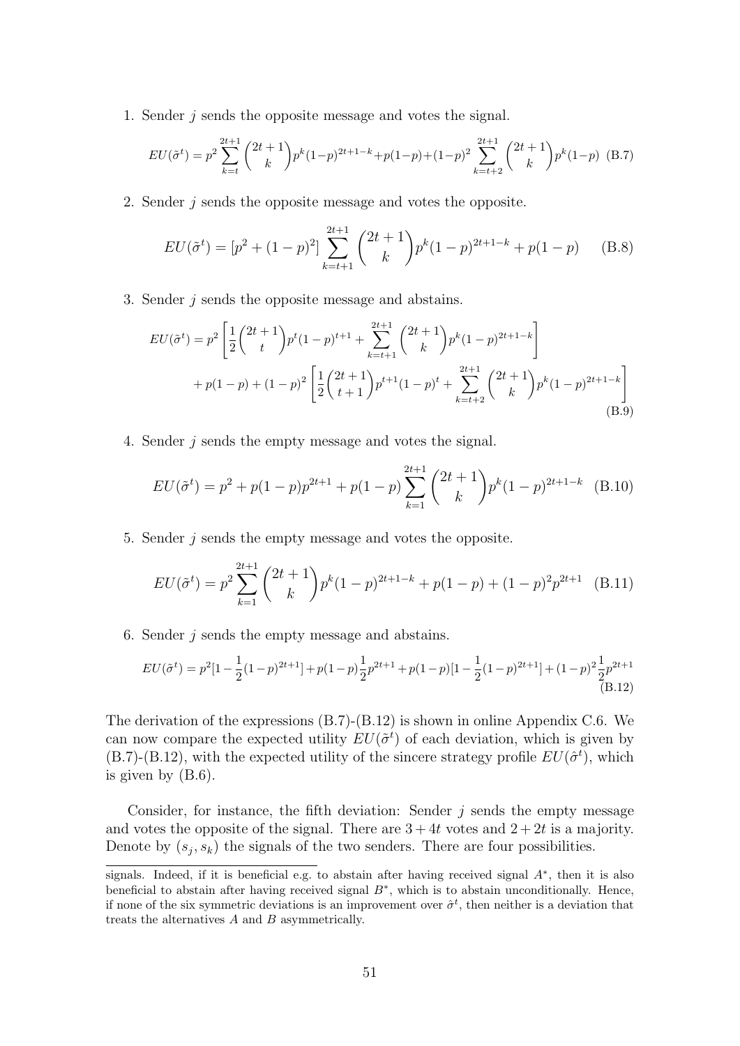1. Sender $j$ sends the opposite message and votes the signal.

$$EU(\tilde{\sigma}^t) = p^2 \sum_{k=t}^{2t+1} \binom{2t+1}{k} p^k (1-p)^{2t+1-k} + p(1-p) + (1-p)^2 \sum_{k=t+2}^{2t+1} \binom{2t+1}{k} p^k (1-p) \quad \text{(B.7)}$$

2. Sender $j$ sends the opposite message and votes the opposite.

$$EU(\tilde{\sigma}^t) = [p^2 + (1-p)^2] \sum_{k=t+1}^{2t+1} \binom{2t+1}{k} p^k (1-p)^{2t+1-k} + p(1-p) \quad \text{(B.8)}$$

3. Sender $j$ sends the opposite message and abstains.

$$EU(\tilde{\sigma}^t) = p^2 \left[ \frac{1}{2} \binom{2t+1}{t} p^t (1-p)^{t+1} + \sum_{k=t+1}^{2t+1} \binom{2t+1}{k} p^k (1-p)^{2t+1-k} \right] + p(1-p) + (1-p)^2 \left[ \frac{1}{2} \binom{2t+1}{t+1} p^{t+1} (1-p)^t + \sum_{k=t+2}^{2t+1} \binom{2t+1}{k} p^k (1-p)^{2t+1-k} \right] \quad \text{(B.9)}$$

4. Sender $j$ sends the empty message and votes the signal.

$$EU(\tilde{\sigma}^t) = p^2 + p(1-p)p^{2t+1} + p(1-p) \sum_{k=1}^{2t+1} \binom{2t+1}{k} p^k (1-p)^{2t+1-k} \quad \text{(B.10)}$$

5. Sender $j$ sends the empty message and votes the opposite.

$$EU(\tilde{\sigma}^t) = p^2 \sum_{k=1}^{2t+1} \binom{2t+1}{k} p^k (1-p)^{2t+1-k} + p(1-p) + (1-p)^2 p^{2t+1} \quad \text{(B.11)}$$

6. Sender $j$ sends the empty message and abstains.

$$EU(\tilde{\sigma}^t) = p^2 [1 - \frac{1}{2}(1-p)^{2t+1}] + p(1-p)\frac{1}{2}p^{2t+1} + p(1-p)[1 - \frac{1}{2}(1-p)^{2t+1}] + (1-p)^2 \frac{1}{2} p^{2t+1} \quad \text{(B.12)}$$

The derivation of the expressions (B.7)-(B.12) is shown in online Appendix C.6. We can now compare the expected utility $EU(\tilde{\sigma}^t)$ of each deviation, which is given by (B.7)-(B.12), with the expected utility of the sincere strategy profile $EU(\hat{\sigma}^t)$, which is given by (B.6).

Consider, for instance, the fifth deviation: Sender $j$ sends the empty message and votes the opposite of the signal. There are $3 + 4t$ votes and $2 + 2t$ is a majority. Denote by $(s_j, s_k)$ the signals of the two senders. There are four possibilities.

---

signals. Indeed, if it is beneficial e.g. to abstain after having received signal $A^*$, then it is also beneficial to abstain after having received signal $B^*$, which is to abstain unconditionally. Hence, if none of the six symmetric deviations is an improvement over $\hat{\sigma}^t$, then neither is a deviation that treats the alternatives $A$ and $B$ asymmetrically.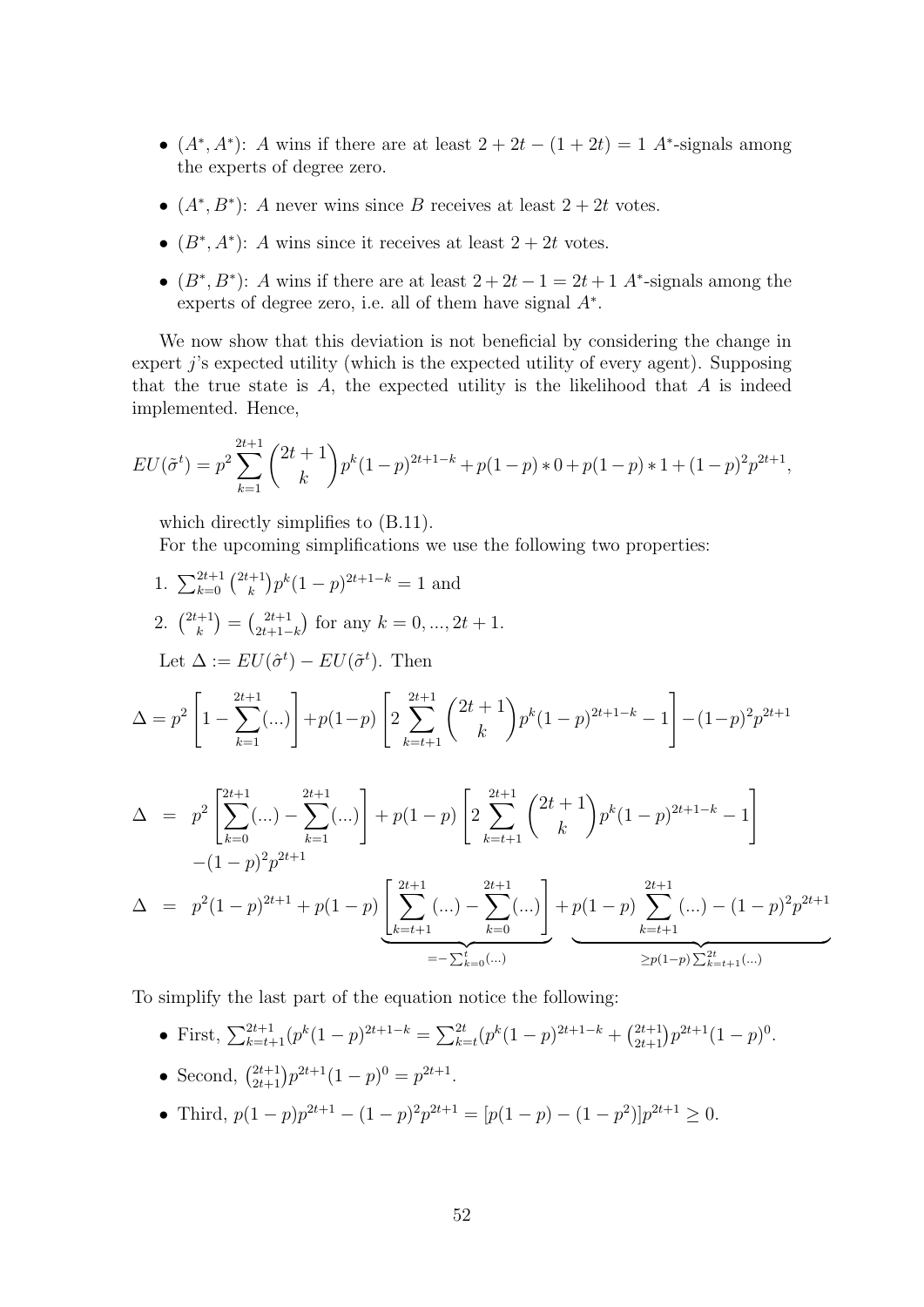- $(A^*, A^*)$: $A$ wins if there are at least $2 + 2t - (1 + 2t) = 1$ $A^*$-signals among the experts of degree zero.
- $(A^*, B^*)$: $A$ never wins since $B$ receives at least $2 + 2t$ votes.
- $(B^*, A^*)$: $A$ wins since it receives at least $2 + 2t$ votes.
- $(B^*, B^*)$: $A$ wins if there are at least $2 + 2t - 1 = 2t + 1$ $A^*$-signals among the experts of degree zero, i.e. all of them have signal $A^*$.

We now show that this deviation is not beneficial by considering the change in expert $j$'s expected utility (which is the expected utility of every agent). Supposing that the true state is $A$, the expected utility is the likelihood that $A$ is indeed implemented. Hence,

$$EU(\tilde{\sigma}^t) = p^2 \sum_{k=1}^{2t+1} \binom{2t+1}{k} p^k (1-p)^{2t+1-k} + p(1-p) * 0 + p(1-p) * 1 + (1-p)^2 p^{2t+1},$$

which directly simplifies to (B.11).

For the upcoming simplifications we use the following two properties:

1. $\sum_{k=0}^{2t+1} \binom{2t+1}{k} p^k (1-p)^{2t+1-k} = 1$ and
2. $\binom{2t+1}{k} = \binom{2t+1}{2t+1-k}$ for any $k = 0, ..., 2t + 1$.

Let $\Delta := EU(\hat{\sigma}^t) - EU(\tilde{\sigma}^t)$. Then

$$\Delta = p^2 \left[ 1 - \sum_{k=1}^{2t+1} (...) \right] + p(1-p) \left[ 2 \sum_{k=t+1}^{2t+1} \binom{2t+1}{k} p^k (1-p)^{2t+1-k} - 1 \right] - (1-p)^2 p^{2t+1}$$

$$\begin{aligned}
\Delta &= p^2 \left[ \sum_{k=0}^{2t+1} (...) - \sum_{k=1}^{2t+1} (...) \right] + p(1-p) \left[ 2 \sum_{k=t+1}^{2t+1} \binom{2t+1}{k} p^k (1-p)^{2t+1-k} - 1 \right] \\
&\quad - (1-p)^2 p^{2t+1} \\
\Delta &= p^2 (1-p)^{2t+1} + p(1-p) \underbrace{\left[ \sum_{k=t+1}^{2t+1} (...) - \sum_{k=0}^{2t+1} (...) \right]}_{= -\sum_{k=0}^{t} (...)} + \underbrace{p(1-p) \sum_{k=t+1}^{2t+1} (...) - (1-p)^2 p^{2t+1}}_{\geq p(1-p) \sum_{k=t+1}^{2t} (...)}
\end{aligned}$$

To simplify the last part of the equation notice the following:

- First, $\sum_{k=t+1}^{2t+1} (p^k (1-p)^{2t+1-k} = \sum_{k=t}^{2t} (p^k (1-p)^{2t+1-k} + \binom{2t+1}{2t+1} p^{2t+1} (1-p)^0$.
- Second, $\binom{2t+1}{2t+1} p^{2t+1} (1-p)^0 = p^{2t+1}$.
- Third, $p(1-p) p^{2t+1} - (1-p)^2 p^{2t+1} = [p(1-p) - (1-p^2)] p^{2t+1} \geq 0$.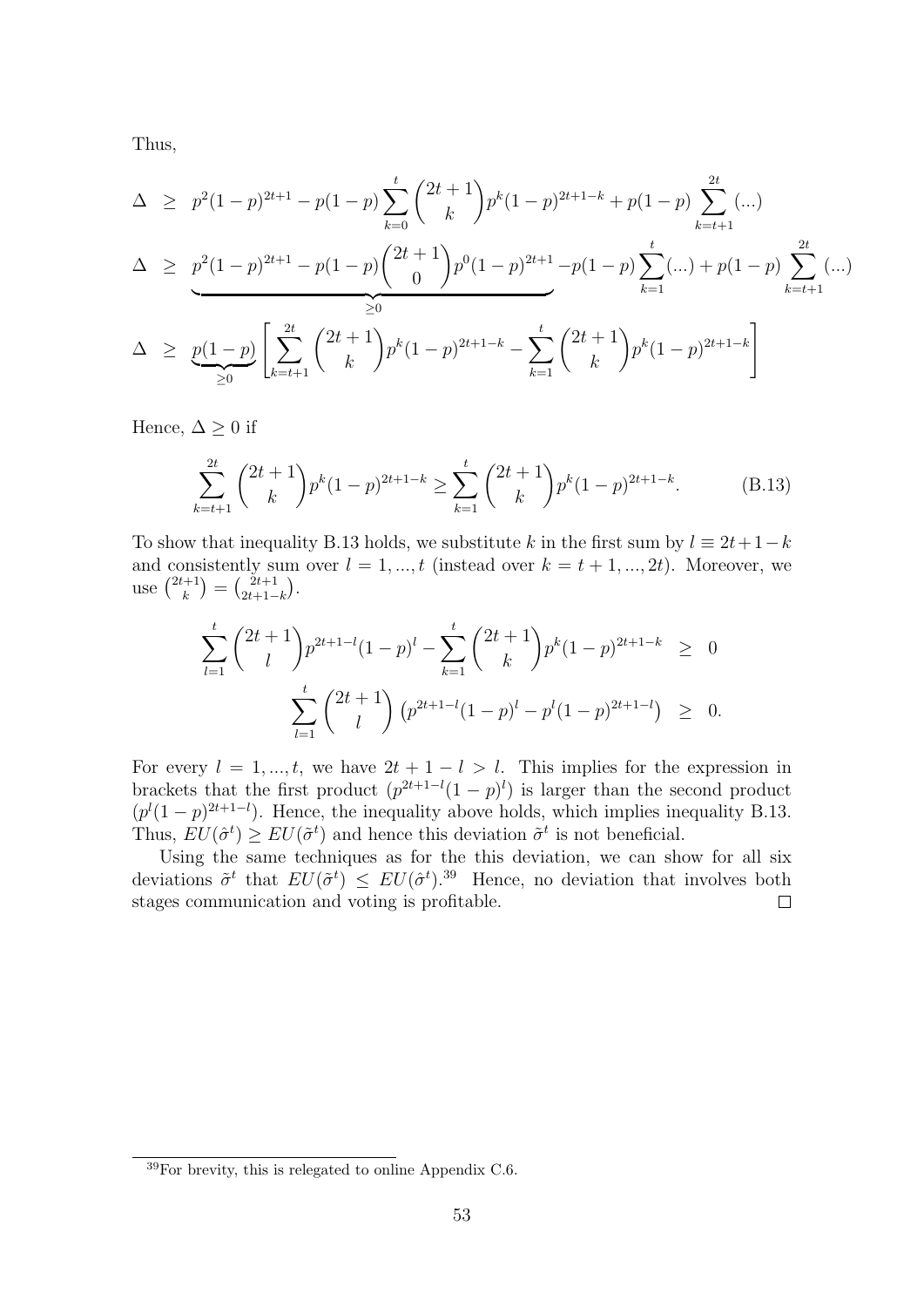Thus,

$$
\begin{aligned}
\Delta &\geq p^2(1-p)^{2t+1} - p(1-p)\sum_{k=0}^{t}\binom{2t+1}{k}p^k(1-p)^{2t+1-k} + p(1-p)\sum_{k=t+1}^{2t}(...) \\
\Delta &\geq \underbrace{p^2(1-p)^{2t+1} - p(1-p)\binom{2t+1}{0}p^0(1-p)^{2t+1}}_{\geq 0} - p(1-p)\sum_{k=1}^{t}(...) + p(1-p)\sum_{k=t+1}^{2t}(...) \\
\Delta &\geq \underbrace{p(1-p)}_{\geq 0}\left[\sum_{k=t+1}^{2t}\binom{2t+1}{k}p^k(1-p)^{2t+1-k} - \sum_{k=1}^{t}\binom{2t+1}{k}p^k(1-p)^{2t+1-k}\right]
\end{aligned}
$$

Hence, $\Delta \geq 0$ if

$$
\sum_{k=t+1}^{2t}\binom{2t+1}{k}p^k(1-p)^{2t+1-k} \geq \sum_{k=1}^{t}\binom{2t+1}{k}p^k(1-p)^{2t+1-k}. \tag{B.13}
$$

To show that inequality B.13 holds, we substitute $k$ in the first sum by $l \equiv 2t+1-k$ and consistently sum over $l = 1, ..., t$ (instead over $k = t+1, ..., 2t$). Moreover, we use $\binom{2t+1}{k} = \binom{2t+1}{2t+1-k}$.

$$
\begin{aligned}
\sum_{l=1}^{t}\binom{2t+1}{l}p^{2t+1-l}(1-p)^l - \sum_{k=1}^{t}\binom{2t+1}{k}p^k(1-p)^{2t+1-k} &\geq 0 \\
\sum_{l=1}^{t}\binom{2t+1}{l}\left(p^{2t+1-l}(1-p)^l - p^l(1-p)^{2t+1-l}\right) &\geq 0.
\end{aligned}
$$

For every $l = 1, ..., t$, we have $2t + 1 - l > l$. This implies for the expression in brackets that the first product $(p^{2t+1-l}(1-p)^l)$ is larger than the second product $(p^l(1-p)^{2t+1-l})$. Hence, the inequality above holds, which implies inequality B.13. Thus, $EU(\hat{\sigma}^t) \geq EU(\tilde{\sigma}^t)$ and hence this deviation $\tilde{\sigma}^t$ is not beneficial.

Using the same techniques as for the this deviation, we can show for all six deviations $\tilde{\sigma}^t$ that $EU(\tilde{\sigma}^t) \leq EU(\hat{\sigma}^t)$.[39] Hence, no deviation that involves both stages communication and voting is profitable. □

[39] For brevity, this is relegated to online Appendix C.6.